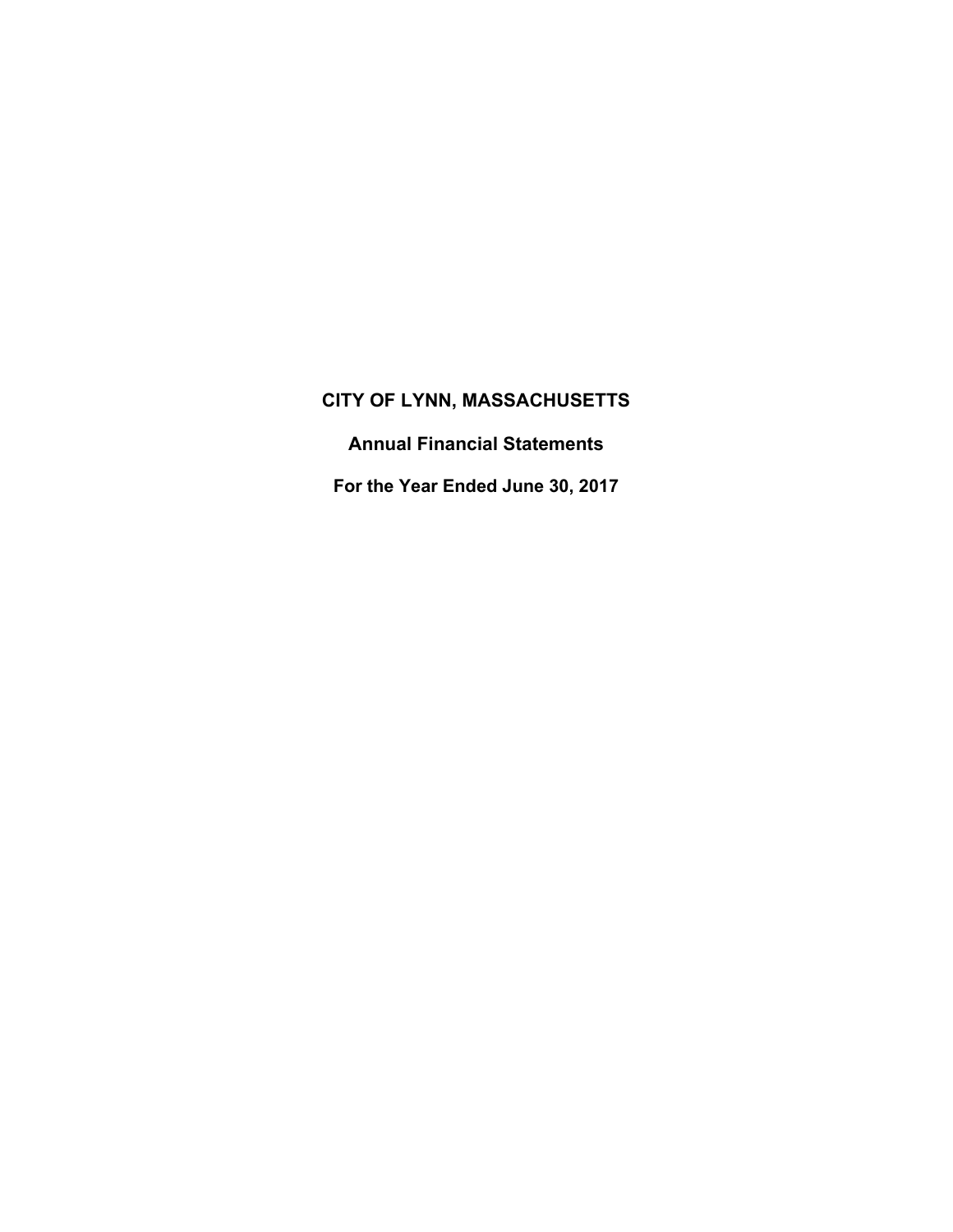# CITY OF LYNN, MASSACHUSETTS

## Annual Financial Statements

## For the Year Ended June 30, 2017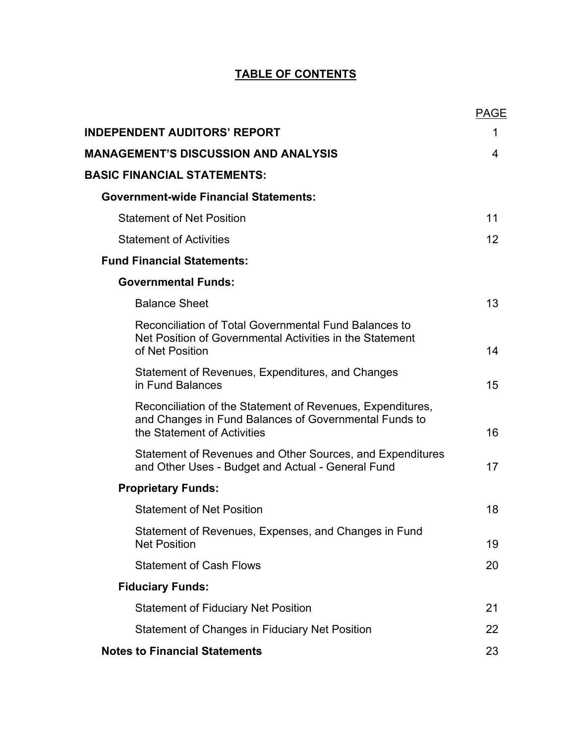# TABLE OF CONTENTS

| | PAGE |
|---|---|
| **INDEPENDENT AUDITORS' REPORT** | 1 |
| **MANAGEMENT'S DISCUSSION AND ANALYSIS** | 4 |
| **BASIC FINANCIAL STATEMENTS:** | |
| **Government-wide Financial Statements:** | |
| Statement of Net Position | 11 |
| Statement of Activities | 12 |
| **Fund Financial Statements:** | |
| **Governmental Funds:** | |
| Balance Sheet | 13 |
| Reconciliation of Total Governmental Fund Balances to Net Position of Governmental Activities in the Statement of Net Position | 14 |
| Statement of Revenues, Expenditures, and Changes in Fund Balances | 15 |
| Reconciliation of the Statement of Revenues, Expenditures, and Changes in Fund Balances of Governmental Funds to the Statement of Activities | 16 |
| Statement of Revenues and Other Sources, and Expenditures and Other Uses - Budget and Actual - General Fund | 17 |
| **Proprietary Funds:** | |
| Statement of Net Position | 18 |
| Statement of Revenues, Expenses, and Changes in Fund Net Position | 19 |
| Statement of Cash Flows | 20 |
| **Fiduciary Funds:** | |
| Statement of Fiduciary Net Position | 21 |
| Statement of Changes in Fiduciary Net Position | 22 |
| **Notes to Financial Statements** | 23 |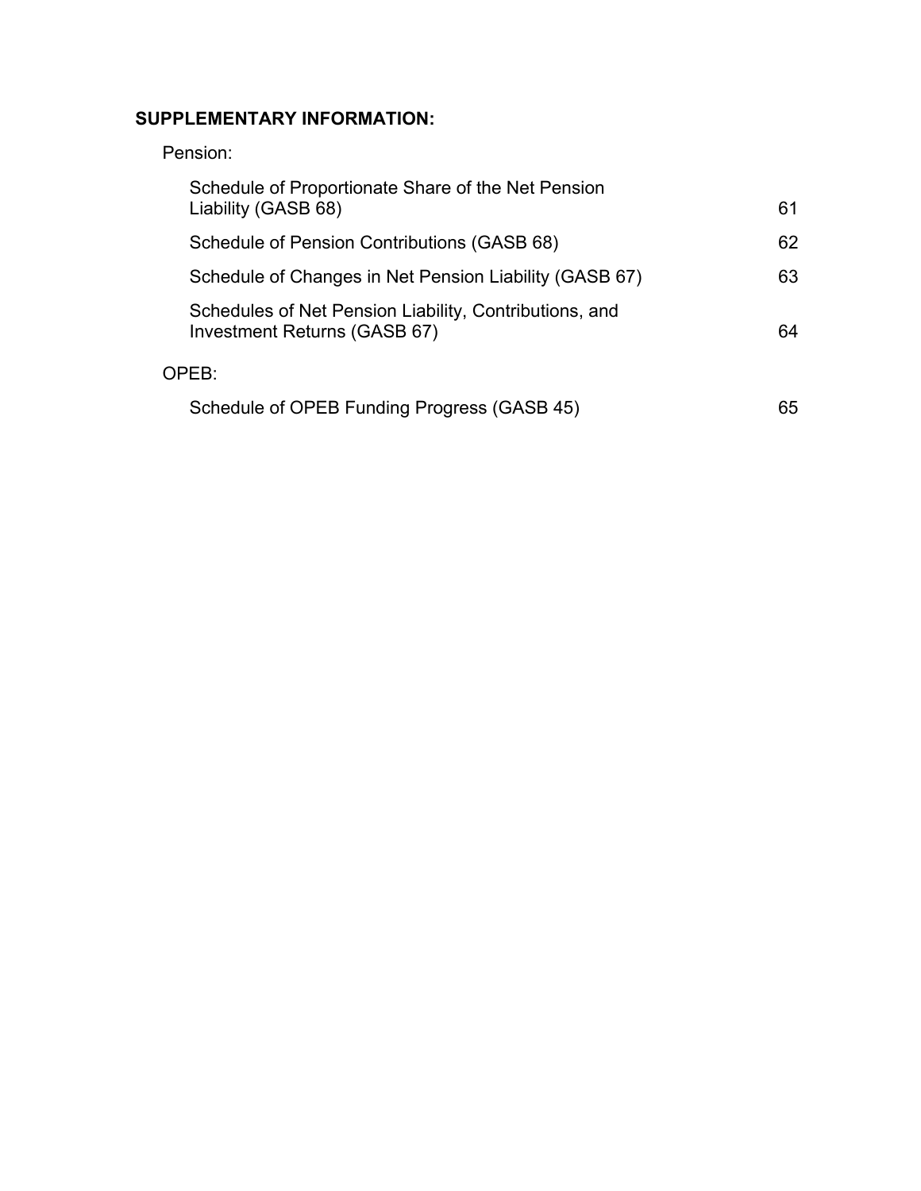**SUPPLEMENTARY INFORMATION:**

Pension:

| | |
|---|---|
| Schedule of Proportionate Share of the Net Pension Liability (GASB 68) | 61 |
| Schedule of Pension Contributions (GASB 68) | 62 |
| Schedule of Changes in Net Pension Liability (GASB 67) | 63 |
| Schedules of Net Pension Liability, Contributions, and Investment Returns (GASB 67) | 64 |

OPEB:

| | |
|---|---|
| Schedule of OPEB Funding Progress (GASB 45) | 65 |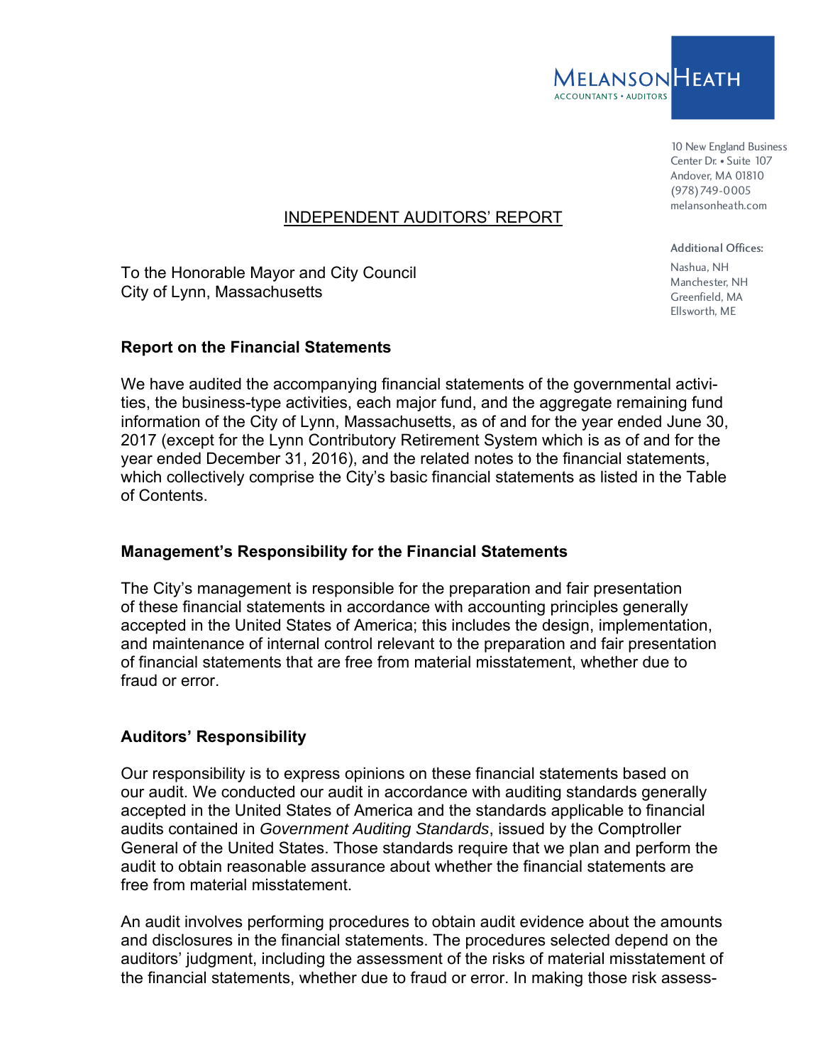MELANSON HEATH
ACCOUNTANTS • AUDITORS

10 New England Business Center Dr. • Suite 107
Andover, MA 01810
(978) 749-0005
melansonheath.com

Additional Offices:
Nashua, NH
Manchester, NH
Greenfield, MA
Ellsworth, ME

# INDEPENDENT AUDITORS' REPORT

To the Honorable Mayor and City Council
City of Lynn, Massachusetts

## Report on the Financial Statements

We have audited the accompanying financial statements of the governmental activities, the business-type activities, each major fund, and the aggregate remaining fund information of the City of Lynn, Massachusetts, as of and for the year ended June 30, 2017 (except for the Lynn Contributory Retirement System which is as of and for the year ended December 31, 2016), and the related notes to the financial statements, which collectively comprise the City's basic financial statements as listed in the Table of Contents.

## Management's Responsibility for the Financial Statements

The City's management is responsible for the preparation and fair presentation of these financial statements in accordance with accounting principles generally accepted in the United States of America; this includes the design, implementation, and maintenance of internal control relevant to the preparation and fair presentation of financial statements that are free from material misstatement, whether due to fraud or error.

## Auditors' Responsibility

Our responsibility is to express opinions on these financial statements based on our audit. We conducted our audit in accordance with auditing standards generally accepted in the United States of America and the standards applicable to financial audits contained in *Government Auditing Standards*, issued by the Comptroller General of the United States. Those standards require that we plan and perform the audit to obtain reasonable assurance about whether the financial statements are free from material misstatement.

An audit involves performing procedures to obtain audit evidence about the amounts and disclosures in the financial statements. The procedures selected depend on the auditors' judgment, including the assessment of the risks of material misstatement of the financial statements, whether due to fraud or error. In making those risk assess-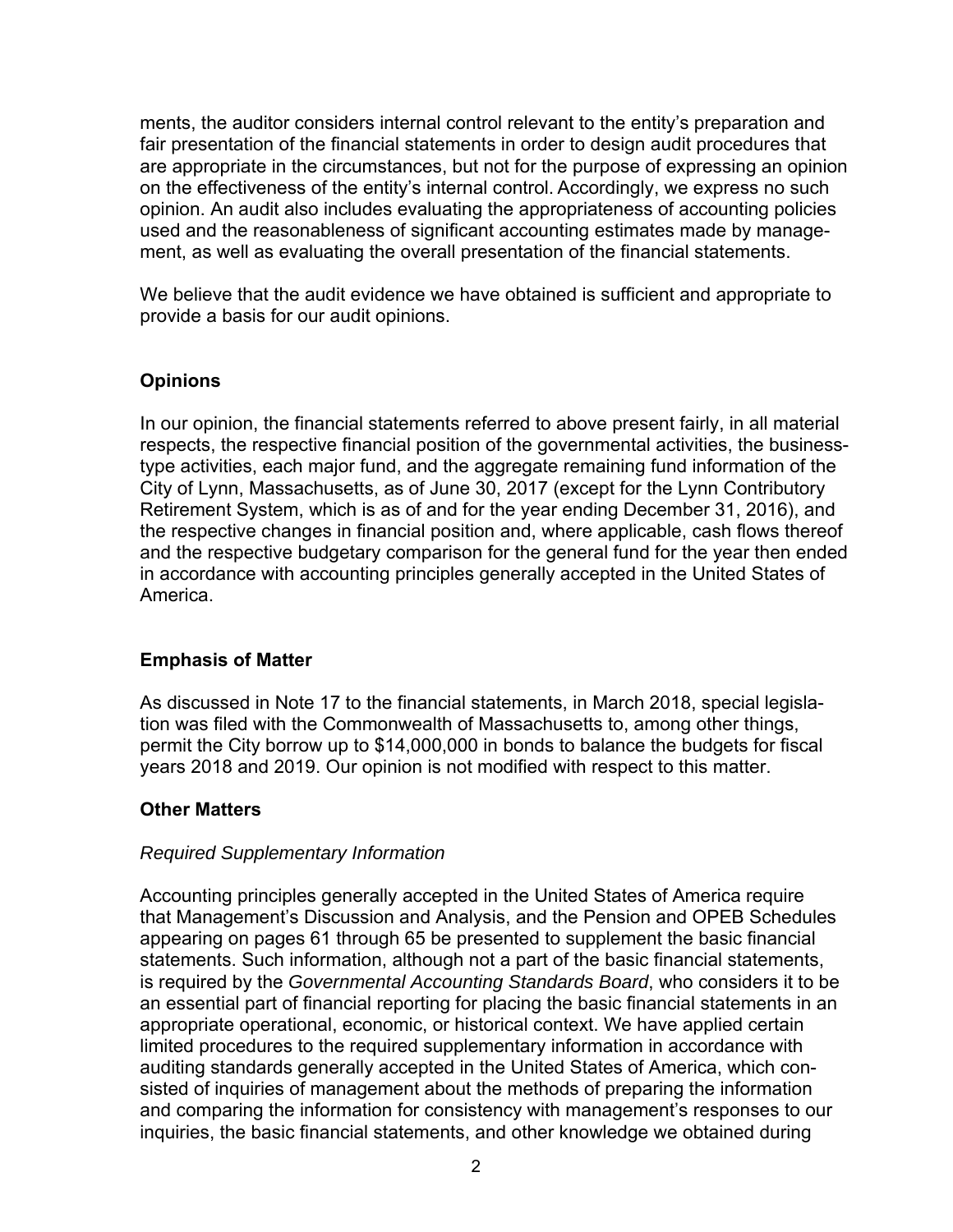ments, the auditor considers internal control relevant to the entity's preparation and fair presentation of the financial statements in order to design audit procedures that are appropriate in the circumstances, but not for the purpose of expressing an opinion on the effectiveness of the entity's internal control. Accordingly, we express no such opinion. An audit also includes evaluating the appropriateness of accounting policies used and the reasonableness of significant accounting estimates made by management, as well as evaluating the overall presentation of the financial statements.

We believe that the audit evidence we have obtained is sufficient and appropriate to provide a basis for our audit opinions.

## Opinions

In our opinion, the financial statements referred to above present fairly, in all material respects, the respective financial position of the governmental activities, the business-type activities, each major fund, and the aggregate remaining fund information of the City of Lynn, Massachusetts, as of June 30, 2017 (except for the Lynn Contributory Retirement System, which is as of and for the year ending December 31, 2016), and the respective changes in financial position and, where applicable, cash flows thereof and the respective budgetary comparison for the general fund for the year then ended in accordance with accounting principles generally accepted in the United States of America.

## Emphasis of Matter

As discussed in Note 17 to the financial statements, in March 2018, special legislation was filed with the Commonwealth of Massachusetts to, among other things, permit the City borrow up to $14,000,000 in bonds to balance the budgets for fiscal years 2018 and 2019. Our opinion is not modified with respect to this matter.

## Other Matters

### *Required Supplementary Information*

Accounting principles generally accepted in the United States of America require that Management's Discussion and Analysis, and the Pension and OPEB Schedules appearing on pages 61 through 65 be presented to supplement the basic financial statements. Such information, although not a part of the basic financial statements, is required by the *Governmental Accounting Standards Board*, who considers it to be an essential part of financial reporting for placing the basic financial statements in an appropriate operational, economic, or historical context. We have applied certain limited procedures to the required supplementary information in accordance with auditing standards generally accepted in the United States of America, which consisted of inquiries of management about the methods of preparing the information and comparing the information for consistency with management's responses to our inquiries, the basic financial statements, and other knowledge we obtained during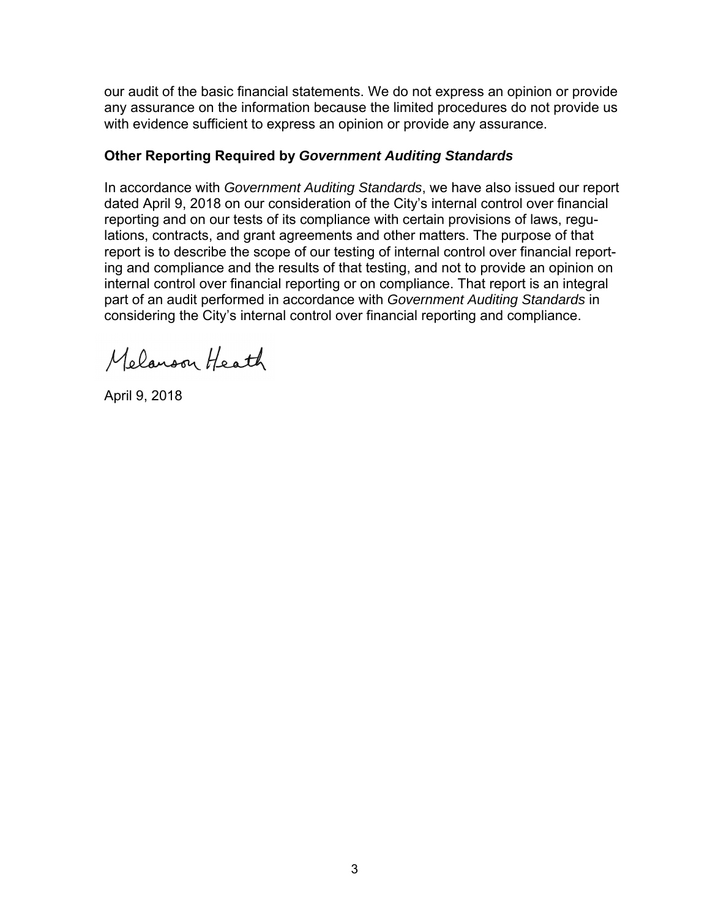our audit of the basic financial statements. We do not express an opinion or provide any assurance on the information because the limited procedures do not provide us with evidence sufficient to express an opinion or provide any assurance.

**Other Reporting Required by *Government Auditing Standards***

In accordance with *Government Auditing Standards*, we have also issued our report dated April 9, 2018 on our consideration of the City's internal control over financial reporting and on our tests of its compliance with certain provisions of laws, regulations, contracts, and grant agreements and other matters. The purpose of that report is to describe the scope of our testing of internal control over financial reporting and compliance and the results of that testing, and not to provide an opinion on internal control over financial reporting or on compliance. That report is an integral part of an audit performed in accordance with *Government Auditing Standards* in considering the City's internal control over financial reporting and compliance.

Melanson Heath

April 9, 2018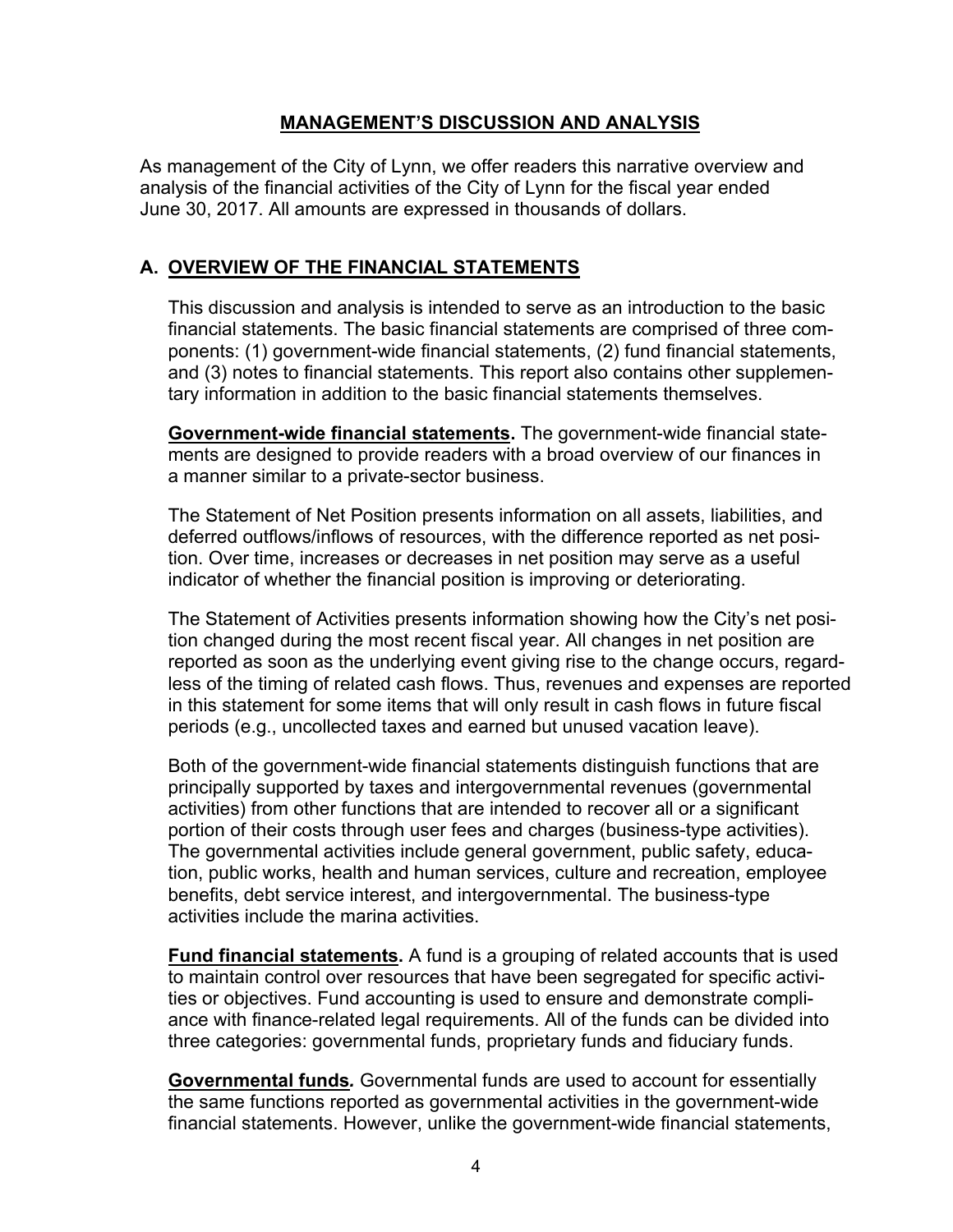# MANAGEMENT'S DISCUSSION AND ANALYSIS

As management of the City of Lynn, we offer readers this narrative overview and analysis of the financial activities of the City of Lynn for the fiscal year ended June 30, 2017. All amounts are expressed in thousands of dollars.

## A. OVERVIEW OF THE FINANCIAL STATEMENTS

This discussion and analysis is intended to serve as an introduction to the basic financial statements. The basic financial statements are comprised of three components: (1) government-wide financial statements, (2) fund financial statements, and (3) notes to financial statements. This report also contains other supplementary information in addition to the basic financial statements themselves.

**Government-wide financial statements.** The government-wide financial statements are designed to provide readers with a broad overview of our finances in a manner similar to a private-sector business.

The Statement of Net Position presents information on all assets, liabilities, and deferred outflows/inflows of resources, with the difference reported as net position. Over time, increases or decreases in net position may serve as a useful indicator of whether the financial position is improving or deteriorating.

The Statement of Activities presents information showing how the City's net position changed during the most recent fiscal year. All changes in net position are reported as soon as the underlying event giving rise to the change occurs, regardless of the timing of related cash flows. Thus, revenues and expenses are reported in this statement for some items that will only result in cash flows in future fiscal periods (e.g., uncollected taxes and earned but unused vacation leave).

Both of the government-wide financial statements distinguish functions that are principally supported by taxes and intergovernmental revenues (governmental activities) from other functions that are intended to recover all or a significant portion of their costs through user fees and charges (business-type activities). The governmental activities include general government, public safety, education, public works, health and human services, culture and recreation, employee benefits, debt service interest, and intergovernmental. The business-type activities include the marina activities.

**Fund financial statements.** A fund is a grouping of related accounts that is used to maintain control over resources that have been segregated for specific activities or objectives. Fund accounting is used to ensure and demonstrate compliance with finance-related legal requirements. All of the funds can be divided into three categories: governmental funds, proprietary funds and fiduciary funds.

***Governmental funds.*** Governmental funds are used to account for essentially the same functions reported as governmental activities in the government-wide financial statements. However, unlike the government-wide financial statements,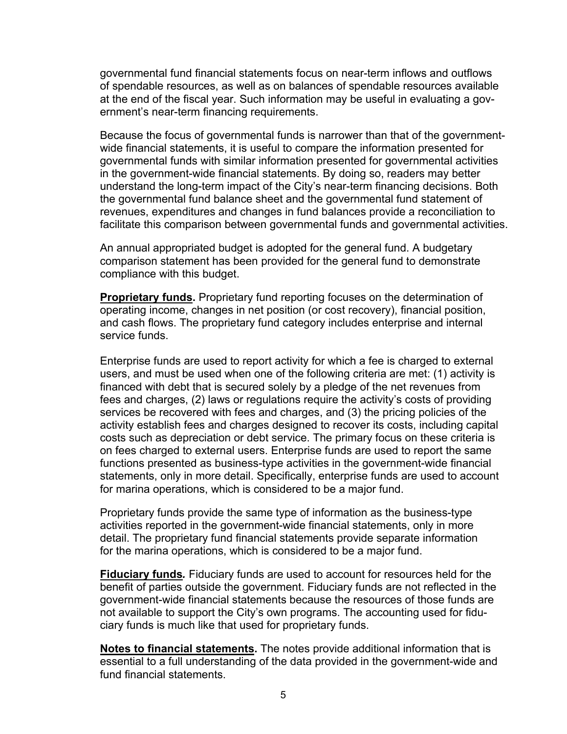governmental fund financial statements focus on near-term inflows and outflows of spendable resources, as well as on balances of spendable resources available at the end of the fiscal year. Such information may be useful in evaluating a government's near-term financing requirements.

Because the focus of governmental funds is narrower than that of the government-wide financial statements, it is useful to compare the information presented for governmental funds with similar information presented for governmental activities in the government-wide financial statements. By doing so, readers may better understand the long-term impact of the City's near-term financing decisions. Both the governmental fund balance sheet and the governmental fund statement of revenues, expenditures and changes in fund balances provide a reconciliation to facilitate this comparison between governmental funds and governmental activities.

An annual appropriated budget is adopted for the general fund. A budgetary comparison statement has been provided for the general fund to demonstrate compliance with this budget.

**Proprietary funds.** Proprietary fund reporting focuses on the determination of operating income, changes in net position (or cost recovery), financial position, and cash flows. The proprietary fund category includes enterprise and internal service funds.

Enterprise funds are used to report activity for which a fee is charged to external users, and must be used when one of the following criteria are met: (1) activity is financed with debt that is secured solely by a pledge of the net revenues from fees and charges, (2) laws or regulations require the activity's costs of providing services be recovered with fees and charges, and (3) the pricing policies of the activity establish fees and charges designed to recover its costs, including capital costs such as depreciation or debt service. The primary focus on these criteria is on fees charged to external users. Enterprise funds are used to report the same functions presented as business-type activities in the government-wide financial statements, only in more detail. Specifically, enterprise funds are used to account for marina operations, which is considered to be a major fund.

Proprietary funds provide the same type of information as the business-type activities reported in the government-wide financial statements, only in more detail. The proprietary fund financial statements provide separate information for the marina operations, which is considered to be a major fund.

**Fiduciary funds.** Fiduciary funds are used to account for resources held for the benefit of parties outside the government. Fiduciary funds are not reflected in the government-wide financial statements because the resources of those funds are not available to support the City's own programs. The accounting used for fiduciary funds is much like that used for proprietary funds.

**Notes to financial statements.** The notes provide additional information that is essential to a full understanding of the data provided in the government-wide and fund financial statements.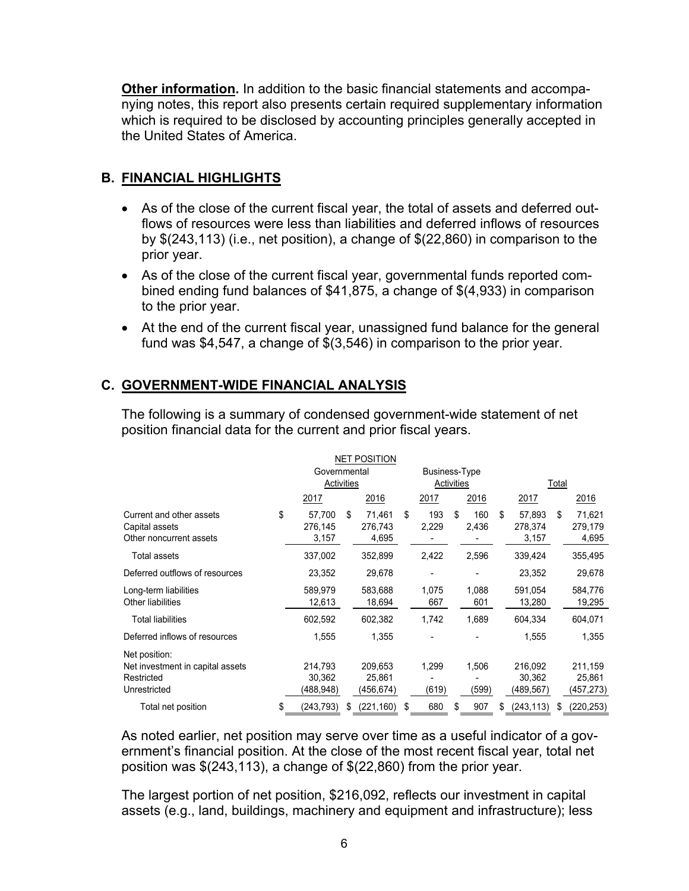**Other information.** In addition to the basic financial statements and accompanying notes, this report also presents certain required supplementary information which is required to be disclosed by accounting principles generally accepted in the United States of America.

## B. FINANCIAL HIGHLIGHTS

- As of the close of the current fiscal year, the total of assets and deferred outflows of resources were less than liabilities and deferred inflows of resources by $(243,113) (i.e., net position), a change of $(22,860) in comparison to the prior year.
- As of the close of the current fiscal year, governmental funds reported combined ending fund balances of $41,875, a change of $(4,933) in comparison to the prior year.
- At the end of the current fiscal year, unassigned fund balance for the general fund was $4,547, a change of $(3,546) in comparison to the prior year.

## C. GOVERNMENT-WIDE FINANCIAL ANALYSIS

The following is a summary of condensed government-wide statement of net position financial data for the current and prior fiscal years.

NET POSITION

| | Governmental Activities | | Business-Type Activities | | Total | |
|---|---|---|---|---|---|---|
| | 2017 | 2016 | 2017 | 2016 | 2017 | 2016 |
| Current and other assets | $ 57,700 | $ 71,461 | $ 193 | $ 160 | $ 57,893 | $ 71,621 |
| Capital assets | 276,145 | 276,743 | 2,229 | 2,436 | 278,374 | 279,179 |
| Other noncurrent assets | 3,157 | 4,695 | - | - | 3,157 | 4,695 |
| Total assets | 337,002 | 352,899 | 2,422 | 2,596 | 339,424 | 355,495 |
| Deferred outflows of resources | 23,352 | 29,678 | - | - | 23,352 | 29,678 |
| Long-term liabilities | 589,979 | 583,688 | 1,075 | 1,088 | 591,054 | 584,776 |
| Other liabilities | 12,613 | 18,694 | 667 | 601 | 13,280 | 19,295 |
| Total liabilities | 602,592 | 602,382 | 1,742 | 1,689 | 604,334 | 604,071 |
| Deferred inflows of resources | 1,555 | 1,355 | - | - | 1,555 | 1,355 |
| Net position: | | | | | | |
| Net investment in capital assets | 214,793 | 209,653 | 1,299 | 1,506 | 216,092 | 211,159 |
| Restricted | 30,362 | 25,861 | - | - | 30,362 | 25,861 |
| Unrestricted | (488,948) | (456,674) | (619) | (599) | (489,567) | (457,273) |
| Total net position | $ (243,793) | $ (221,160) | $ 680 | $ 907 | $ (243,113) | $ (220,253) |

As noted earlier, net position may serve over time as a useful indicator of a government's financial position. At the close of the most recent fiscal year, total net position was $(243,113), a change of $(22,860) from the prior year.

The largest portion of net position, $216,092, reflects our investment in capital assets (e.g., land, buildings, machinery and equipment and infrastructure); less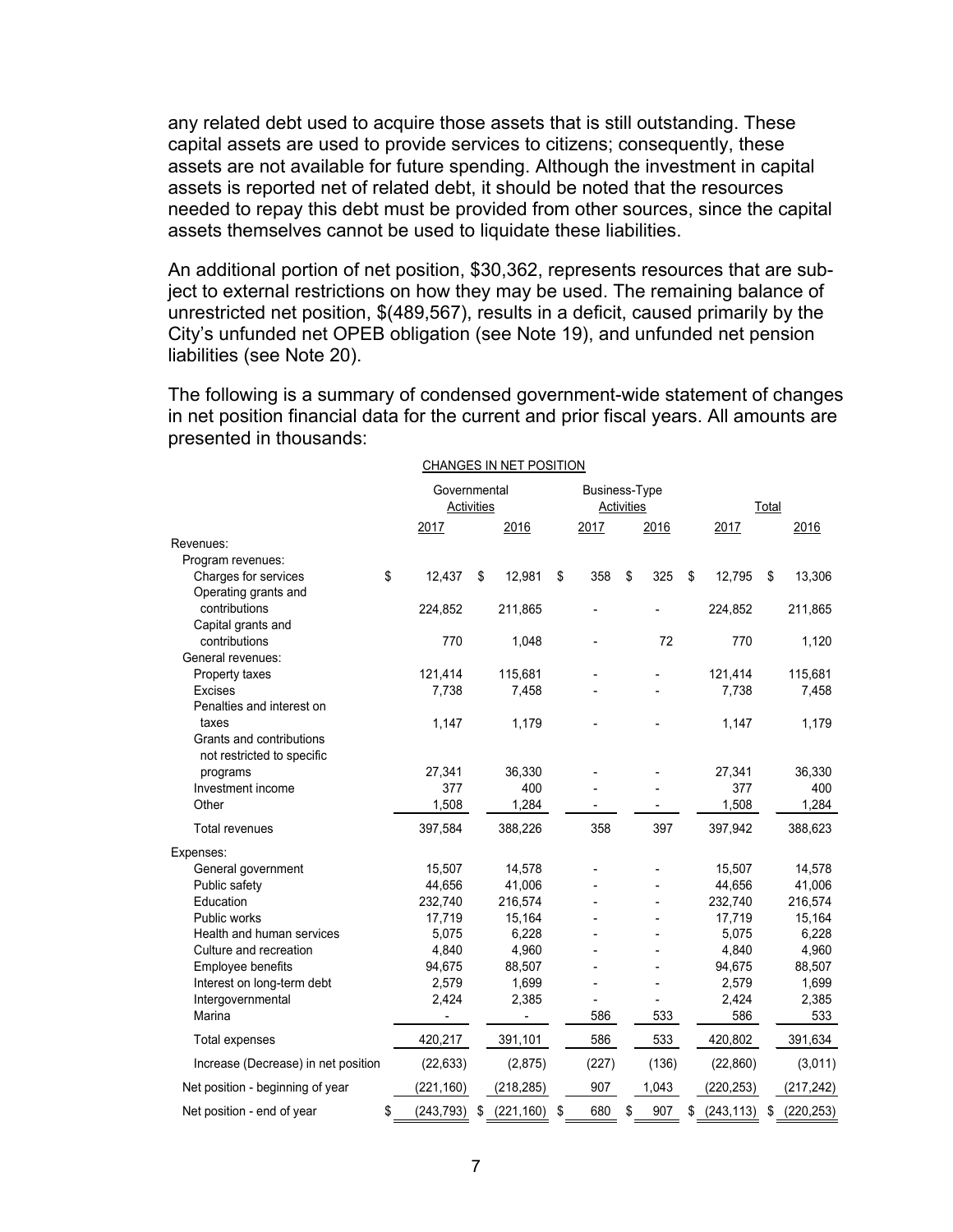any related debt used to acquire those assets that is still outstanding. These capital assets are used to provide services to citizens; consequently, these assets are not available for future spending. Although the investment in capital assets is reported net of related debt, it should be noted that the resources needed to repay this debt must be provided from other sources, since the capital assets themselves cannot be used to liquidate these liabilities.

An additional portion of net position, $30,362, represents resources that are subject to external restrictions on how they may be used. The remaining balance of unrestricted net position, $(489,567), results in a deficit, caused primarily by the City's unfunded net OPEB obligation (see Note 19), and unfunded net pension liabilities (see Note 20).

The following is a summary of condensed government-wide statement of changes in net position financial data for the current and prior fiscal years. All amounts are presented in thousands:

CHANGES IN NET POSITION

| | Governmental Activities | | Business-Type Activities | | Total | |
|---|---|---|---|---|---|---|
| | 2017 | 2016 | 2017 | 2016 | 2017 | 2016 |
| Revenues: | | | | | | |
| Program revenues: | | | | | | |
| Charges for services | $ 12,437 | $ 12,981 | $ 358 | $ 325 | $ 12,795 | $ 13,306 |
| Operating grants and contributions | 224,852 | 211,865 | - | - | 224,852 | 211,865 |
| Capital grants and contributions | 770 | 1,048 | - | 72 | 770 | 1,120 |
| General revenues: | | | | | | |
| Property taxes | 121,414 | 115,681 | - | - | 121,414 | 115,681 |
| Excises | 7,738 | 7,458 | - | - | 7,738 | 7,458 |
| Penalties and interest on taxes | 1,147 | 1,179 | - | - | 1,147 | 1,179 |
| Grants and contributions not restricted to specific programs | 27,341 | 36,330 | - | - | 27,341 | 36,330 |
| Investment income | 377 | 400 | - | - | 377 | 400 |
| Other | 1,508 | 1,284 | - | - | 1,508 | 1,284 |
| Total revenues | 397,584 | 388,226 | 358 | 397 | 397,942 | 388,623 |
| Expenses: | | | | | | |
| General government | 15,507 | 14,578 | - | - | 15,507 | 14,578 |
| Public safety | 44,656 | 41,006 | - | - | 44,656 | 41,006 |
| Education | 232,740 | 216,574 | - | - | 232,740 | 216,574 |
| Public works | 17,719 | 15,164 | - | - | 17,719 | 15,164 |
| Health and human services | 5,075 | 6,228 | - | - | 5,075 | 6,228 |
| Culture and recreation | 4,840 | 4,960 | - | - | 4,840 | 4,960 |
| Employee benefits | 94,675 | 88,507 | - | - | 94,675 | 88,507 |
| Interest on long-term debt | 2,579 | 1,699 | - | - | 2,579 | 1,699 |
| Intergovernmental | 2,424 | 2,385 | - | - | 2,424 | 2,385 |
| Marina | - | - | 586 | 533 | 586 | 533 |
| Total expenses | 420,217 | 391,101 | 586 | 533 | 420,802 | 391,634 |
| Increase (Decrease) in net position | (22,633) | (2,875) | (227) | (136) | (22,860) | (3,011) |
| Net position - beginning of year | (221,160) | (218,285) | 907 | 1,043 | (220,253) | (217,242) |
| Net position - end of year | $ (243,793) | $ (221,160) | $ 680 | $ 907 | $ (243,113) | $ (220,253) |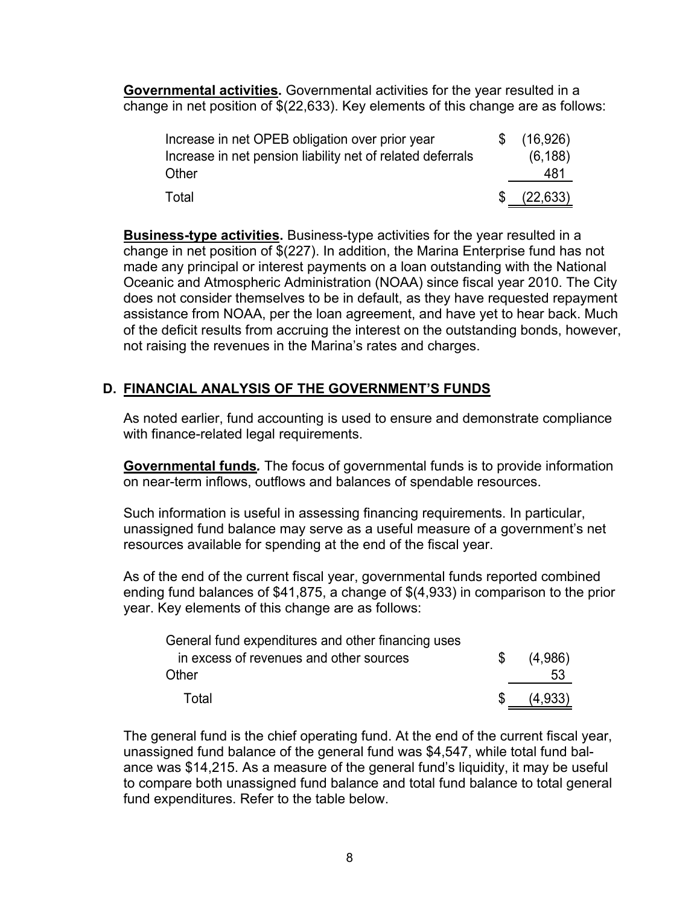**Governmental activities.** Governmental activities for the year resulted in a change in net position of $(22,633). Key elements of this change are as follows:

| | | |
|---|---|---|
| Increase in net OPEB obligation over prior year | $ | (16,926) |
| Increase in net pension liability net of related deferrals | | (6,188) |
| Other | | 481 |
| Total | $ | (22,633) |

**Business-type activities.** Business-type activities for the year resulted in a change in net position of $(227). In addition, the Marina Enterprise fund has not made any principal or interest payments on a loan outstanding with the National Oceanic and Atmospheric Administration (NOAA) since fiscal year 2010. The City does not consider themselves to be in default, as they have requested repayment assistance from NOAA, per the loan agreement, and have yet to hear back. Much of the deficit results from accruing the interest on the outstanding bonds, however, not raising the revenues in the Marina's rates and charges.

## D. FINANCIAL ANALYSIS OF THE GOVERNMENT'S FUNDS

As noted earlier, fund accounting is used to ensure and demonstrate compliance with finance-related legal requirements.

**Governmental funds*.*** The focus of governmental funds is to provide information on near-term inflows, outflows and balances of spendable resources.

Such information is useful in assessing financing requirements. In particular, unassigned fund balance may serve as a useful measure of a government's net resources available for spending at the end of the fiscal year.

As of the end of the current fiscal year, governmental funds reported combined ending fund balances of $41,875, a change of $(4,933) in comparison to the prior year. Key elements of this change are as follows:

| | | |
|---|---|---|
| General fund expenditures and other financing uses in excess of revenues and other sources | $ | (4,986) |
| Other | | 53 |
| Total | $ | (4,933) |

The general fund is the chief operating fund. At the end of the current fiscal year, unassigned fund balance of the general fund was $4,547, while total fund balance was $14,215. As a measure of the general fund's liquidity, it may be useful to compare both unassigned fund balance and total fund balance to total general fund expenditures. Refer to the table below.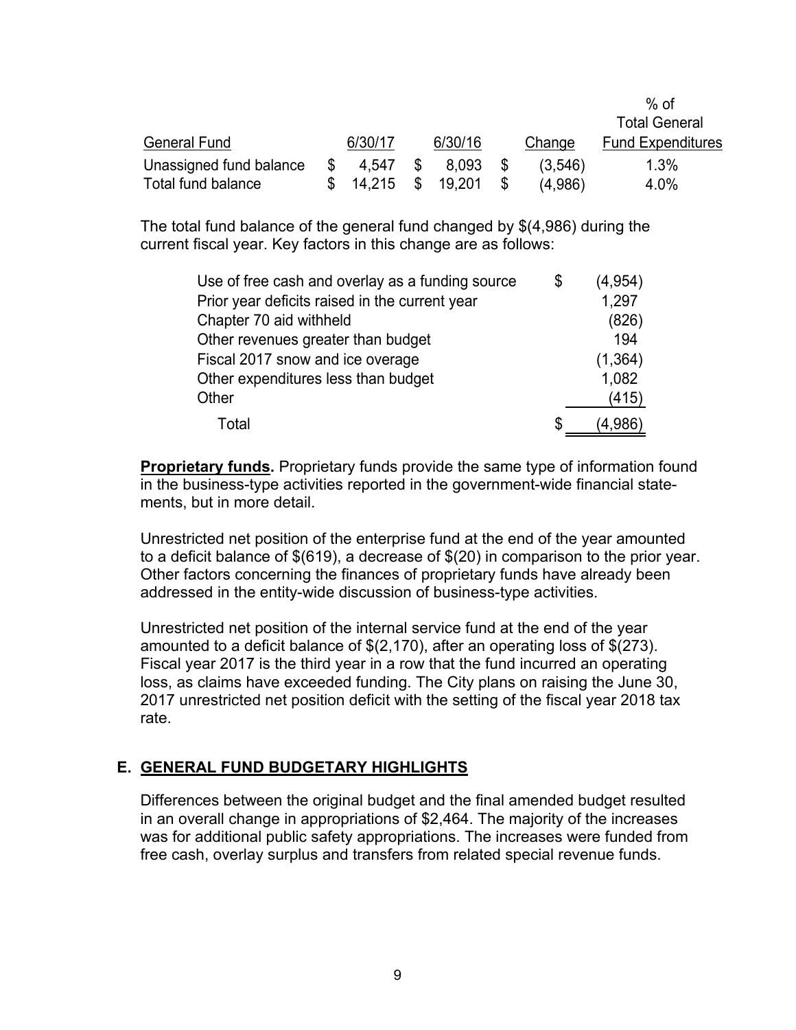| General Fund | 6/30/17 | 6/30/16 | Change | % of Total General Fund Expenditures |
|---|---|---|---|---|
| Unassigned fund balance | $ 4,547 | $ 8,093 | $ (3,546) | 1.3% |
| Total fund balance | $ 14,215 | $ 19,201 | $ (4,986) | 4.0% |

The total fund balance of the general fund changed by $(4,986) during the current fiscal year. Key factors in this change are as follows:

| | |
|---|---|
| Use of free cash and overlay as a funding source | $ (4,954) |
| Prior year deficits raised in the current year | 1,297 |
| Chapter 70 aid withheld | (826) |
| Other revenues greater than budget | 194 |
| Fiscal 2017 snow and ice overage | (1,364) |
| Other expenditures less than budget | 1,082 |
| Other | (415) |
| Total | $ (4,986) |

**Proprietary funds.** Proprietary funds provide the same type of information found in the business-type activities reported in the government-wide financial statements, but in more detail.

Unrestricted net position of the enterprise fund at the end of the year amounted to a deficit balance of $(619), a decrease of $(20) in comparison to the prior year. Other factors concerning the finances of proprietary funds have already been addressed in the entity-wide discussion of business-type activities.

Unrestricted net position of the internal service fund at the end of the year amounted to a deficit balance of $(2,170), after an operating loss of $(273). Fiscal year 2017 is the third year in a row that the fund incurred an operating loss, as claims have exceeded funding. The City plans on raising the June 30, 2017 unrestricted net position deficit with the setting of the fiscal year 2018 tax rate.

## E. GENERAL FUND BUDGETARY HIGHLIGHTS

Differences between the original budget and the final amended budget resulted in an overall change in appropriations of $2,464. The majority of the increases was for additional public safety appropriations. The increases were funded from free cash, overlay surplus and transfers from related special revenue funds.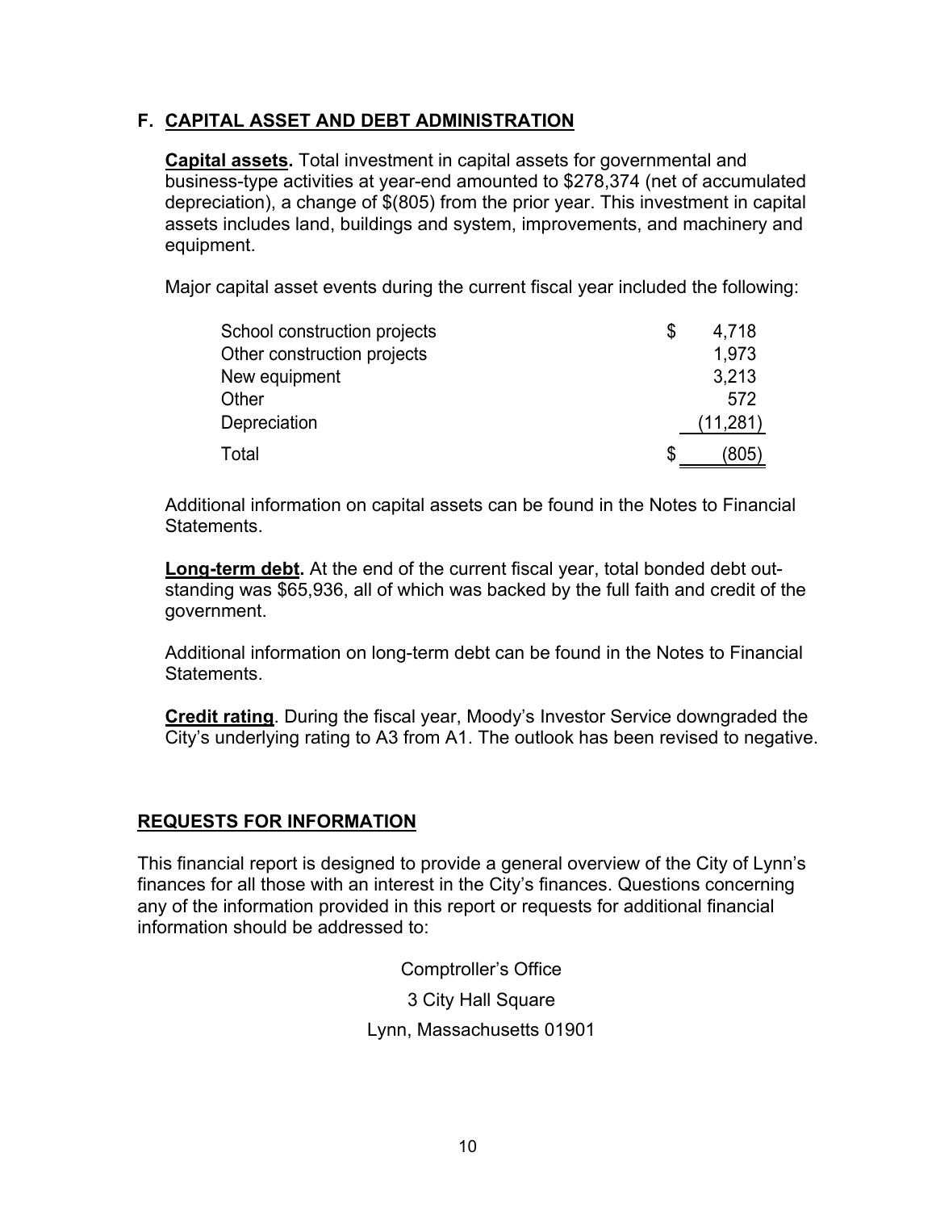## F. CAPITAL ASSET AND DEBT ADMINISTRATION

**Capital assets.** Total investment in capital assets for governmental and business-type activities at year-end amounted to $278,374 (net of accumulated depreciation), a change of $(805) from the prior year. This investment in capital assets includes land, buildings and system, improvements, and machinery and equipment.

Major capital asset events during the current fiscal year included the following:

| | |
|---|---|
| School construction projects | $ 4,718 |
| Other construction projects | 1,973 |
| New equipment | 3,213 |
| Other | 572 |
| Depreciation | (11,281) |
| Total | $ (805) |

Additional information on capital assets can be found in the Notes to Financial Statements.

**Long-term debt.** At the end of the current fiscal year, total bonded debt outstanding was $65,936, all of which was backed by the full faith and credit of the government.

Additional information on long-term debt can be found in the Notes to Financial Statements.

**Credit rating**. During the fiscal year, Moody's Investor Service downgraded the City's underlying rating to A3 from A1. The outlook has been revised to negative.

## REQUESTS FOR INFORMATION

This financial report is designed to provide a general overview of the City of Lynn's finances for all those with an interest in the City's finances. Questions concerning any of the information provided in this report or requests for additional financial information should be addressed to:

Comptroller's Office
3 City Hall Square
Lynn, Massachusetts 01901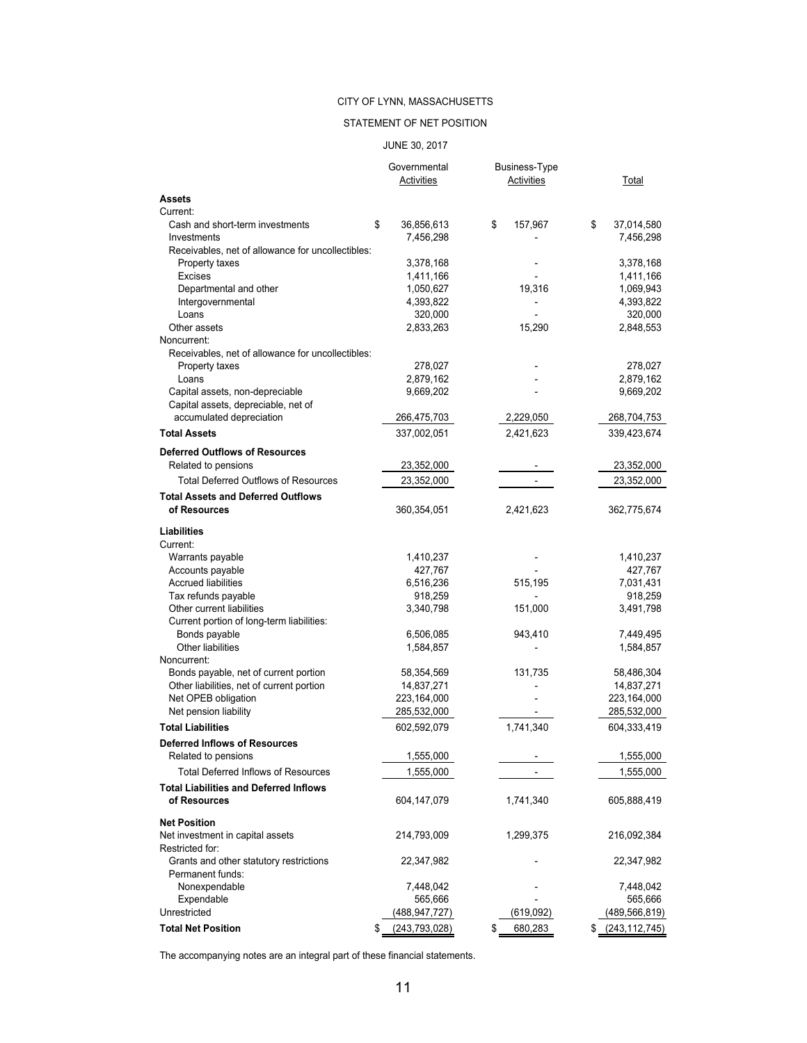CITY OF LYNN, MASSACHUSETTS

STATEMENT OF NET POSITION

JUNE 30, 2017

| | Governmental Activities | Business-Type Activities | Total |
|---|---|---|---|
| **Assets** | | | |
| Current: | | | |
| Cash and short-term investments | $ 36,856,613 | $ 157,967 | $ 37,014,580 |
| Investments | 7,456,298 | - | 7,456,298 |
| Receivables, net of allowance for uncollectibles: | | | |
| Property taxes | 3,378,168 | - | 3,378,168 |
| Excises | 1,411,166 | - | 1,411,166 |
| Departmental and other | 1,050,627 | 19,316 | 1,069,943 |
| Intergovernmental | 4,393,822 | - | 4,393,822 |
| Loans | 320,000 | - | 320,000 |
| Other assets | 2,833,263 | 15,290 | 2,848,553 |
| Noncurrent: | | | |
| Receivables, net of allowance for uncollectibles: | | | |
| Property taxes | 278,027 | - | 278,027 |
| Loans | 2,879,162 | - | 2,879,162 |
| Capital assets, non-depreciable | 9,669,202 | - | 9,669,202 |
| Capital assets, depreciable, net of accumulated depreciation | 266,475,703 | 2,229,050 | 268,704,753 |
| **Total Assets** | 337,002,051 | 2,421,623 | 339,423,674 |
| **Deferred Outflows of Resources** | | | |
| Related to pensions | 23,352,000 | - | 23,352,000 |
| Total Deferred Outflows of Resources | 23,352,000 | - | 23,352,000 |
| **Total Assets and Deferred Outflows of Resources** | 360,354,051 | 2,421,623 | 362,775,674 |
| **Liabilities** | | | |
| Current: | | | |
| Warrants payable | 1,410,237 | - | 1,410,237 |
| Accounts payable | 427,767 | - | 427,767 |
| Accrued liabilities | 6,516,236 | 515,195 | 7,031,431 |
| Tax refunds payable | 918,259 | - | 918,259 |
| Other current liabilities | 3,340,798 | 151,000 | 3,491,798 |
| Current portion of long-term liabilities: | | | |
| Bonds payable | 6,506,085 | 943,410 | 7,449,495 |
| Other liabilities | 1,584,857 | - | 1,584,857 |
| Noncurrent: | | | |
| Bonds payable, net of current portion | 58,354,569 | 131,735 | 58,486,304 |
| Other liabilities, net of current portion | 14,837,271 | - | 14,837,271 |
| Net OPEB obligation | 223,164,000 | - | 223,164,000 |
| Net pension liability | 285,532,000 | - | 285,532,000 |
| **Total Liabilities** | 602,592,079 | 1,741,340 | 604,333,419 |
| **Deferred Inflows of Resources** | | | |
| Related to pensions | 1,555,000 | - | 1,555,000 |
| Total Deferred Inflows of Resources | 1,555,000 | - | 1,555,000 |
| **Total Liabilities and Deferred Inflows of Resources** | 604,147,079 | 1,741,340 | 605,888,419 |
| **Net Position** | | | |
| Net investment in capital assets | 214,793,009 | 1,299,375 | 216,092,384 |
| Restricted for: | | | |
| Grants and other statutory restrictions | 22,347,982 | - | 22,347,982 |
| Permanent funds: | | | |
| Nonexpendable | 7,448,042 | - | 7,448,042 |
| Expendable | 565,666 | - | 565,666 |
| Unrestricted | (488,947,727) | (619,092) | (489,566,819) |
| **Total Net Position** | $ (243,793,028) | $ 680,283 | $ (243,112,745) |

The accompanying notes are an integral part of these financial statements.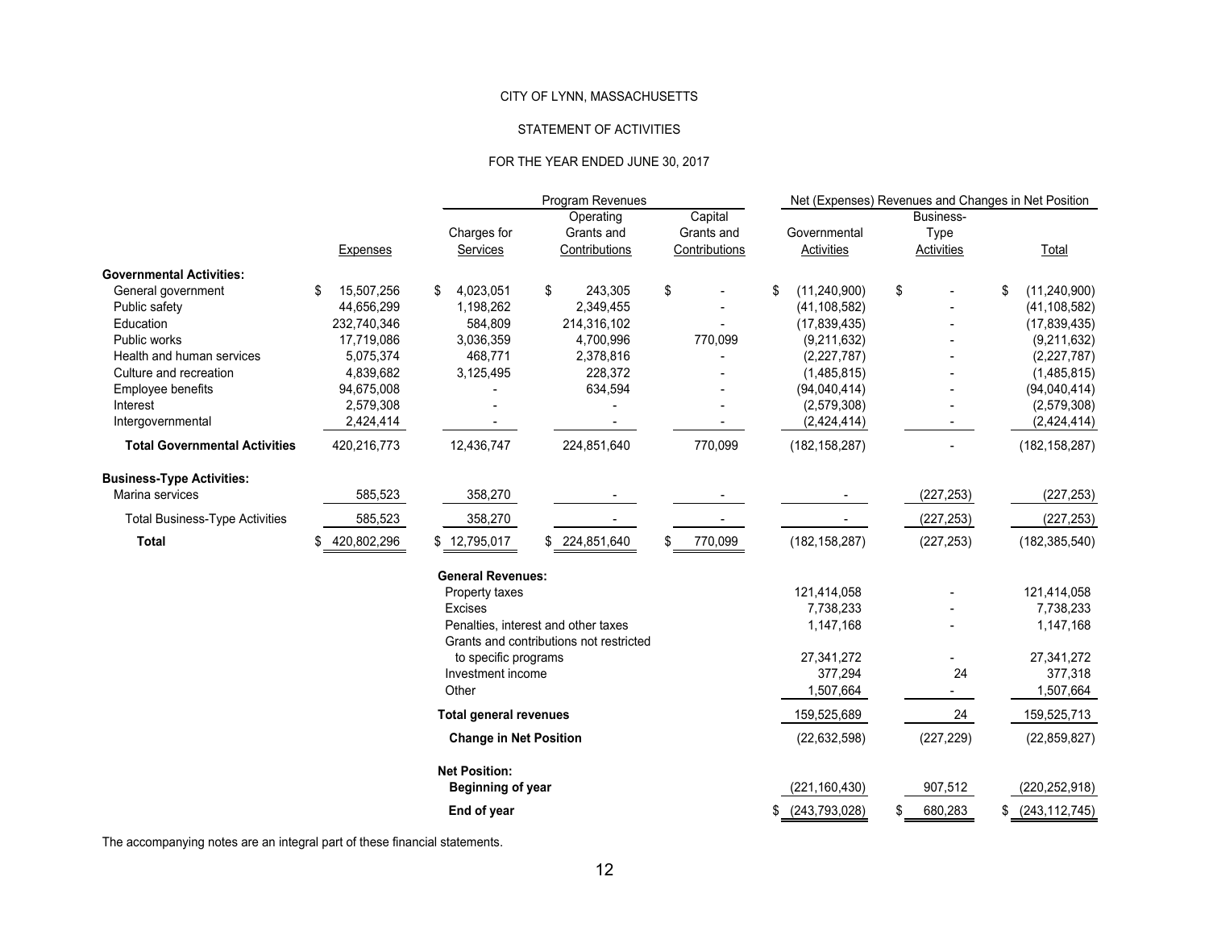CITY OF LYNN, MASSACHUSETTS

STATEMENT OF ACTIVITIES

FOR THE YEAR ENDED JUNE 30, 2017

| | | Program Revenues | | | Net (Expenses) Revenues and Changes in Net Position | | |
|---|---|---|---|---|---|---|---|
| | Expenses | Charges for Services | Operating Grants and Contributions | Capital Grants and Contributions | Governmental Activities | Business-Type Activities | Total |
| **Governmental Activities:** | | | | | | | |
| General government | $ 15,507,256 | $ 4,023,051 | $ 243,305 | $ - | $ (11,240,900) | $ - | $ (11,240,900) |
| Public safety | 44,656,299 | 1,198,262 | 2,349,455 | - | (41,108,582) | - | (41,108,582) |
| Education | 232,740,346 | 584,809 | 214,316,102 | - | (17,839,435) | - | (17,839,435) |
| Public works | 17,719,086 | 3,036,359 | 4,700,996 | 770,099 | (9,211,632) | - | (9,211,632) |
| Health and human services | 5,075,374 | 468,771 | 2,378,816 | - | (2,227,787) | - | (2,227,787) |
| Culture and recreation | 4,839,682 | 3,125,495 | 228,372 | - | (1,485,815) | - | (1,485,815) |
| Employee benefits | 94,675,008 | - | 634,594 | - | (94,040,414) | - | (94,040,414) |
| Interest | 2,579,308 | - | - | - | (2,579,308) | - | (2,579,308) |
| Intergovernmental | 2,424,414 | - | - | - | (2,424,414) | - | (2,424,414) |
| **Total Governmental Activities** | 420,216,773 | 12,436,747 | 224,851,640 | 770,099 | (182,158,287) | - | (182,158,287) |
| **Business-Type Activities:** | | | | | | | |
| Marina services | 585,523 | 358,270 | - | - | - | (227,253) | (227,253) |
| Total Business-Type Activities | 585,523 | 358,270 | - | - | - | (227,253) | (227,253) |
| **Total** | $ 420,802,296 | $ 12,795,017 | $ 224,851,640 | $ 770,099 | (182,158,287) | (227,253) | (182,385,540) |
| | | **General Revenues:** | | | | | |
| | | Property taxes | | | 121,414,058 | - | 121,414,058 |
| | | Excises | | | 7,738,233 | - | 7,738,233 |
| | | Penalties, interest and other taxes | | | 1,147,168 | - | 1,147,168 |
| | | Grants and contributions not restricted to specific programs | | | 27,341,272 | - | 27,341,272 |
| | | Investment income | | | 377,294 | 24 | 377,318 |
| | | Other | | | 1,507,664 | - | 1,507,664 |
| | | **Total general revenues** | | | 159,525,689 | 24 | 159,525,713 |
| | | **Change in Net Position** | | | (22,632,598) | (227,229) | (22,859,827) |
| | | **Net Position:** | | | | | |
| | | **Beginning of year** | | | (221,160,430) | 907,512 | (220,252,918) |
| | | **End of year** | | | $ (243,793,028) | $ 680,283 | $ (243,112,745) |

The accompanying notes are an integral part of these financial statements.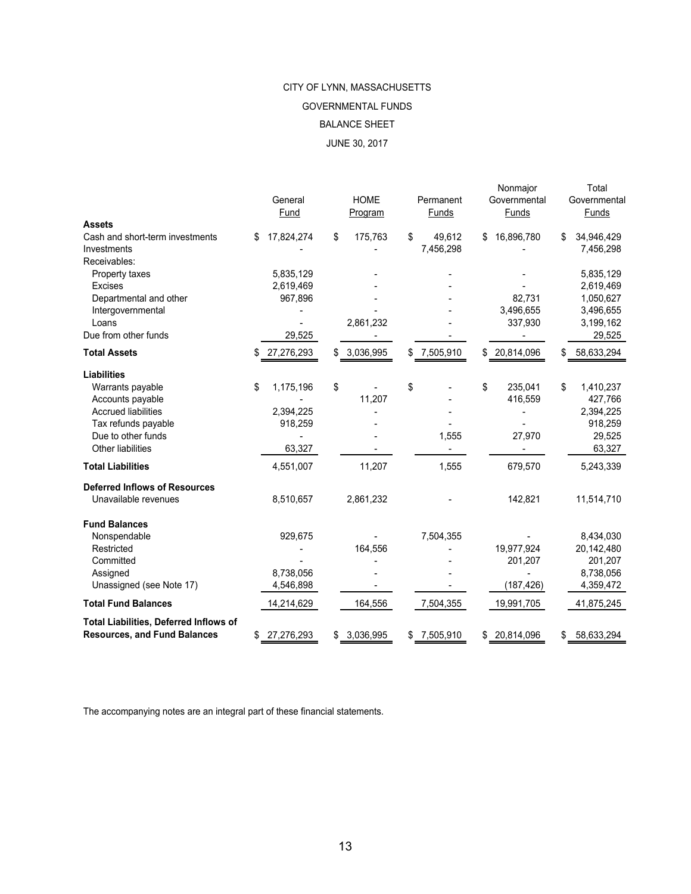# CITY OF LYNN, MASSACHUSETTS

## GOVERNMENTAL FUNDS

## BALANCE SHEET

## JUNE 30, 2017

| | General Fund | HOME Program | Permanent Funds | Nonmajor Governmental Funds | Total Governmental Funds |
|---|---|---|---|---|---|
| **Assets** | | | | | |
| Cash and short-term investments | $ 17,824,274 | $ 175,763 | $ 49,612 | $ 16,896,780 | $ 34,946,429 |
| Investments | - | - | 7,456,298 | - | 7,456,298 |
| Receivables: | | | | | |
| Property taxes | 5,835,129 | - | - | - | 5,835,129 |
| Excises | 2,619,469 | - | - | - | 2,619,469 |
| Departmental and other | 967,896 | - | - | 82,731 | 1,050,627 |
| Intergovernmental | - | - | - | 3,496,655 | 3,496,655 |
| Loans | - | 2,861,232 | - | 337,930 | 3,199,162 |
| Due from other funds | 29,525 | - | - | - | 29,525 |
| **Total Assets** | $ 27,276,293 | $ 3,036,995 | $ 7,505,910 | $ 20,814,096 | $ 58,633,294 |
| **Liabilities** | | | | | |
| Warrants payable | $ 1,175,196 | $ - | $ - | $ 235,041 | $ 1,410,237 |
| Accounts payable | - | 11,207 | - | 416,559 | 427,766 |
| Accrued liabilities | 2,394,225 | - | - | - | 2,394,225 |
| Tax refunds payable | 918,259 | - | - | - | 918,259 |
| Due to other funds | - | - | 1,555 | 27,970 | 29,525 |
| Other liabilities | 63,327 | - | - | - | 63,327 |
| **Total Liabilities** | 4,551,007 | 11,207 | 1,555 | 679,570 | 5,243,339 |
| **Deferred Inflows of Resources** | | | | | |
| Unavailable revenues | 8,510,657 | 2,861,232 | - | 142,821 | 11,514,710 |
| **Fund Balances** | | | | | |
| Nonspendable | 929,675 | - | 7,504,355 | - | 8,434,030 |
| Restricted | - | 164,556 | - | 19,977,924 | 20,142,480 |
| Committed | - | - | - | 201,207 | 201,207 |
| Assigned | 8,738,056 | - | - | - | 8,738,056 |
| Unassigned (see Note 17) | 4,546,898 | - | - | (187,426) | 4,359,472 |
| **Total Fund Balances** | 14,214,629 | 164,556 | 7,504,355 | 19,991,705 | 41,875,245 |
| **Total Liabilities, Deferred Inflows of Resources, and Fund Balances** | $ 27,276,293 | $ 3,036,995 | $ 7,505,910 | $ 20,814,096 | $ 58,633,294 |

The accompanying notes are an integral part of these financial statements.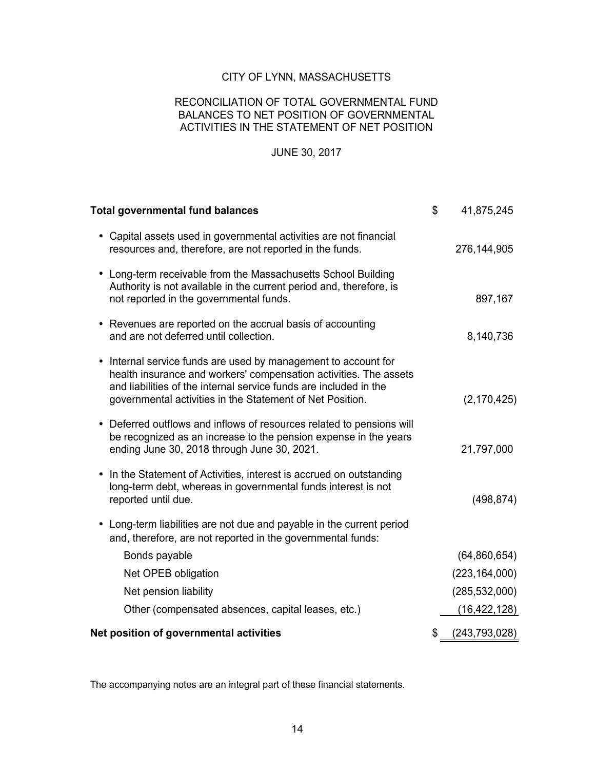# CITY OF LYNN, MASSACHUSETTS

## RECONCILIATION OF TOTAL GOVERNMENTAL FUND BALANCES TO NET POSITION OF GOVERNMENTAL ACTIVITIES IN THE STATEMENT OF NET POSITION

JUNE 30, 2017

| | |
|---|---|
| **Total governmental fund balances** | $ 41,875,245 |
| • Capital assets used in governmental activities are not financial resources and, therefore, are not reported in the funds. | 276,144,905 |
| • Long-term receivable from the Massachusetts School Building Authority is not available in the current period and, therefore, is not reported in the governmental funds. | 897,167 |
| • Revenues are reported on the accrual basis of accounting and are not deferred until collection. | 8,140,736 |
| • Internal service funds are used by management to account for health insurance and workers' compensation activities. The assets and liabilities of the internal service funds are included in the governmental activities in the Statement of Net Position. | (2,170,425) |
| • Deferred outflows and inflows of resources related to pensions will be recognized as an increase to the pension expense in the years ending June 30, 2018 through June 30, 2021. | 21,797,000 |
| • In the Statement of Activities, interest is accrued on outstanding long-term debt, whereas in governmental funds interest is not reported until due. | (498,874) |
| • Long-term liabilities are not due and payable in the current period and, therefore, are not reported in the governmental funds: | |
| Bonds payable | (64,860,654) |
| Net OPEB obligation | (223,164,000) |
| Net pension liability | (285,532,000) |
| Other (compensated absences, capital leases, etc.) | (16,422,128) |
| **Net position of governmental activities** | $ (243,793,028) |

The accompanying notes are an integral part of these financial statements.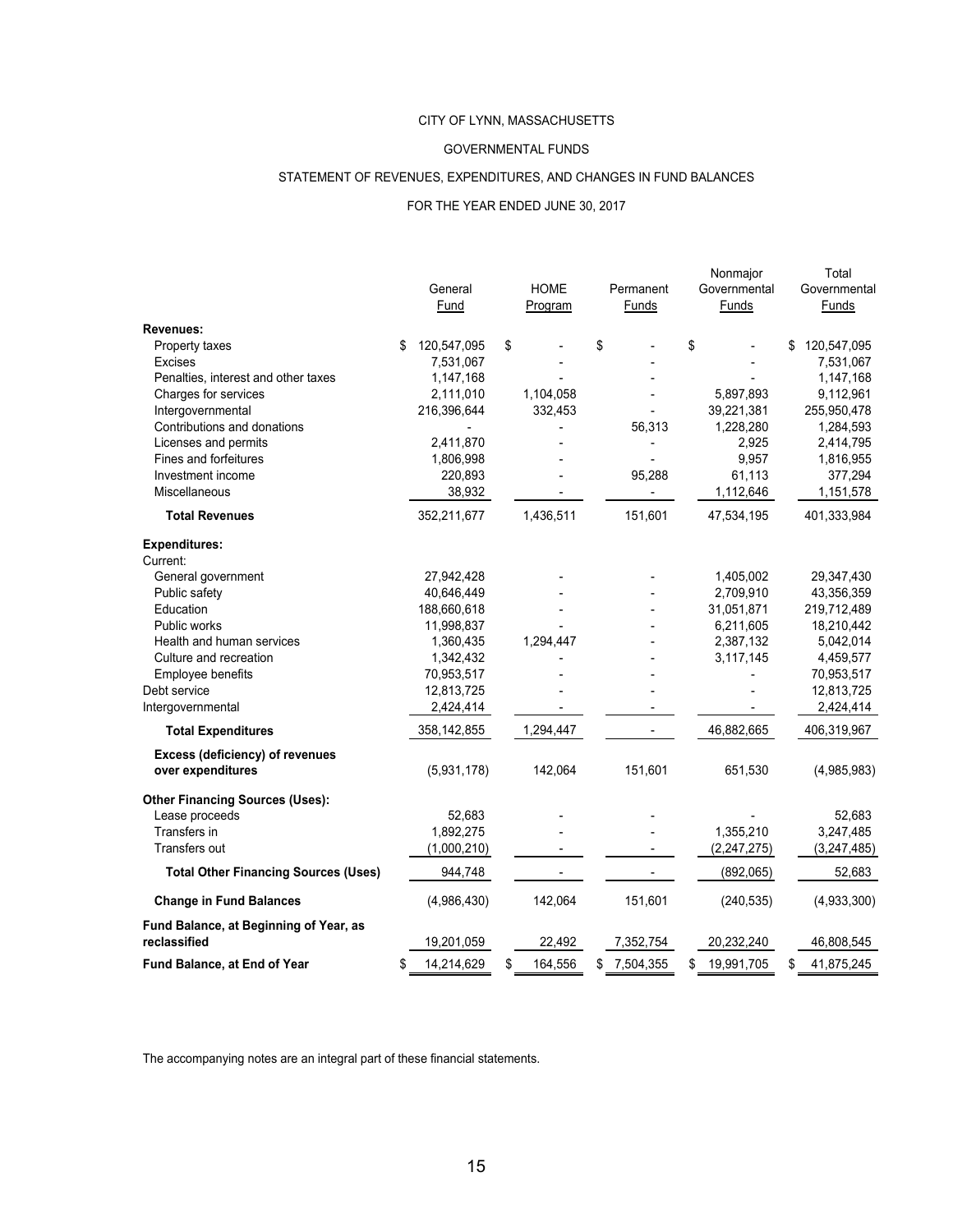CITY OF LYNN, MASSACHUSETTS

GOVERNMENTAL FUNDS

STATEMENT OF REVENUES, EXPENDITURES, AND CHANGES IN FUND BALANCES

FOR THE YEAR ENDED JUNE 30, 2017

| | General Fund | HOME Program | Permanent Funds | Nonmajor Governmental Funds | Total Governmental Funds |
|---|---|---|---|---|---|
| **Revenues:** | | | | | |
| Property taxes | $ 120,547,095 | $ - | $ - | $ - | $ 120,547,095 |
| Excises | 7,531,067 | - | - | - | 7,531,067 |
| Penalties, interest and other taxes | 1,147,168 | - | - | - | 1,147,168 |
| Charges for services | 2,111,010 | 1,104,058 | - | 5,897,893 | 9,112,961 |
| Intergovernmental | 216,396,644 | 332,453 | - | 39,221,381 | 255,950,478 |
| Contributions and donations | - | - | 56,313 | 1,228,280 | 1,284,593 |
| Licenses and permits | 2,411,870 | - | - | 2,925 | 2,414,795 |
| Fines and forfeitures | 1,806,998 | - | - | 9,957 | 1,816,955 |
| Investment income | 220,893 | - | 95,288 | 61,113 | 377,294 |
| Miscellaneous | 38,932 | - | - | 1,112,646 | 1,151,578 |
| **Total Revenues** | 352,211,677 | 1,436,511 | 151,601 | 47,534,195 | 401,333,984 |
| **Expenditures:** | | | | | |
| Current: | | | | | |
| General government | 27,942,428 | - | - | 1,405,002 | 29,347,430 |
| Public safety | 40,646,449 | - | - | 2,709,910 | 43,356,359 |
| Education | 188,660,618 | - | - | 31,051,871 | 219,712,489 |
| Public works | 11,998,837 | - | - | 6,211,605 | 18,210,442 |
| Health and human services | 1,360,435 | 1,294,447 | - | 2,387,132 | 5,042,014 |
| Culture and recreation | 1,342,432 | - | - | 3,117,145 | 4,459,577 |
| Employee benefits | 70,953,517 | - | - | - | 70,953,517 |
| Debt service | 12,813,725 | - | - | - | 12,813,725 |
| Intergovernmental | 2,424,414 | - | - | - | 2,424,414 |
| **Total Expenditures** | 358,142,855 | 1,294,447 | - | 46,882,665 | 406,319,967 |
| **Excess (deficiency) of revenues over expenditures** | (5,931,178) | 142,064 | 151,601 | 651,530 | (4,985,983) |
| **Other Financing Sources (Uses):** | | | | | |
| Lease proceeds | 52,683 | - | - | - | 52,683 |
| Transfers in | 1,892,275 | - | - | 1,355,210 | 3,247,485 |
| Transfers out | (1,000,210) | - | - | (2,247,275) | (3,247,485) |
| **Total Other Financing Sources (Uses)** | 944,748 | - | - | (892,065) | 52,683 |
| **Change in Fund Balances** | (4,986,430) | 142,064 | 151,601 | (240,535) | (4,933,300) |
| **Fund Balance, at Beginning of Year, as reclassified** | 19,201,059 | 22,492 | 7,352,754 | 20,232,240 | 46,808,545 |
| **Fund Balance, at End of Year** | $ 14,214,629 | $ 164,556 | $ 7,504,355 | $ 19,991,705 | $ 41,875,245 |

The accompanying notes are an integral part of these financial statements.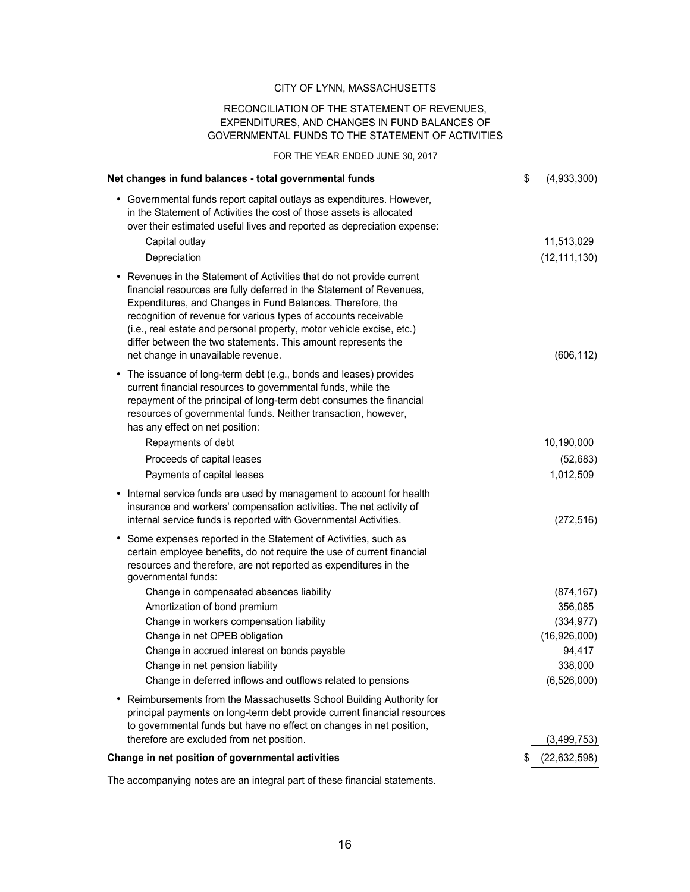CITY OF LYNN, MASSACHUSETTS

RECONCILIATION OF THE STATEMENT OF REVENUES, EXPENDITURES, AND CHANGES IN FUND BALANCES OF GOVERNMENTAL FUNDS TO THE STATEMENT OF ACTIVITIES

FOR THE YEAR ENDED JUNE 30, 2017

| | |
|---|---|
| **Net changes in fund balances - total governmental funds** | $ (4,933,300) |
| • Governmental funds report capital outlays as expenditures. However, in the Statement of Activities the cost of those assets is allocated over their estimated useful lives and reported as depreciation expense: | |
| Capital outlay | 11,513,029 |
| Depreciation | (12,111,130) |
| • Revenues in the Statement of Activities that do not provide current financial resources are fully deferred in the Statement of Revenues, Expenditures, and Changes in Fund Balances. Therefore, the recognition of revenue for various types of accounts receivable (i.e., real estate and personal property, motor vehicle excise, etc.) differ between the two statements. This amount represents the net change in unavailable revenue. | (606,112) |
| • The issuance of long-term debt (e.g., bonds and leases) provides current financial resources to governmental funds, while the repayment of the principal of long-term debt consumes the financial resources of governmental funds. Neither transaction, however, has any effect on net position: | |
| Repayments of debt | 10,190,000 |
| Proceeds of capital leases | (52,683) |
| Payments of capital leases | 1,012,509 |
| • Internal service funds are used by management to account for health insurance and workers' compensation activities. The net activity of internal service funds is reported with Governmental Activities. | (272,516) |
| • Some expenses reported in the Statement of Activities, such as certain employee benefits, do not require the use of current financial resources and therefore, are not reported as expenditures in the governmental funds: | |
| Change in compensated absences liability | (874,167) |
| Amortization of bond premium | 356,085 |
| Change in workers compensation liability | (334,977) |
| Change in net OPEB obligation | (16,926,000) |
| Change in accrued interest on bonds payable | 94,417 |
| Change in net pension liability | 338,000 |
| Change in deferred inflows and outflows related to pensions | (6,526,000) |
| • Reimbursements from the Massachusetts School Building Authority for principal payments on long-term debt provide current financial resources to governmental funds but have no effect on changes in net position, therefore are excluded from net position. | (3,499,753) |
| **Change in net position of governmental activities** | $ (22,632,598) |

The accompanying notes are an integral part of these financial statements.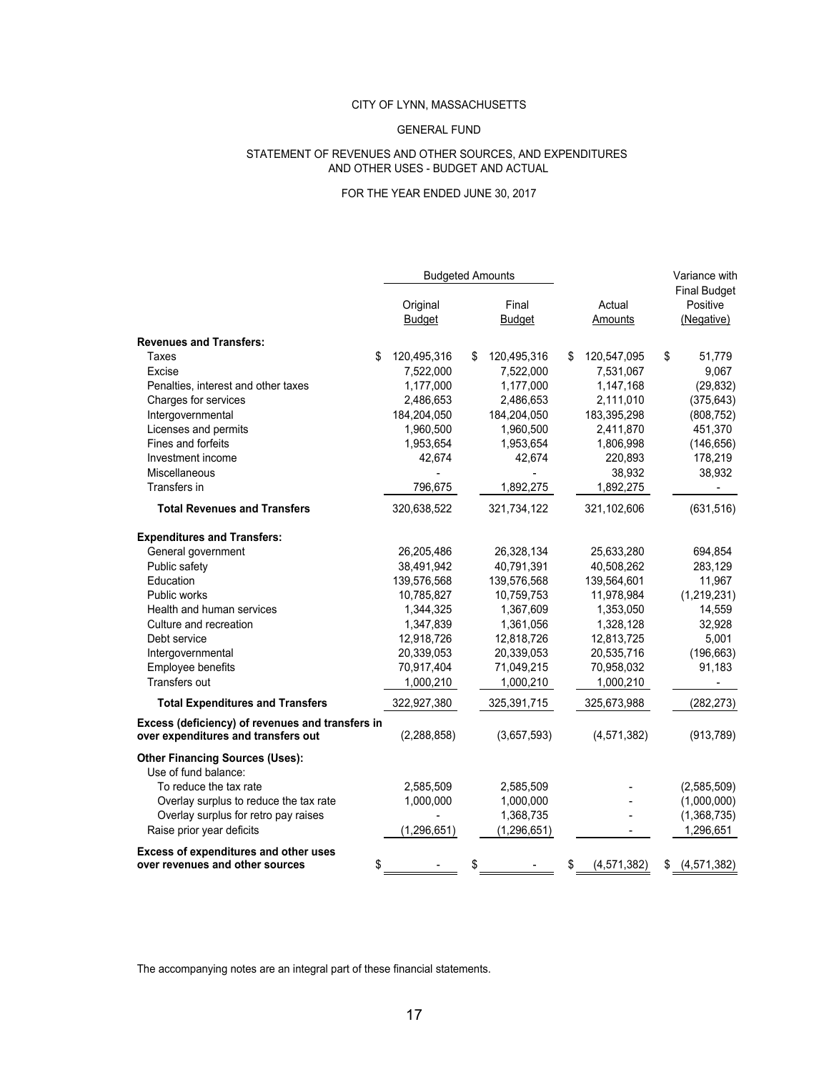CITY OF LYNN, MASSACHUSETTS

GENERAL FUND

STATEMENT OF REVENUES AND OTHER SOURCES, AND EXPENDITURES AND OTHER USES - BUDGET AND ACTUAL

FOR THE YEAR ENDED JUNE 30, 2017

| | Budgeted Amounts | | | Variance with Final Budget |
|---|---|---|---|---|
| | Original Budget | Final Budget | Actual Amounts | Positive (Negative) |
| **Revenues and Transfers:** | | | | |
| Taxes | $ 120,495,316 | $ 120,495,316 | $ 120,547,095 | $ 51,779 |
| Excise | 7,522,000 | 7,522,000 | 7,531,067 | 9,067 |
| Penalties, interest and other taxes | 1,177,000 | 1,177,000 | 1,147,168 | (29,832) |
| Charges for services | 2,486,653 | 2,486,653 | 2,111,010 | (375,643) |
| Intergovernmental | 184,204,050 | 184,204,050 | 183,395,298 | (808,752) |
| Licenses and permits | 1,960,500 | 1,960,500 | 2,411,870 | 451,370 |
| Fines and forfeits | 1,953,654 | 1,953,654 | 1,806,998 | (146,656) |
| Investment income | 42,674 | 42,674 | 220,893 | 178,219 |
| Miscellaneous | - | - | 38,932 | 38,932 |
| Transfers in | 796,675 | 1,892,275 | 1,892,275 | - |
| **Total Revenues and Transfers** | 320,638,522 | 321,734,122 | 321,102,606 | (631,516) |
| **Expenditures and Transfers:** | | | | |
| General government | 26,205,486 | 26,328,134 | 25,633,280 | 694,854 |
| Public safety | 38,491,942 | 40,791,391 | 40,508,262 | 283,129 |
| Education | 139,576,568 | 139,576,568 | 139,564,601 | 11,967 |
| Public works | 10,785,827 | 10,759,753 | 11,978,984 | (1,219,231) |
| Health and human services | 1,344,325 | 1,367,609 | 1,353,050 | 14,559 |
| Culture and recreation | 1,347,839 | 1,361,056 | 1,328,128 | 32,928 |
| Debt service | 12,918,726 | 12,818,726 | 12,813,725 | 5,001 |
| Intergovernmental | 20,339,053 | 20,339,053 | 20,535,716 | (196,663) |
| Employee benefits | 70,917,404 | 71,049,215 | 70,958,032 | 91,183 |
| Transfers out | 1,000,210 | 1,000,210 | 1,000,210 | - |
| **Total Expenditures and Transfers** | 322,927,380 | 325,391,715 | 325,673,988 | (282,273) |
| **Excess (deficiency) of revenues and transfers in over expenditures and transfers out** | (2,288,858) | (3,657,593) | (4,571,382) | (913,789) |
| **Other Financing Sources (Uses):** | | | | |
| Use of fund balance: | | | | |
| To reduce the tax rate | 2,585,509 | 2,585,509 | - | (2,585,509) |
| Overlay surplus to reduce the tax rate | 1,000,000 | 1,000,000 | - | (1,000,000) |
| Overlay surplus for retro pay raises | - | 1,368,735 | - | (1,368,735) |
| Raise prior year deficits | (1,296,651) | (1,296,651) | - | 1,296,651 |
| **Excess of expenditures and other uses over revenues and other sources** | $ - | $ - | $ (4,571,382) | $ (4,571,382) |

The accompanying notes are an integral part of these financial statements.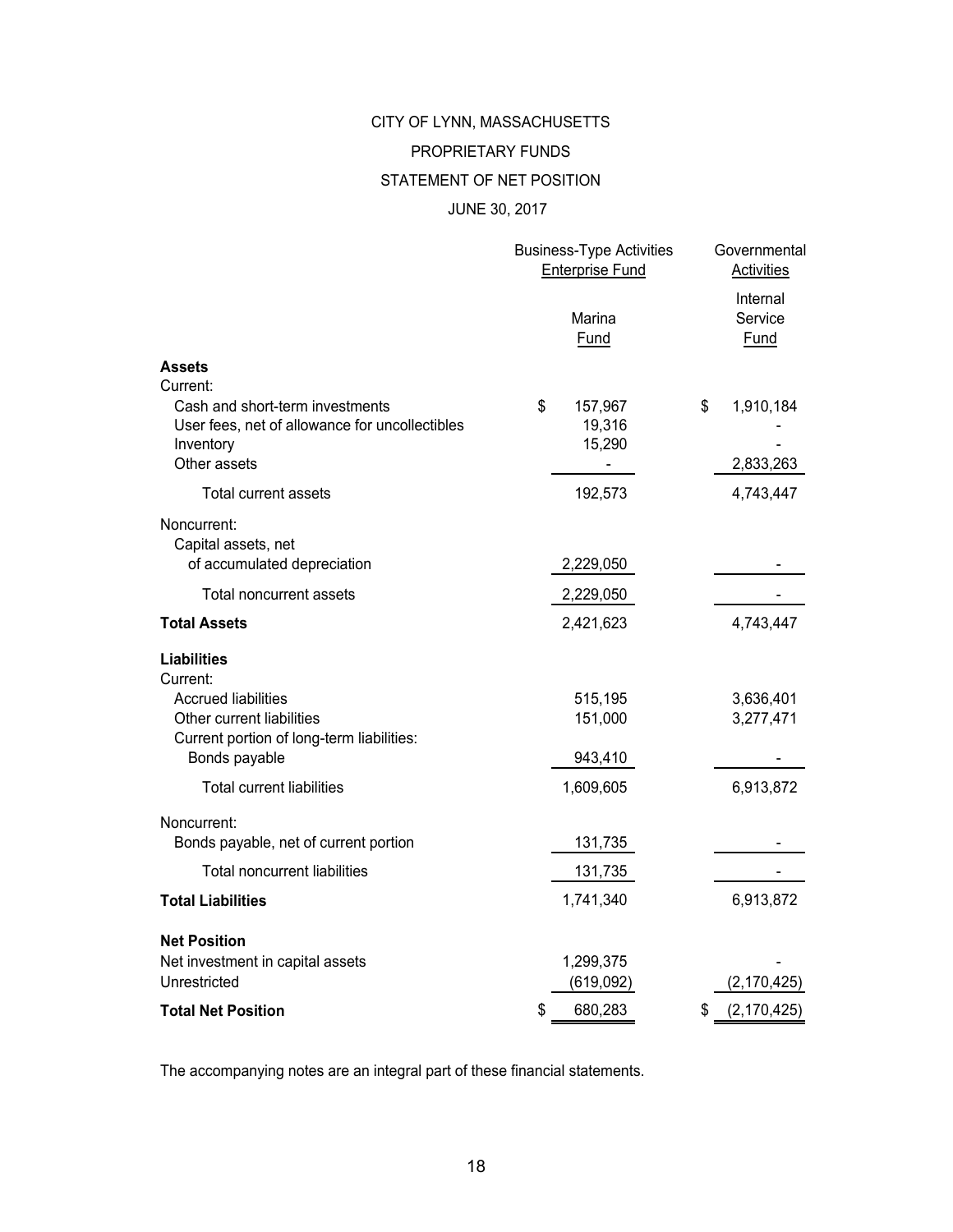# CITY OF LYNN, MASSACHUSETTS

## PROPRIETARY FUNDS

## STATEMENT OF NET POSITION

## JUNE 30, 2017

| | Business-Type Activities Enterprise Fund | Governmental Activities |
|---|---|---|
| | Marina Fund | Internal Service Fund |
| **Assets** | | |
| Current: | | |
| Cash and short-term investments | $ 157,967 | $ 1,910,184 |
| User fees, net of allowance for uncollectibles | 19,316 | - |
| Inventory | 15,290 | - |
| Other assets | - | 2,833,263 |
| Total current assets | 192,573 | 4,743,447 |
| Noncurrent: | | |
| Capital assets, net of accumulated depreciation | 2,229,050 | - |
| Total noncurrent assets | 2,229,050 | - |
| **Total Assets** | 2,421,623 | 4,743,447 |
| **Liabilities** | | |
| Current: | | |
| Accrued liabilities | 515,195 | 3,636,401 |
| Other current liabilities | 151,000 | 3,277,471 |
| Current portion of long-term liabilities: | | |
| Bonds payable | 943,410 | - |
| Total current liabilities | 1,609,605 | 6,913,872 |
| Noncurrent: | | |
| Bonds payable, net of current portion | 131,735 | - |
| Total noncurrent liabilities | 131,735 | - |
| **Total Liabilities** | 1,741,340 | 6,913,872 |
| **Net Position** | | |
| Net investment in capital assets | 1,299,375 | - |
| Unrestricted | (619,092) | (2,170,425) |
| **Total Net Position** | $ 680,283 | $ (2,170,425) |

The accompanying notes are an integral part of these financial statements.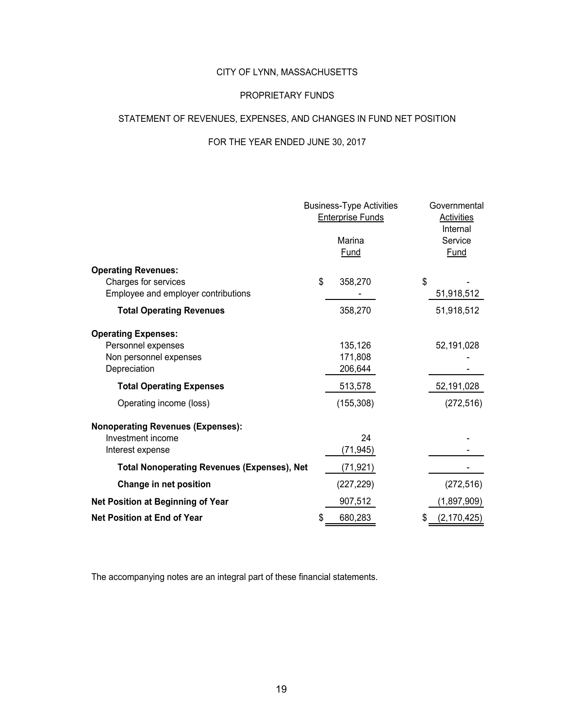CITY OF LYNN, MASSACHUSETTS

PROPRIETARY FUNDS

STATEMENT OF REVENUES, EXPENSES, AND CHANGES IN FUND NET POSITION

FOR THE YEAR ENDED JUNE 30, 2017

| | Business-Type Activities Enterprise Funds Marina Fund | Governmental Activities Internal Service Fund |
|---|---|---|
| **Operating Revenues:** | | |
| Charges for services | $ 358,270 | $ - |
| Employee and employer contributions | - | 51,918,512 |
| **Total Operating Revenues** | 358,270 | 51,918,512 |
| **Operating Expenses:** | | |
| Personnel expenses | 135,126 | 52,191,028 |
| Non personnel expenses | 171,808 | - |
| Depreciation | 206,644 | - |
| **Total Operating Expenses** | 513,578 | 52,191,028 |
| Operating income (loss) | (155,308) | (272,516) |
| **Nonoperating Revenues (Expenses):** | | |
| Investment income | 24 | - |
| Interest expense | (71,945) | - |
| **Total Nonoperating Revenues (Expenses), Net** | (71,921) | - |
| **Change in net position** | (227,229) | (272,516) |
| **Net Position at Beginning of Year** | 907,512 | (1,897,909) |
| **Net Position at End of Year** | $ 680,283 | $ (2,170,425) |

The accompanying notes are an integral part of these financial statements.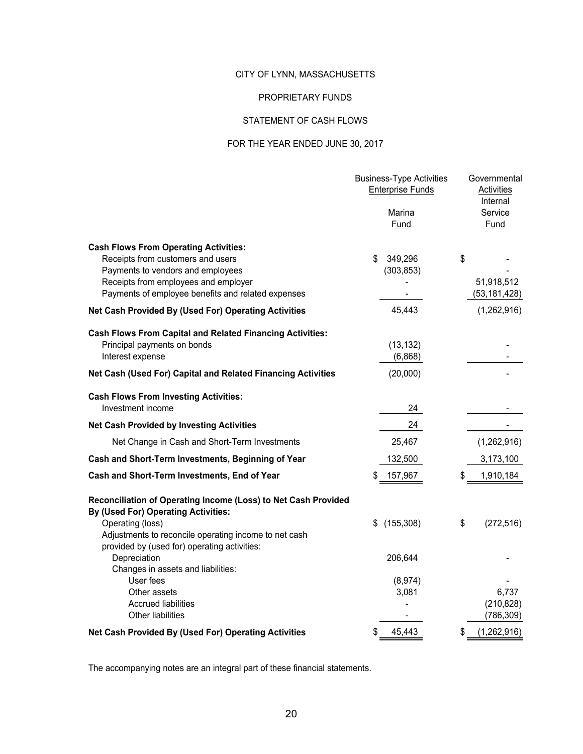CITY OF LYNN, MASSACHUSETTS

PROPRIETARY FUNDS

STATEMENT OF CASH FLOWS

FOR THE YEAR ENDED JUNE 30, 2017

| | Business-Type Activities Enterprise Funds | Governmental Activities |
|---|---|---|
| | Marina Fund | Internal Service Fund |
| **Cash Flows From Operating Activities:** | | |
| Receipts from customers and users | $ 349,296 | $ - |
| Payments to vendors and employees | (303,853) | - |
| Receipts from employees and employer | - | 51,918,512 |
| Payments of employee benefits and related expenses | - | (53,181,428) |
| **Net Cash Provided By (Used For) Operating Activities** | 45,443 | (1,262,916) |
| **Cash Flows From Capital and Related Financing Activities:** | | |
| Principal payments on bonds | (13,132) | - |
| Interest expense | (6,868) | - |
| **Net Cash (Used For) Capital and Related Financing Activities** | (20,000) | - |
| **Cash Flows From Investing Activities:** | | |
| Investment income | 24 | - |
| **Net Cash Provided by Investing Activities** | 24 | - |
| Net Change in Cash and Short-Term Investments | 25,467 | (1,262,916) |
| **Cash and Short-Term Investments, Beginning of Year** | 132,500 | 3,173,100 |
| **Cash and Short-Term Investments, End of Year** | $ 157,967 | $ 1,910,184 |
| **Reconciliation of Operating Income (Loss) to Net Cash Provided By (Used For) Operating Activities:** | | |
| Operating (loss) | $ (155,308) | $ (272,516) |
| Adjustments to reconcile operating income to net cash provided by (used for) operating activities: | | |
| Depreciation | 206,644 | - |
| Changes in assets and liabilities: | | |
| User fees | (8,974) | - |
| Other assets | 3,081 | 6,737 |
| Accrued liabilities | - | (210,828) |
| Other liabilities | - | (786,309) |
| **Net Cash Provided By (Used For) Operating Activities** | $ 45,443 | $ (1,262,916) |

The accompanying notes are an integral part of these financial statements.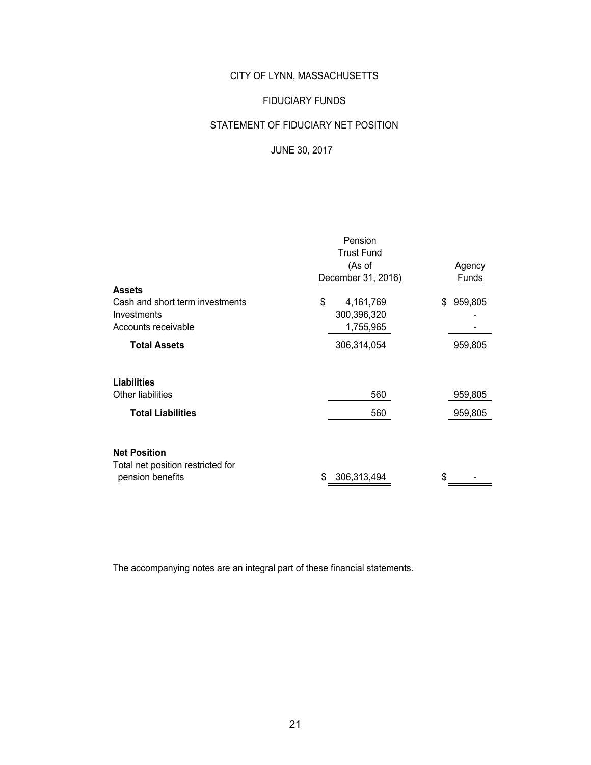# CITY OF LYNN, MASSACHUSETTS

## FIDUCIARY FUNDS

## STATEMENT OF FIDUCIARY NET POSITION

## JUNE 30, 2017

| | Pension Trust Fund (As of December 31, 2016) | Agency Funds |
|---|---|---|
| **Assets** | | |
| Cash and short term investments | $ 4,161,769 | $ 959,805 |
| Investments | 300,396,320 | - |
| Accounts receivable | 1,755,965 | - |
| **Total Assets** | 306,314,054 | 959,805 |
| **Liabilities** | | |
| Other liabilities | 560 | 959,805 |
| **Total Liabilities** | 560 | 959,805 |
| **Net Position** | | |
| Total net position restricted for pension benefits | $ 306,313,494 | $ - |

The accompanying notes are an integral part of these financial statements.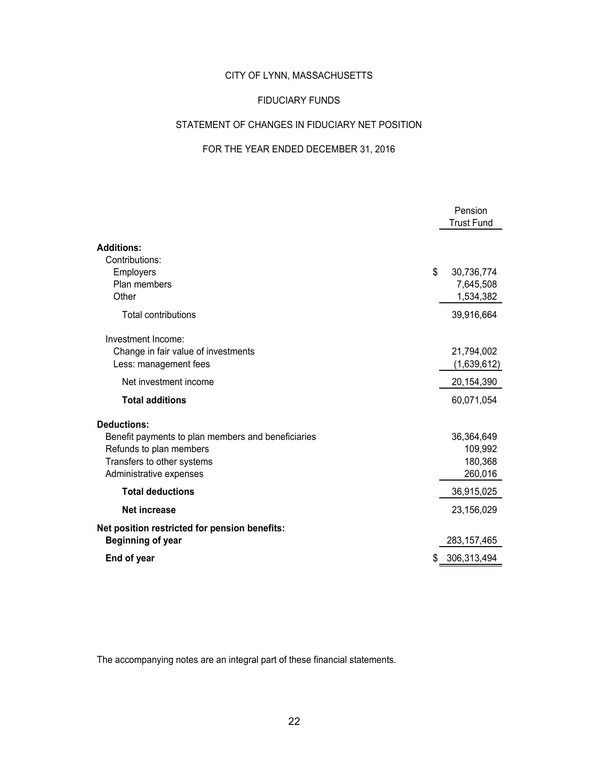# CITY OF LYNN, MASSACHUSETTS

## FIDUCIARY FUNDS

## STATEMENT OF CHANGES IN FIDUCIARY NET POSITION

## FOR THE YEAR ENDED DECEMBER 31, 2016

| | Pension Trust Fund |
|---|---|
| **Additions:** | |
| Contributions: | |
| Employers | $ 30,736,774 |
| Plan members | 7,645,508 |
| Other | 1,534,382 |
| Total contributions | 39,916,664 |
| Investment Income: | |
| Change in fair value of investments | 21,794,002 |
| Less: management fees | (1,639,612) |
| Net investment income | 20,154,390 |
| **Total additions** | 60,071,054 |
| **Deductions:** | |
| Benefit payments to plan members and beneficiaries | 36,364,649 |
| Refunds to plan members | 109,992 |
| Transfers to other systems | 180,368 |
| Administrative expenses | 260,016 |
| **Total deductions** | 36,915,025 |
| **Net increase** | 23,156,029 |
| **Net position restricted for pension benefits:** | |
| **Beginning of year** | 283,157,465 |
| **End of year** | $ 306,313,494 |

The accompanying notes are an integral part of these financial statements.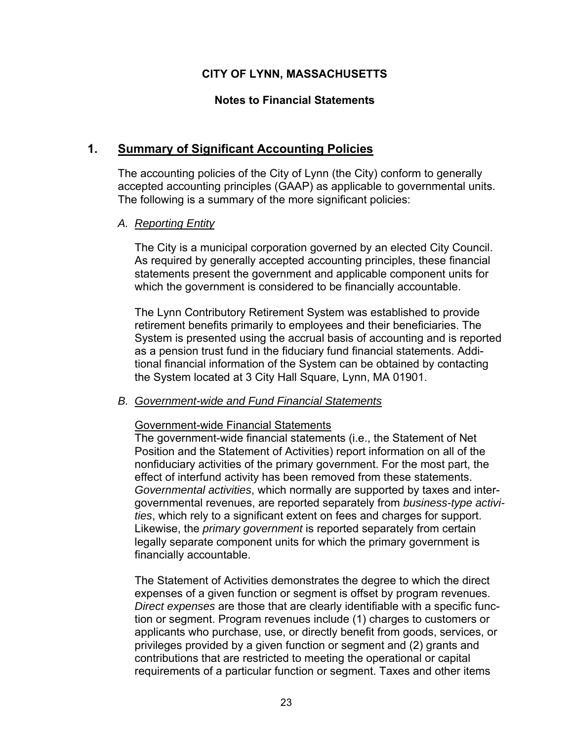# CITY OF LYNN, MASSACHUSETTS

## Notes to Financial Statements

## 1. Summary of Significant Accounting Policies

The accounting policies of the City of Lynn (the City) conform to generally accepted accounting principles (GAAP) as applicable to governmental units. The following is a summary of the more significant policies:

### A. *Reporting Entity*

The City is a municipal corporation governed by an elected City Council. As required by generally accepted accounting principles, these financial statements present the government and applicable component units for which the government is considered to be financially accountable.

The Lynn Contributory Retirement System was established to provide retirement benefits primarily to employees and their beneficiaries. The System is presented using the accrual basis of accounting and is reported as a pension trust fund in the fiduciary fund financial statements. Additional financial information of the System can be obtained by contacting the System located at 3 City Hall Square, Lynn, MA 01901.

### B. *Government-wide and Fund Financial Statements*

Government-wide Financial Statements

The government-wide financial statements (i.e., the Statement of Net Position and the Statement of Activities) report information on all of the nonfiduciary activities of the primary government. For the most part, the effect of interfund activity has been removed from these statements. *Governmental activities*, which normally are supported by taxes and intergovernmental revenues, are reported separately from *business-type activities*, which rely to a significant extent on fees and charges for support. Likewise, the *primary government* is reported separately from certain legally separate component units for which the primary government is financially accountable.

The Statement of Activities demonstrates the degree to which the direct expenses of a given function or segment is offset by program revenues. *Direct expenses* are those that are clearly identifiable with a specific function or segment. Program revenues include (1) charges to customers or applicants who purchase, use, or directly benefit from goods, services, or privileges provided by a given function or segment and (2) grants and contributions that are restricted to meeting the operational or capital requirements of a particular function or segment. Taxes and other items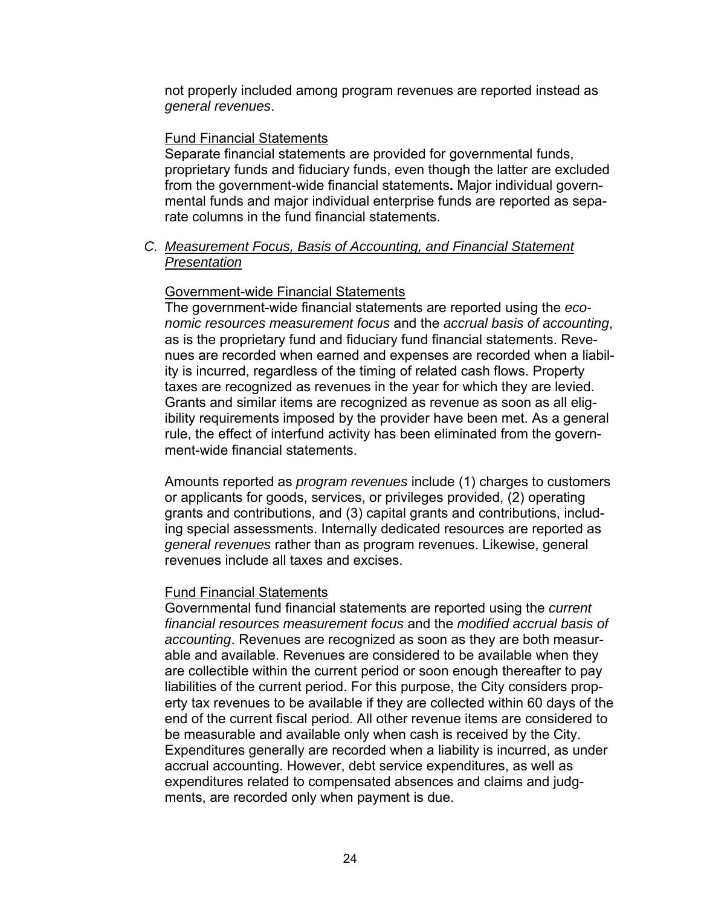not properly included among program revenues are reported instead as *general revenues*.

Fund Financial Statements

Separate financial statements are provided for governmental funds, proprietary funds and fiduciary funds, even though the latter are excluded from the government-wide financial statements**.** Major individual governmental funds and major individual enterprise funds are reported as separate columns in the fund financial statements.

### C. *Measurement Focus, Basis of Accounting, and Financial Statement Presentation*

Government-wide Financial Statements

The government-wide financial statements are reported using the *economic resources measurement focus* and the *accrual basis of accounting*, as is the proprietary fund and fiduciary fund financial statements. Revenues are recorded when earned and expenses are recorded when a liability is incurred, regardless of the timing of related cash flows. Property taxes are recognized as revenues in the year for which they are levied. Grants and similar items are recognized as revenue as soon as all eligibility requirements imposed by the provider have been met. As a general rule, the effect of interfund activity has been eliminated from the government-wide financial statements.

Amounts reported as *program revenues* include (1) charges to customers or applicants for goods, services, or privileges provided, (2) operating grants and contributions, and (3) capital grants and contributions, including special assessments. Internally dedicated resources are reported as *general revenues* rather than as program revenues. Likewise, general revenues include all taxes and excises.

Fund Financial Statements

Governmental fund financial statements are reported using the *current financial resources measurement focus* and the *modified accrual basis of accounting*. Revenues are recognized as soon as they are both measurable and available. Revenues are considered to be available when they are collectible within the current period or soon enough thereafter to pay liabilities of the current period. For this purpose, the City considers property tax revenues to be available if they are collected within 60 days of the end of the current fiscal period. All other revenue items are considered to be measurable and available only when cash is received by the City. Expenditures generally are recorded when a liability is incurred, as under accrual accounting. However, debt service expenditures, as well as expenditures related to compensated absences and claims and judgments, are recorded only when payment is due.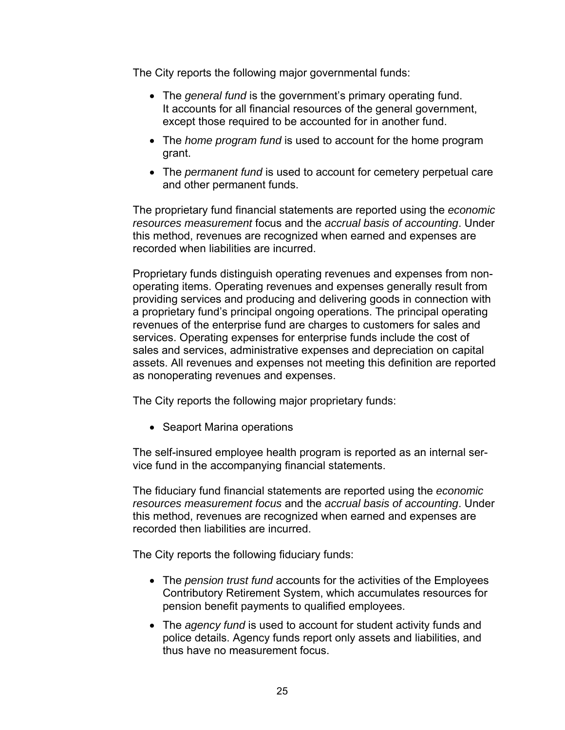The City reports the following major governmental funds:

- The *general fund* is the government's primary operating fund. It accounts for all financial resources of the general government, except those required to be accounted for in another fund.
- The *home program fund* is used to account for the home program grant.
- The *permanent fund* is used to account for cemetery perpetual care and other permanent funds.

The proprietary fund financial statements are reported using the *economic resources measurement* focus and the *accrual basis of accounting*. Under this method, revenues are recognized when earned and expenses are recorded when liabilities are incurred.

Proprietary funds distinguish operating revenues and expenses from non-operating items. Operating revenues and expenses generally result from providing services and producing and delivering goods in connection with a proprietary fund's principal ongoing operations. The principal operating revenues of the enterprise fund are charges to customers for sales and services. Operating expenses for enterprise funds include the cost of sales and services, administrative expenses and depreciation on capital assets. All revenues and expenses not meeting this definition are reported as nonoperating revenues and expenses.

The City reports the following major proprietary funds:

- Seaport Marina operations

The self-insured employee health program is reported as an internal service fund in the accompanying financial statements.

The fiduciary fund financial statements are reported using the *economic resources measurement focus* and the *accrual basis of accounting*. Under this method, revenues are recognized when earned and expenses are recorded then liabilities are incurred.

The City reports the following fiduciary funds:

- The *pension trust fund* accounts for the activities of the Employees Contributory Retirement System, which accumulates resources for pension benefit payments to qualified employees.
- The *agency fund* is used to account for student activity funds and police details. Agency funds report only assets and liabilities, and thus have no measurement focus.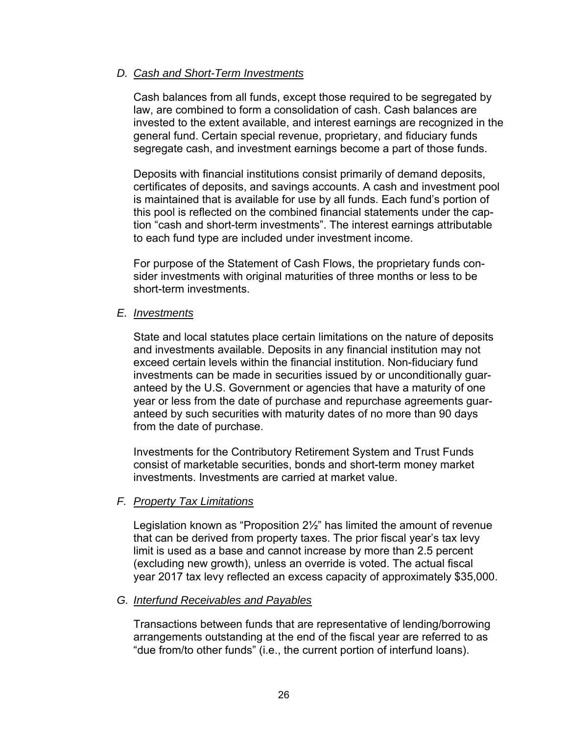### D. *Cash and Short-Term Investments*

Cash balances from all funds, except those required to be segregated by law, are combined to form a consolidation of cash. Cash balances are invested to the extent available, and interest earnings are recognized in the general fund. Certain special revenue, proprietary, and fiduciary funds segregate cash, and investment earnings become a part of those funds.

Deposits with financial institutions consist primarily of demand deposits, certificates of deposits, and savings accounts. A cash and investment pool is maintained that is available for use by all funds. Each fund's portion of this pool is reflected on the combined financial statements under the caption "cash and short-term investments". The interest earnings attributable to each fund type are included under investment income.

For purpose of the Statement of Cash Flows, the proprietary funds consider investments with original maturities of three months or less to be short-term investments.

### E. *Investments*

State and local statutes place certain limitations on the nature of deposits and investments available. Deposits in any financial institution may not exceed certain levels within the financial institution. Non-fiduciary fund investments can be made in securities issued by or unconditionally guaranteed by the U.S. Government or agencies that have a maturity of one year or less from the date of purchase and repurchase agreements guaranteed by such securities with maturity dates of no more than 90 days from the date of purchase.

Investments for the Contributory Retirement System and Trust Funds consist of marketable securities, bonds and short-term money market investments. Investments are carried at market value.

### F. *Property Tax Limitations*

Legislation known as "Proposition 2½" has limited the amount of revenue that can be derived from property taxes. The prior fiscal year's tax levy limit is used as a base and cannot increase by more than 2.5 percent (excluding new growth), unless an override is voted. The actual fiscal year 2017 tax levy reflected an excess capacity of approximately $35,000.

### G. *Interfund Receivables and Payables*

Transactions between funds that are representative of lending/borrowing arrangements outstanding at the end of the fiscal year are referred to as "due from/to other funds" (i.e., the current portion of interfund loans).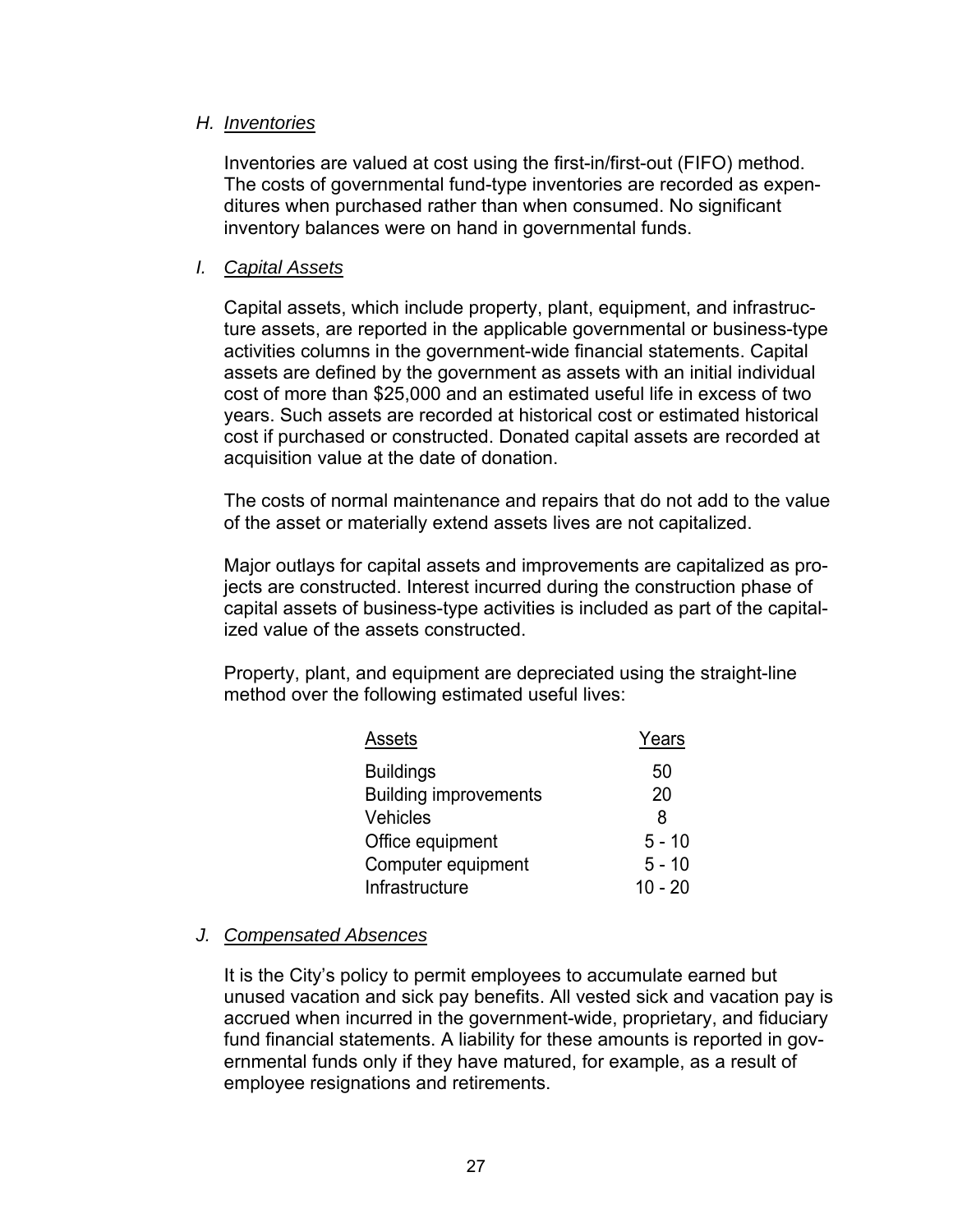*H. Inventories*

Inventories are valued at cost using the first-in/first-out (FIFO) method. The costs of governmental fund-type inventories are recorded as expenditures when purchased rather than when consumed. No significant inventory balances were on hand in governmental funds.

*I. Capital Assets*

Capital assets, which include property, plant, equipment, and infrastructure assets, are reported in the applicable governmental or business-type activities columns in the government-wide financial statements. Capital assets are defined by the government as assets with an initial individual cost of more than $25,000 and an estimated useful life in excess of two years. Such assets are recorded at historical cost or estimated historical cost if purchased or constructed. Donated capital assets are recorded at acquisition value at the date of donation.

The costs of normal maintenance and repairs that do not add to the value of the asset or materially extend assets lives are not capitalized.

Major outlays for capital assets and improvements are capitalized as projects are constructed. Interest incurred during the construction phase of capital assets of business-type activities is included as part of the capitalized value of the assets constructed.

Property, plant, and equipment are depreciated using the straight-line method over the following estimated useful lives:

| Assets | Years |
|---|---|
| Buildings | 50 |
| Building improvements | 20 |
| Vehicles | 8 |
| Office equipment | 5 - 10 |
| Computer equipment | 5 - 10 |
| Infrastructure | 10 - 20 |

*J. Compensated Absences*

It is the City's policy to permit employees to accumulate earned but unused vacation and sick pay benefits. All vested sick and vacation pay is accrued when incurred in the government-wide, proprietary, and fiduciary fund financial statements. A liability for these amounts is reported in governmental funds only if they have matured, for example, as a result of employee resignations and retirements.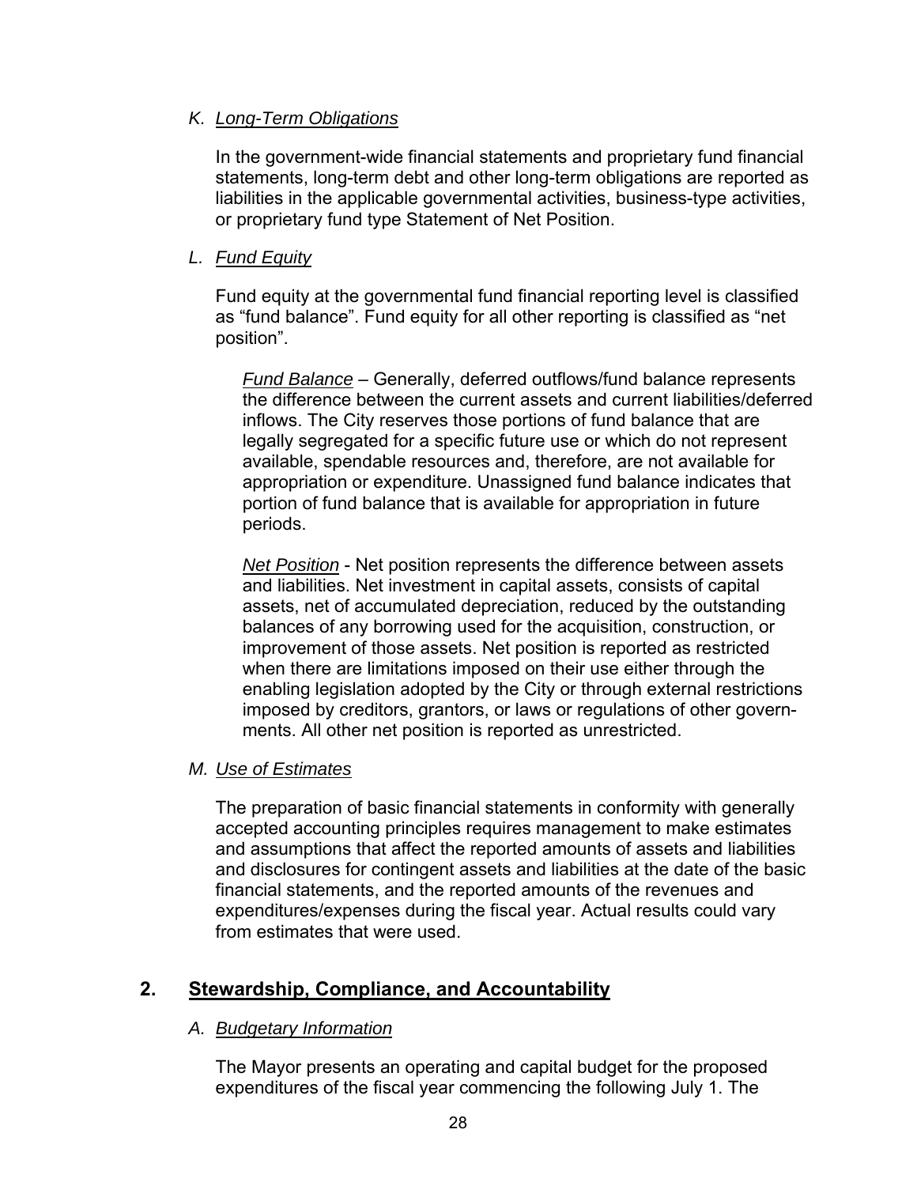### K. *Long-Term Obligations*

In the government-wide financial statements and proprietary fund financial statements, long-term debt and other long-term obligations are reported as liabilities in the applicable governmental activities, business-type activities, or proprietary fund type Statement of Net Position.

### L. *Fund Equity*

Fund equity at the governmental fund financial reporting level is classified as "fund balance". Fund equity for all other reporting is classified as "net position".

*Fund Balance* – Generally, deferred outflows/fund balance represents the difference between the current assets and current liabilities/deferred inflows. The City reserves those portions of fund balance that are legally segregated for a specific future use or which do not represent available, spendable resources and, therefore, are not available for appropriation or expenditure. Unassigned fund balance indicates that portion of fund balance that is available for appropriation in future periods.

*Net Position* - Net position represents the difference between assets and liabilities. Net investment in capital assets, consists of capital assets, net of accumulated depreciation, reduced by the outstanding balances of any borrowing used for the acquisition, construction, or improvement of those assets. Net position is reported as restricted when there are limitations imposed on their use either through the enabling legislation adopted by the City or through external restrictions imposed by creditors, grantors, or laws or regulations of other governments. All other net position is reported as unrestricted.

### M. *Use of Estimates*

The preparation of basic financial statements in conformity with generally accepted accounting principles requires management to make estimates and assumptions that affect the reported amounts of assets and liabilities and disclosures for contingent assets and liabilities at the date of the basic financial statements, and the reported amounts of the revenues and expenditures/expenses during the fiscal year. Actual results could vary from estimates that were used.

## 2. Stewardship, Compliance, and Accountability

### A. *Budgetary Information*

The Mayor presents an operating and capital budget for the proposed expenditures of the fiscal year commencing the following July 1. The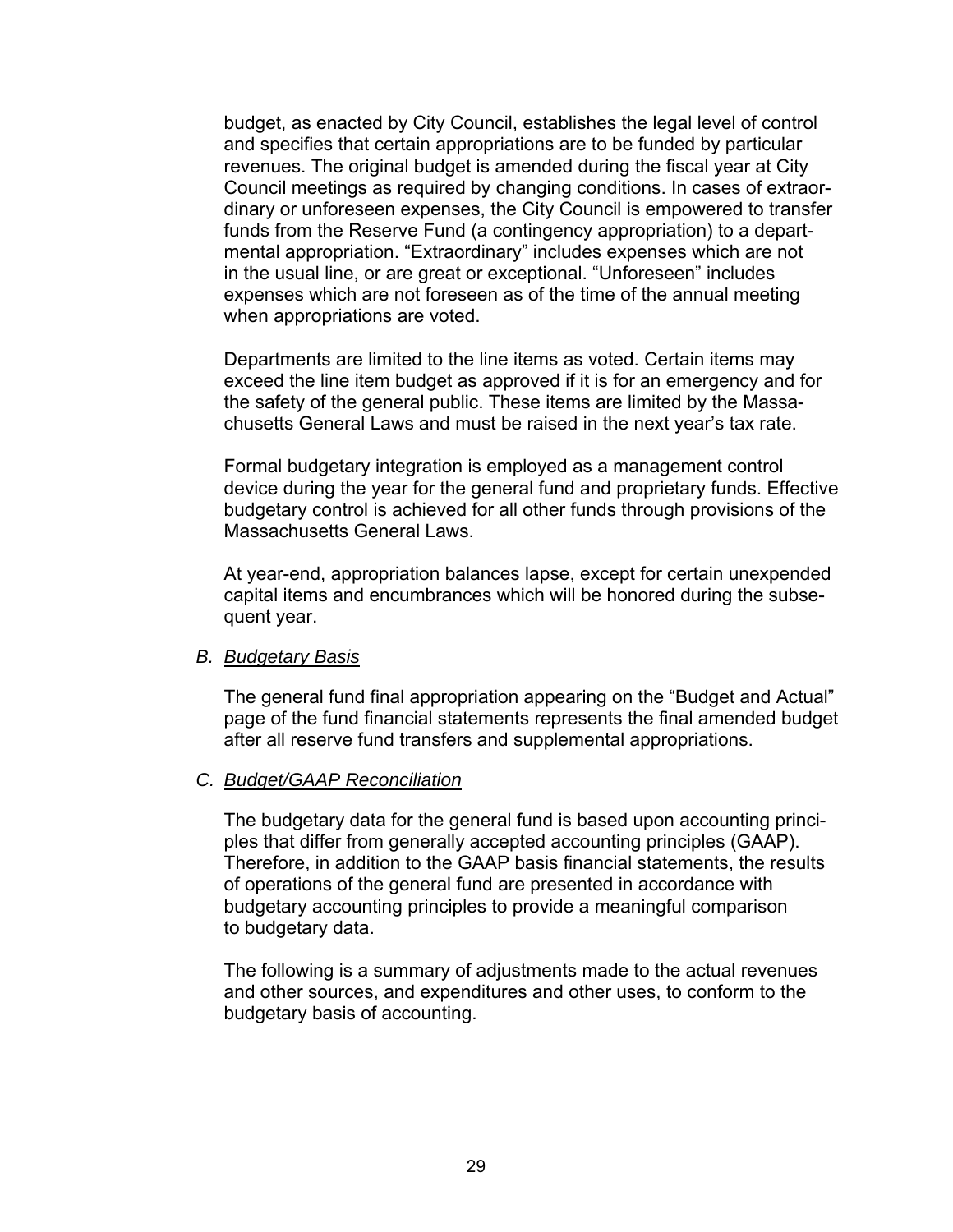budget, as enacted by City Council, establishes the legal level of control and specifies that certain appropriations are to be funded by particular revenues. The original budget is amended during the fiscal year at City Council meetings as required by changing conditions. In cases of extraordinary or unforeseen expenses, the City Council is empowered to transfer funds from the Reserve Fund (a contingency appropriation) to a departmental appropriation. "Extraordinary" includes expenses which are not in the usual line, or are great or exceptional. "Unforeseen" includes expenses which are not foreseen as of the time of the annual meeting when appropriations are voted.

Departments are limited to the line items as voted. Certain items may exceed the line item budget as approved if it is for an emergency and for the safety of the general public. These items are limited by the Massachusetts General Laws and must be raised in the next year's tax rate.

Formal budgetary integration is employed as a management control device during the year for the general fund and proprietary funds. Effective budgetary control is achieved for all other funds through provisions of the Massachusetts General Laws.

At year-end, appropriation balances lapse, except for certain unexpended capital items and encumbrances which will be honored during the subsequent year.

*B. Budgetary Basis*

The general fund final appropriation appearing on the "Budget and Actual" page of the fund financial statements represents the final amended budget after all reserve fund transfers and supplemental appropriations.

*C. Budget/GAAP Reconciliation*

The budgetary data for the general fund is based upon accounting principles that differ from generally accepted accounting principles (GAAP). Therefore, in addition to the GAAP basis financial statements, the results of operations of the general fund are presented in accordance with budgetary accounting principles to provide a meaningful comparison to budgetary data.

The following is a summary of adjustments made to the actual revenues and other sources, and expenditures and other uses, to conform to the budgetary basis of accounting.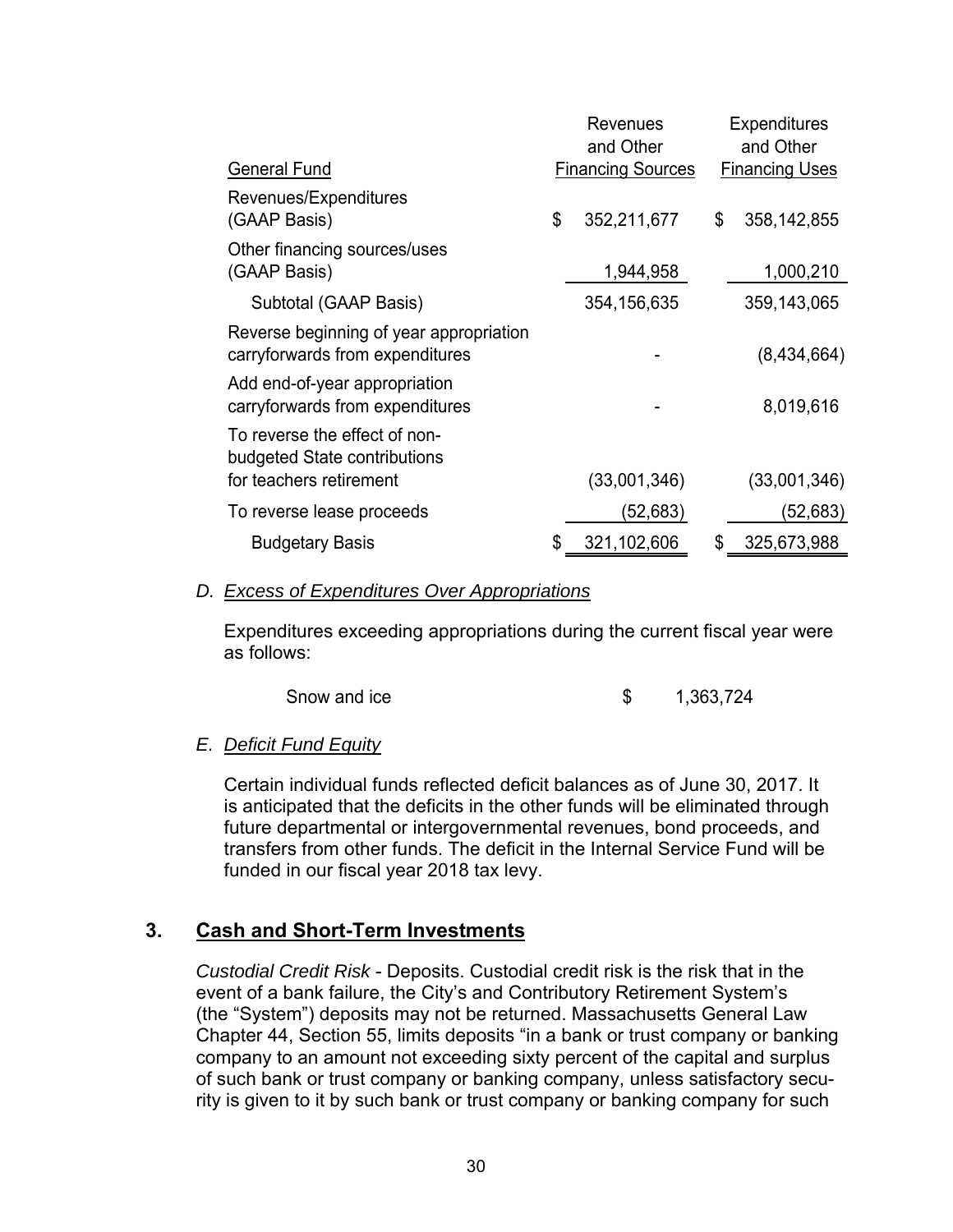| General Fund | Revenues and Other Financing Sources | Expenditures and Other Financing Uses |
|---|---|---|
| Revenues/Expenditures (GAAP Basis) | $ 352,211,677 | $ 358,142,855 |
| Other financing sources/uses (GAAP Basis) | 1,944,958 | 1,000,210 |
| Subtotal (GAAP Basis) | 354,156,635 | 359,143,065 |
| Reverse beginning of year appropriation carryforwards from expenditures | - | (8,434,664) |
| Add end-of-year appropriation carryforwards from expenditures | - | 8,019,616 |
| To reverse the effect of non-budgeted State contributions for teachers retirement | (33,001,346) | (33,001,346) |
| To reverse lease proceeds | (52,683) | (52,683) |
| Budgetary Basis | $ 321,102,606 | $ 325,673,988 |

*D. Excess of Expenditures Over Appropriations*

Expenditures exceeding appropriations during the current fiscal year were as follows:

| | |
|---|---|
| Snow and ice | $ 1,363,724 |

*E. Deficit Fund Equity*

Certain individual funds reflected deficit balances as of June 30, 2017. It is anticipated that the deficits in the other funds will be eliminated through future departmental or intergovernmental revenues, bond proceeds, and transfers from other funds. The deficit in the Internal Service Fund will be funded in our fiscal year 2018 tax levy.

## 3. Cash and Short-Term Investments

*Custodial Credit Risk* - Deposits. Custodial credit risk is the risk that in the event of a bank failure, the City's and Contributory Retirement System's (the "System") deposits may not be returned. Massachusetts General Law Chapter 44, Section 55, limits deposits "in a bank or trust company or banking company to an amount not exceeding sixty percent of the capital and surplus of such bank or trust company or banking company, unless satisfactory security is given to it by such bank or trust company or banking company for such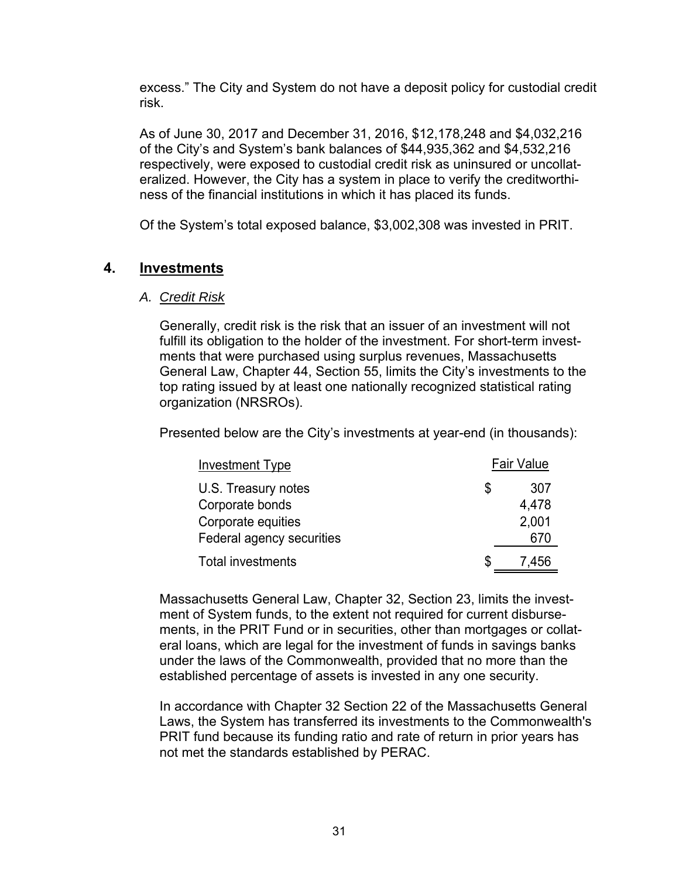excess." The City and System do not have a deposit policy for custodial credit risk.

As of June 30, 2017 and December 31, 2016, $12,178,248 and $4,032,216 of the City's and System's bank balances of $44,935,362 and $4,532,216 respectively, were exposed to custodial credit risk as uninsured or uncollateralized. However, the City has a system in place to verify the creditworthiness of the financial institutions in which it has placed its funds.

Of the System's total exposed balance, $3,002,308 was invested in PRIT.

## 4. Investments

### A. *Credit Risk*

Generally, credit risk is the risk that an issuer of an investment will not fulfill its obligation to the holder of the investment. For short-term investments that were purchased using surplus revenues, Massachusetts General Law, Chapter 44, Section 55, limits the City's investments to the top rating issued by at least one nationally recognized statistical rating organization (NRSROs).

Presented below are the City's investments at year-end (in thousands):

| Investment Type | | Fair Value |
|---|---|---|
| U.S. Treasury notes | $ | 307 |
| Corporate bonds | | 4,478 |
| Corporate equities | | 2,001 |
| Federal agency securities | | 670 |
| Total investments | $ | 7,456 |

Massachusetts General Law, Chapter 32, Section 23, limits the investment of System funds, to the extent not required for current disbursements, in the PRIT Fund or in securities, other than mortgages or collateral loans, which are legal for the investment of funds in savings banks under the laws of the Commonwealth, provided that no more than the established percentage of assets is invested in any one security.

In accordance with Chapter 32 Section 22 of the Massachusetts General Laws, the System has transferred its investments to the Commonwealth's PRIT fund because its funding ratio and rate of return in prior years has not met the standards established by PERAC.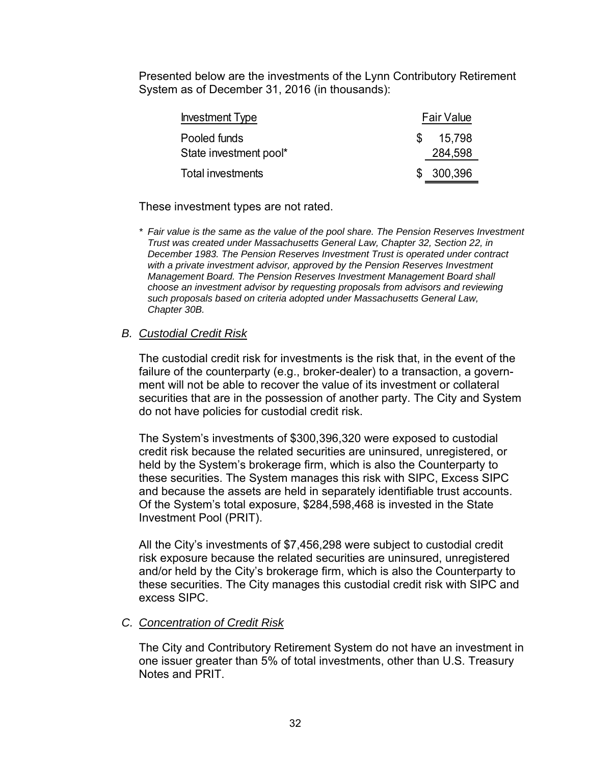Presented below are the investments of the Lynn Contributory Retirement System as of December 31, 2016 (in thousands):

| Investment Type | Fair Value |
|---|---|
| Pooled funds | $ 15,798 |
| State investment pool* | 284,598 |
| Total investments | $ 300,396 |

These investment types are not rated.

\* *Fair value is the same as the value of the pool share. The Pension Reserves Investment Trust was created under Massachusetts General Law, Chapter 32, Section 22, in December 1983. The Pension Reserves Investment Trust is operated under contract with a private investment advisor, approved by the Pension Reserves Investment Management Board. The Pension Reserves Investment Management Board shall choose an investment advisor by requesting proposals from advisors and reviewing such proposals based on criteria adopted under Massachusetts General Law, Chapter 30B.*

### B. *Custodial Credit Risk*

The custodial credit risk for investments is the risk that, in the event of the failure of the counterparty (e.g., broker-dealer) to a transaction, a government will not be able to recover the value of its investment or collateral securities that are in the possession of another party. The City and System do not have policies for custodial credit risk.

The System's investments of $300,396,320 were exposed to custodial credit risk because the related securities are uninsured, unregistered, or held by the System's brokerage firm, which is also the Counterparty to these securities. The System manages this risk with SIPC, Excess SIPC and because the assets are held in separately identifiable trust accounts. Of the System's total exposure, $284,598,468 is invested in the State Investment Pool (PRIT).

All the City's investments of $7,456,298 were subject to custodial credit risk exposure because the related securities are uninsured, unregistered and/or held by the City's brokerage firm, which is also the Counterparty to these securities. The City manages this custodial credit risk with SIPC and excess SIPC.

### C. *Concentration of Credit Risk*

The City and Contributory Retirement System do not have an investment in one issuer greater than 5% of total investments, other than U.S. Treasury Notes and PRIT.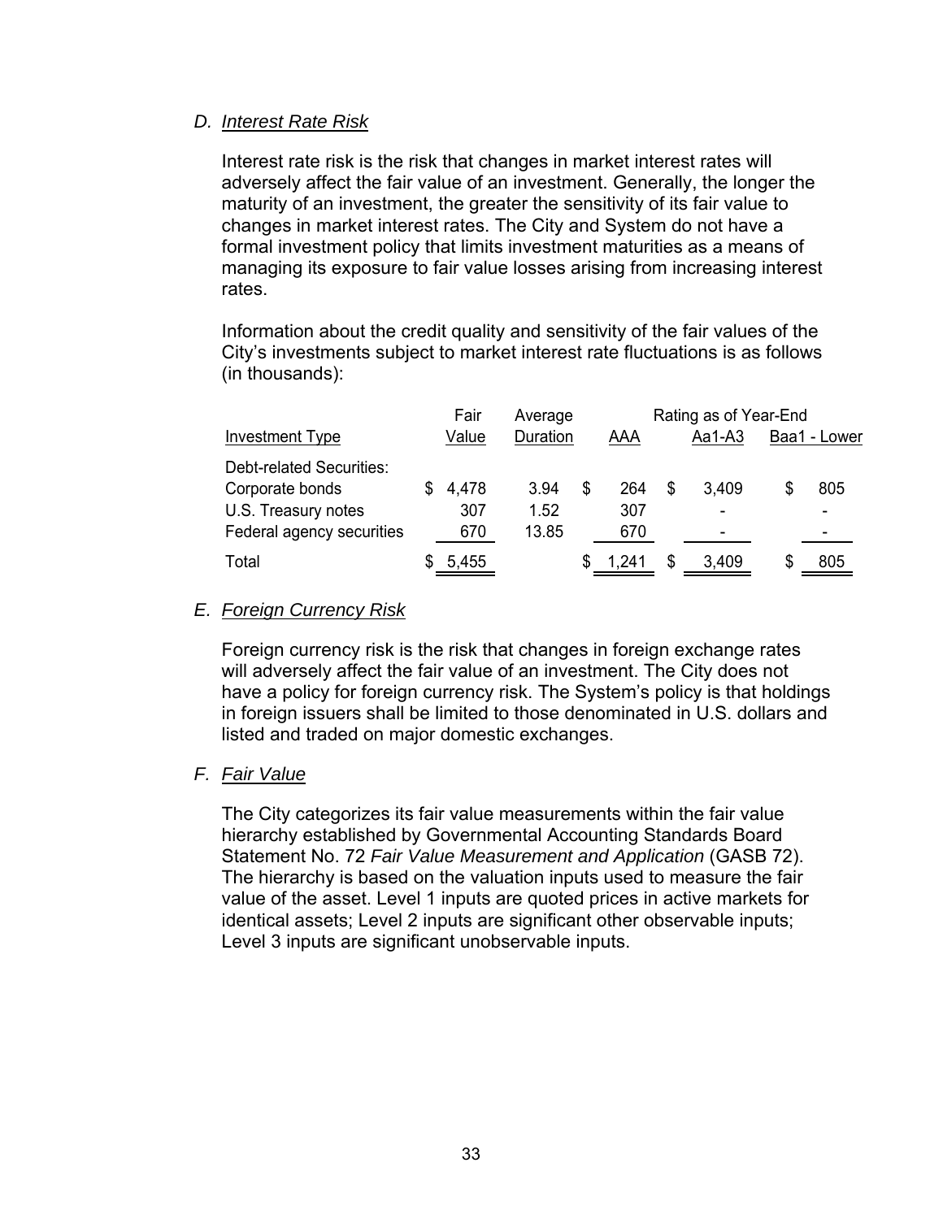### D. *Interest Rate Risk*

Interest rate risk is the risk that changes in market interest rates will adversely affect the fair value of an investment. Generally, the longer the maturity of an investment, the greater the sensitivity of its fair value to changes in market interest rates. The City and System do not have a formal investment policy that limits investment maturities as a means of managing its exposure to fair value losses arising from increasing interest rates.

Information about the credit quality and sensitivity of the fair values of the City's investments subject to market interest rate fluctuations is as follows (in thousands):

| Investment Type | Fair Value | Average Duration | Rating as of Year-End AAA | Aa1-A3 | Baa1 - Lower |
|---|---|---|---|---|---|
| Debt-related Securities: | | | | | |
| Corporate bonds | $ 4,478 | 3.94 | $ 264 | $ 3,409 | $ 805 |
| U.S. Treasury notes | 307 | 1.52 | 307 | - | - |
| Federal agency securities | 670 | 13.85 | 670 | - | - |
| Total | $ 5,455 | | $ 1,241 | $ 3,409 | $ 805 |

### E. *Foreign Currency Risk*

Foreign currency risk is the risk that changes in foreign exchange rates will adversely affect the fair value of an investment. The City does not have a policy for foreign currency risk. The System's policy is that holdings in foreign issuers shall be limited to those denominated in U.S. dollars and listed and traded on major domestic exchanges.

### F. *Fair Value*

The City categorizes its fair value measurements within the fair value hierarchy established by Governmental Accounting Standards Board Statement No. 72 *Fair Value Measurement and Application* (GASB 72). The hierarchy is based on the valuation inputs used to measure the fair value of the asset. Level 1 inputs are quoted prices in active markets for identical assets; Level 2 inputs are significant other observable inputs; Level 3 inputs are significant unobservable inputs.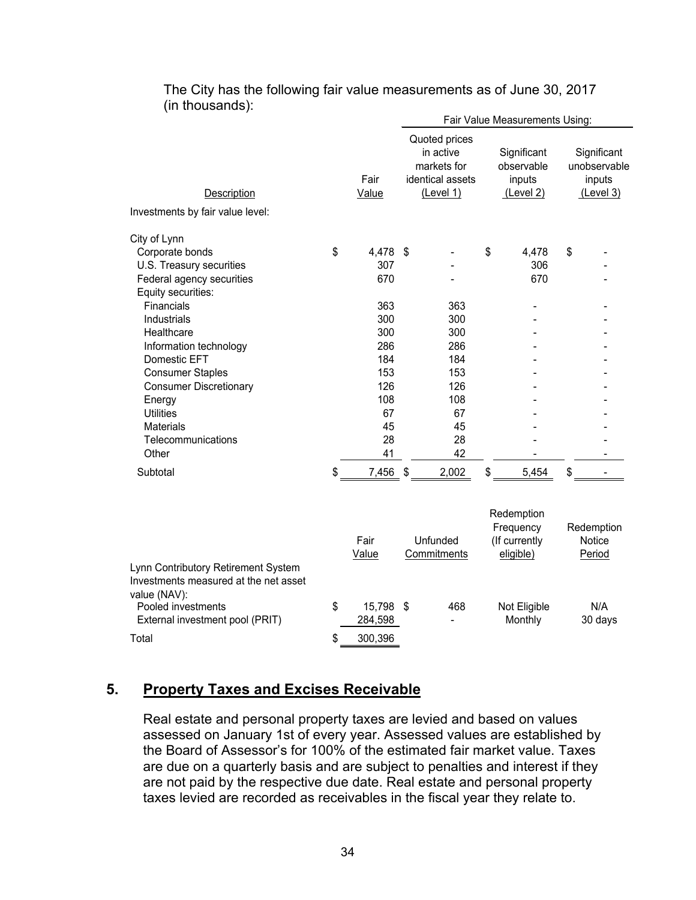The City has the following fair value measurements as of June 30, 2017 (in thousands):

| Description | Fair Value | Fair Value Measurements Using: Quoted prices in active markets for identical assets (Level 1) | Significant observable inputs (Level 2) | Significant unobservable inputs (Level 3) |
|---|---|---|---|---|
| Investments by fair value level: | | | | |
| City of Lynn | | | | |
| Corporate bonds | $ 4,478 | $ - | $ 4,478 | $ - |
| U.S. Treasury securities | 307 | - | 306 | - |
| Federal agency securities | 670 | - | 670 | - |
| Equity securities: | | | | |
| Financials | 363 | 363 | - | - |
| Industrials | 300 | 300 | - | - |
| Healthcare | 300 | 300 | - | - |
| Information technology | 286 | 286 | - | - |
| Domestic EFT | 184 | 184 | - | - |
| Consumer Staples | 153 | 153 | - | - |
| Consumer Discretionary | 126 | 126 | - | - |
| Energy | 108 | 108 | - | - |
| Utilities | 67 | 67 | - | - |
| Materials | 45 | 45 | - | - |
| Telecommunications | 28 | 28 | - | - |
| Other | 41 | 42 | - | - |
| Subtotal | $ 7,456 | $ 2,002 | $ 5,454 | $ - |

| | Fair Value | Unfunded Commitments | Redemption Frequency (If currently eligible) | Redemption Notice Period |
|---|---|---|---|---|
| Lynn Contributory Retirement System Investments measured at the net asset value (NAV): | | | | |
| Pooled investments | $ 15,798 | $ 468 | Not Eligible | N/A |
| External investment pool (PRIT) | 284,598 | - | Monthly | 30 days |
| Total | $ 300,396 | | | |

## 5. Property Taxes and Excises Receivable

Real estate and personal property taxes are levied and based on values assessed on January 1st of every year. Assessed values are established by the Board of Assessor's for 100% of the estimated fair market value. Taxes are due on a quarterly basis and are subject to penalties and interest if they are not paid by the respective due date. Real estate and personal property taxes levied are recorded as receivables in the fiscal year they relate to.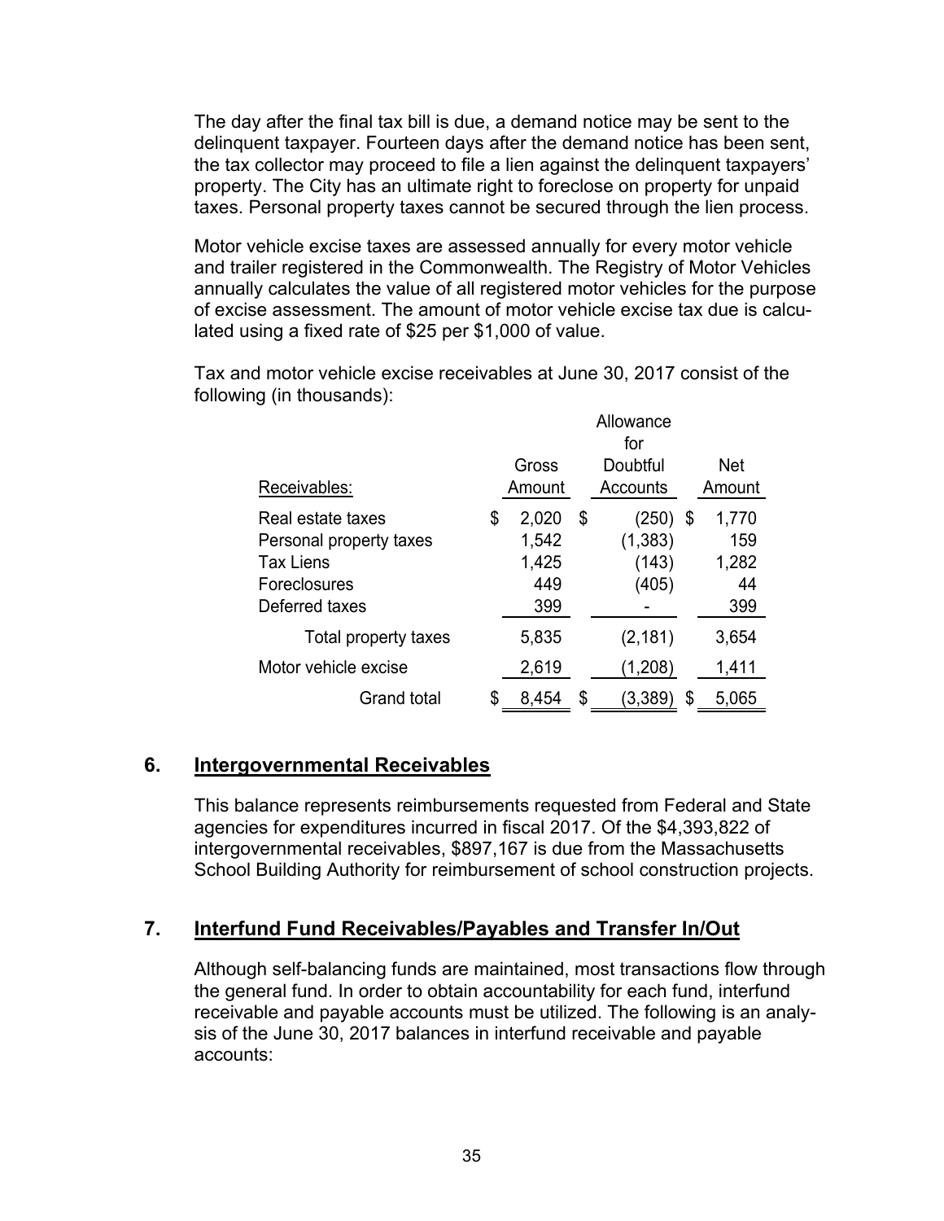The day after the final tax bill is due, a demand notice may be sent to the delinquent taxpayer. Fourteen days after the demand notice has been sent, the tax collector may proceed to file a lien against the delinquent taxpayers' property. The City has an ultimate right to foreclose on property for unpaid taxes. Personal property taxes cannot be secured through the lien process.

Motor vehicle excise taxes are assessed annually for every motor vehicle and trailer registered in the Commonwealth. The Registry of Motor Vehicles annually calculates the value of all registered motor vehicles for the purpose of excise assessment. The amount of motor vehicle excise tax due is calculated using a fixed rate of $25 per $1,000 of value.

Tax and motor vehicle excise receivables at June 30, 2017 consist of the following (in thousands):

| Receivables: | Gross Amount | Allowance for Doubtful Accounts | Net Amount |
|---|---|---|---|
| Real estate taxes | $ 2,020 | $ (250) | $ 1,770 |
| Personal property taxes | 1,542 | (1,383) | 159 |
| Tax Liens | 1,425 | (143) | 1,282 |
| Foreclosures | 449 | (405) | 44 |
| Deferred taxes | 399 | - | 399 |
| Total property taxes | 5,835 | (2,181) | 3,654 |
| Motor vehicle excise | 2,619 | (1,208) | 1,411 |
| Grand total | $ 8,454 | $ (3,389) | $ 5,065 |

## 6. Intergovernmental Receivables

This balance represents reimbursements requested from Federal and State agencies for expenditures incurred in fiscal 2017. Of the $4,393,822 of intergovernmental receivables, $897,167 is due from the Massachusetts School Building Authority for reimbursement of school construction projects.

## 7. Interfund Fund Receivables/Payables and Transfer In/Out

Although self-balancing funds are maintained, most transactions flow through the general fund. In order to obtain accountability for each fund, interfund receivable and payable accounts must be utilized. The following is an analysis of the June 30, 2017 balances in interfund receivable and payable accounts: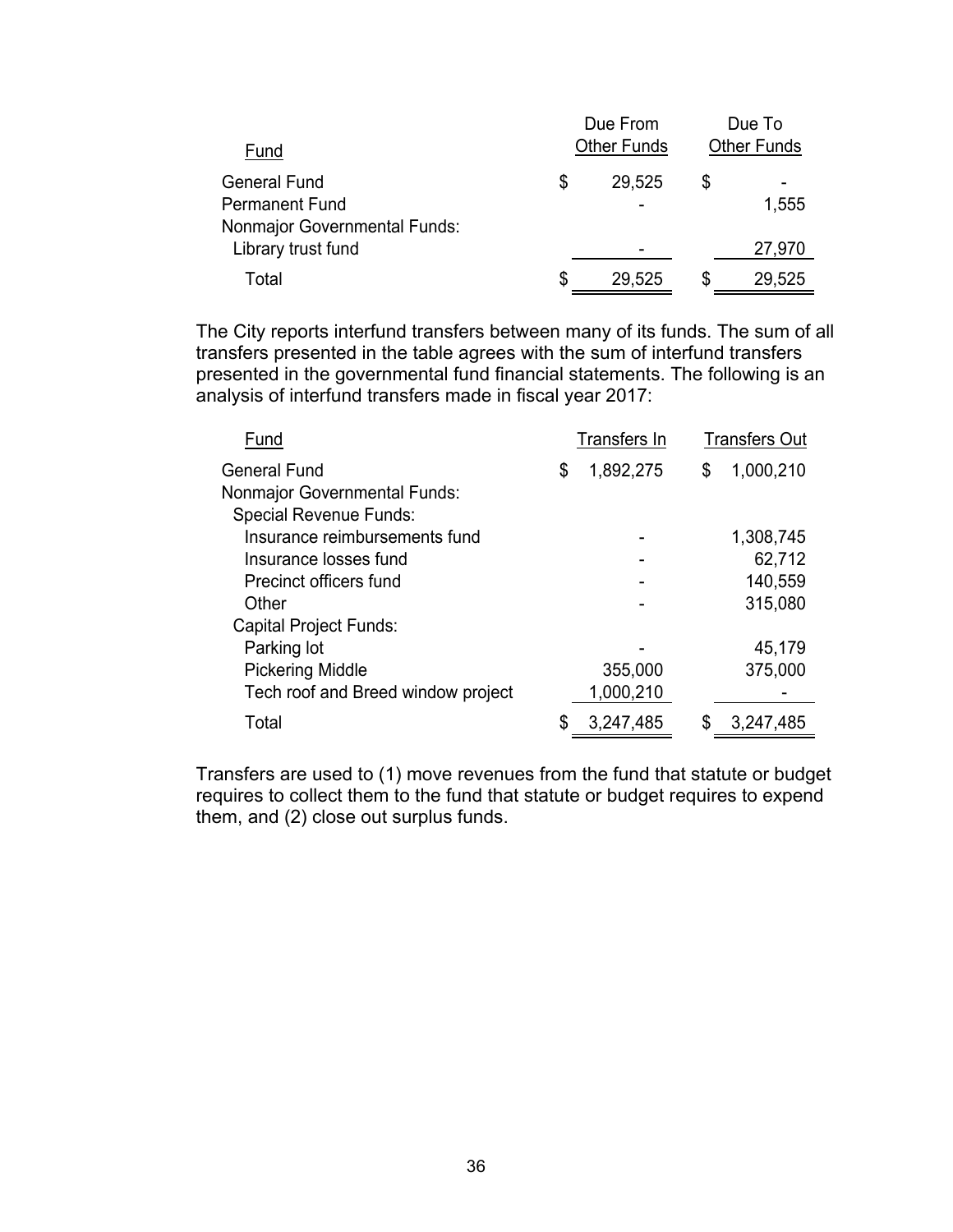| Fund | Due From Other Funds | Due To Other Funds |
|---|---|---|
| General Fund | $ 29,525 | $ - |
| Permanent Fund | - | 1,555 |
| Nonmajor Governmental Funds: | | |
| Library trust fund | - | 27,970 |
| Total | $ 29,525 | $ 29,525 |

The City reports interfund transfers between many of its funds. The sum of all transfers presented in the table agrees with the sum of interfund transfers presented in the governmental fund financial statements. The following is an analysis of interfund transfers made in fiscal year 2017:

| Fund | Transfers In | Transfers Out |
|---|---|---|
| General Fund | $ 1,892,275 | $ 1,000,210 |
| Nonmajor Governmental Funds: | | |
| Special Revenue Funds: | | |
| Insurance reimbursements fund | - | 1,308,745 |
| Insurance losses fund | - | 62,712 |
| Precinct officers fund | - | 140,559 |
| Other | - | 315,080 |
| Capital Project Funds: | | |
| Parking lot | - | 45,179 |
| Pickering Middle | 355,000 | 375,000 |
| Tech roof and Breed window project | 1,000,210 | - |
| Total | $ 3,247,485 | $ 3,247,485 |

Transfers are used to (1) move revenues from the fund that statute or budget requires to collect them to the fund that statute or budget requires to expend them, and (2) close out surplus funds.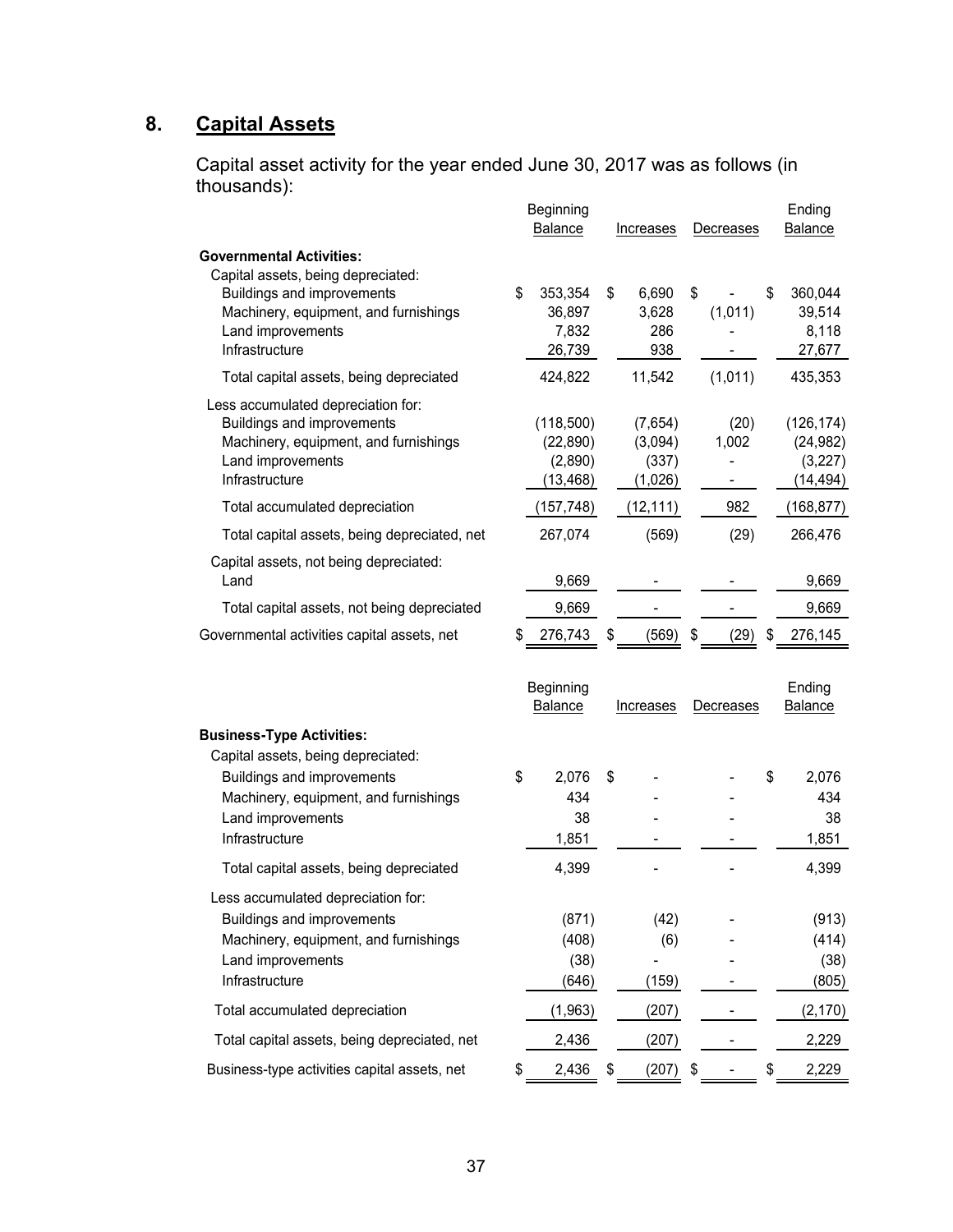## 8. Capital Assets

Capital asset activity for the year ended June 30, 2017 was as follows (in thousands):

| | Beginning Balance | Increases | Decreases | Ending Balance |
|---|---|---|---|---|
| **Governmental Activities:** | | | | |
| Capital assets, being depreciated: | | | | |
| Buildings and improvements | $ 353,354 | $ 6,690 | $ - | $ 360,044 |
| Machinery, equipment, and furnishings | 36,897 | 3,628 | (1,011) | 39,514 |
| Land improvements | 7,832 | 286 | - | 8,118 |
| Infrastructure | 26,739 | 938 | - | 27,677 |
| Total capital assets, being depreciated | 424,822 | 11,542 | (1,011) | 435,353 |
| Less accumulated depreciation for: | | | | |
| Buildings and improvements | (118,500) | (7,654) | (20) | (126,174) |
| Machinery, equipment, and furnishings | (22,890) | (3,094) | 1,002 | (24,982) |
| Land improvements | (2,890) | (337) | - | (3,227) |
| Infrastructure | (13,468) | (1,026) | - | (14,494) |
| Total accumulated depreciation | (157,748) | (12,111) | 982 | (168,877) |
| Total capital assets, being depreciated, net | 267,074 | (569) | (29) | 266,476 |
| Capital assets, not being depreciated: | | | | |
| Land | 9,669 | - | - | 9,669 |
| Total capital assets, not being depreciated | 9,669 | - | - | 9,669 |
| Governmental activities capital assets, net | $ 276,743 | $ (569) | $ (29) | $ 276,145 |

| | Beginning Balance | Increases | Decreases | Ending Balance |
|---|---|---|---|---|
| **Business-Type Activities:** | | | | |
| Capital assets, being depreciated: | | | | |
| Buildings and improvements | $ 2,076 | $ - | - | $ 2,076 |
| Machinery, equipment, and furnishings | 434 | - | - | 434 |
| Land improvements | 38 | - | - | 38 |
| Infrastructure | 1,851 | - | - | 1,851 |
| Total capital assets, being depreciated | 4,399 | - | - | 4,399 |
| Less accumulated depreciation for: | | | | |
| Buildings and improvements | (871) | (42) | - | (913) |
| Machinery, equipment, and furnishings | (408) | (6) | - | (414) |
| Land improvements | (38) | - | - | (38) |
| Infrastructure | (646) | (159) | - | (805) |
| Total accumulated depreciation | (1,963) | (207) | - | (2,170) |
| Total capital assets, being depreciated, net | 2,436 | (207) | - | 2,229 |
| Business-type activities capital assets, net | $ 2,436 | $ (207) | $ - | $ 2,229 |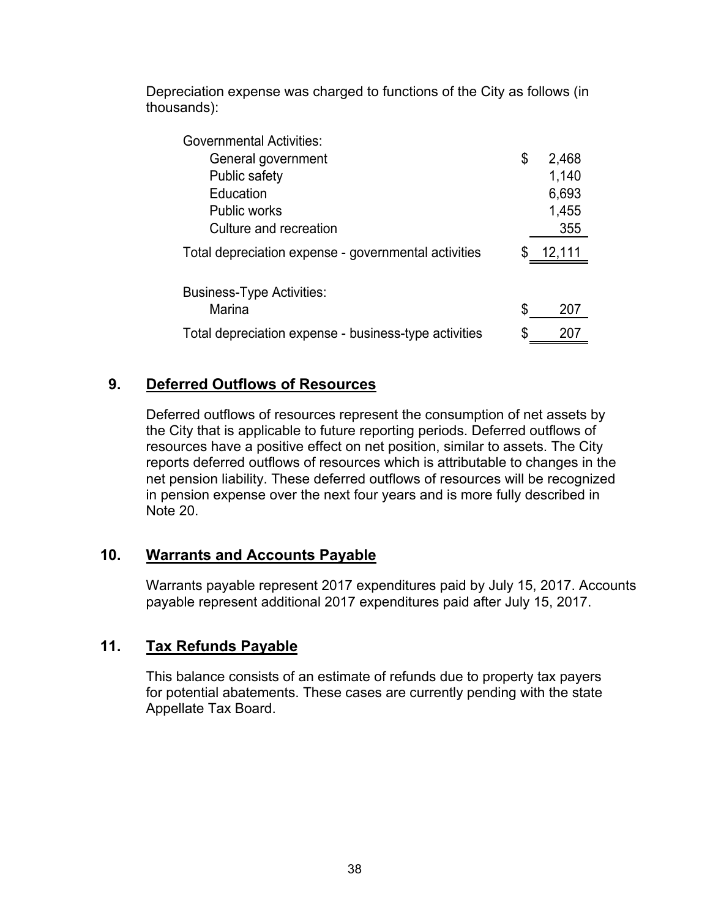Depreciation expense was charged to functions of the City as follows (in thousands):

| | |
|---|---|
| Governmental Activities: | |
| General government | $ 2,468 |
| Public safety | 1,140 |
| Education | 6,693 |
| Public works | 1,455 |
| Culture and recreation | 355 |
| Total depreciation expense - governmental activities | $ 12,111 |
| | |
| Business-Type Activities: | |
| Marina | $ 207 |
| Total depreciation expense - business-type activities | $ 207 |

## 9. Deferred Outflows of Resources

Deferred outflows of resources represent the consumption of net assets by the City that is applicable to future reporting periods. Deferred outflows of resources have a positive effect on net position, similar to assets. The City reports deferred outflows of resources which is attributable to changes in the net pension liability. These deferred outflows of resources will be recognized in pension expense over the next four years and is more fully described in Note 20.

## 10. Warrants and Accounts Payable

Warrants payable represent 2017 expenditures paid by July 15, 2017. Accounts payable represent additional 2017 expenditures paid after July 15, 2017.

## 11. Tax Refunds Payable

This balance consists of an estimate of refunds due to property tax payers for potential abatements. These cases are currently pending with the state Appellate Tax Board.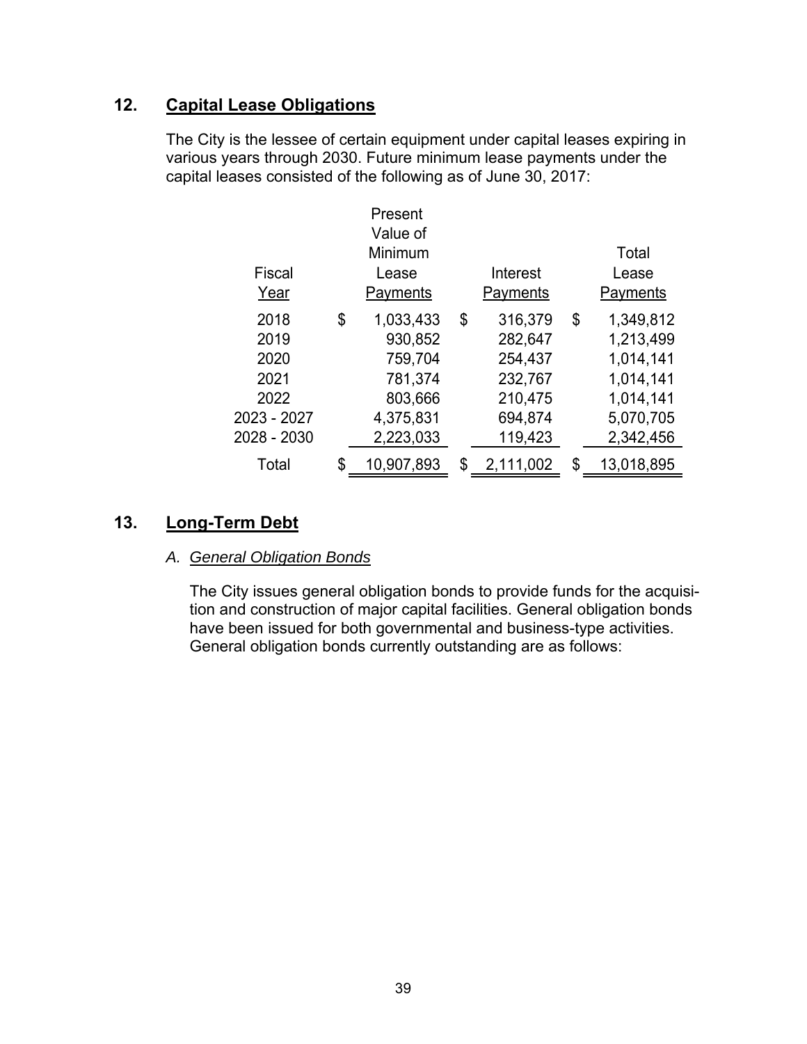## 12. Capital Lease Obligations

The City is the lessee of certain equipment under capital leases expiring in various years through 2030. Future minimum lease payments under the capital leases consisted of the following as of June 30, 2017:

| Fiscal Year | Present Value of Minimum Lease Payments | Interest Payments | Total Lease Payments |
|---|---|---|---|
| 2018 | $ 1,033,433 | $ 316,379 | $ 1,349,812 |
| 2019 | 930,852 | 282,647 | 1,213,499 |
| 2020 | 759,704 | 254,437 | 1,014,141 |
| 2021 | 781,374 | 232,767 | 1,014,141 |
| 2022 | 803,666 | 210,475 | 1,014,141 |
| 2023 - 2027 | 4,375,831 | 694,874 | 5,070,705 |
| 2028 - 2030 | 2,223,033 | 119,423 | 2,342,456 |
| Total | $ 10,907,893 | $ 2,111,002 | $ 13,018,895 |

## 13. Long-Term Debt

### A. *General Obligation Bonds*

The City issues general obligation bonds to provide funds for the acquisition and construction of major capital facilities. General obligation bonds have been issued for both governmental and business-type activities. General obligation bonds currently outstanding are as follows: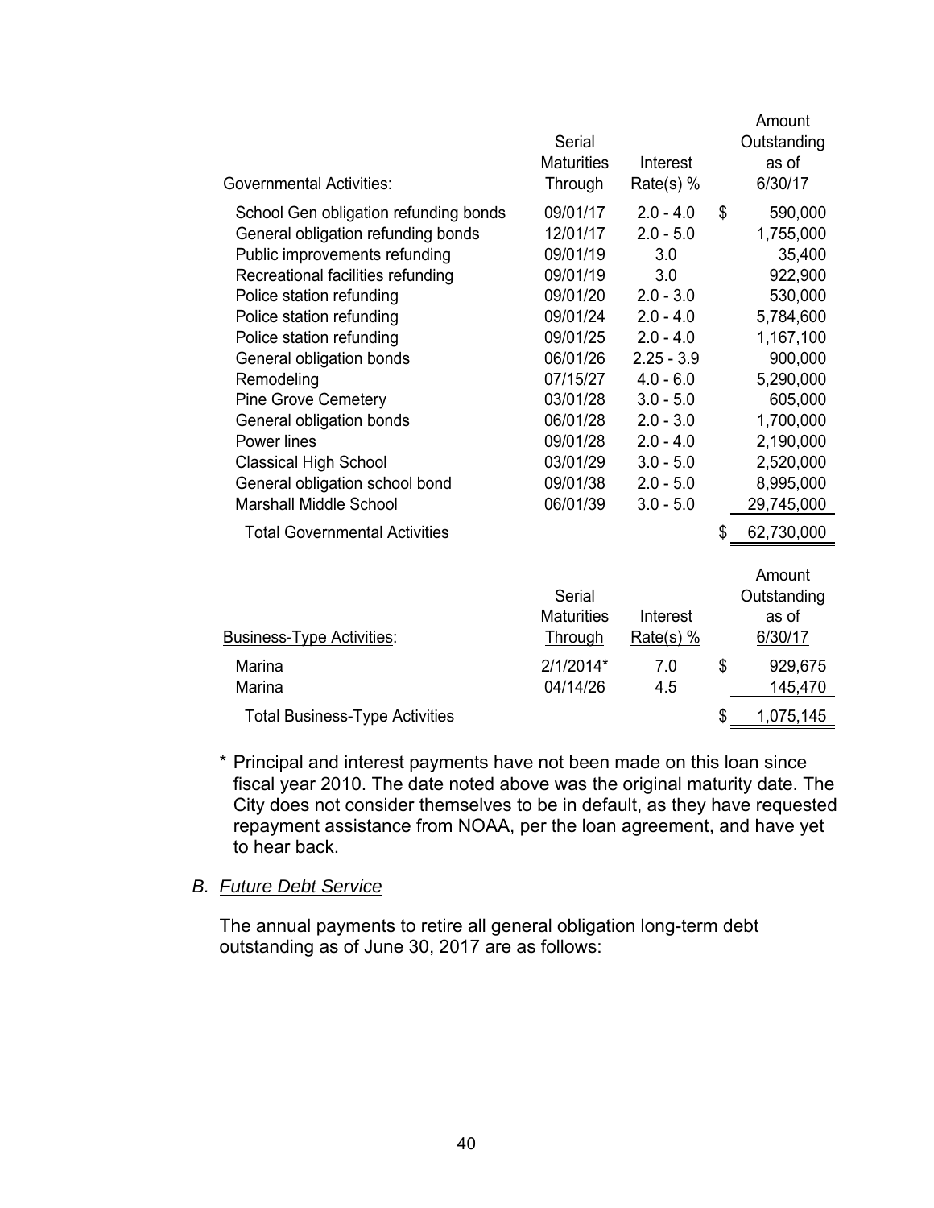| Governmental Activities: | Serial Maturities Through | Interest Rate(s) % | Amount Outstanding as of 6/30/17 |
|---|---|---|---|
| School Gen obligation refunding bonds | 09/01/17 | 2.0 - 4.0 | $ 590,000 |
| General obligation refunding bonds | 12/01/17 | 2.0 - 5.0 | 1,755,000 |
| Public improvements refunding | 09/01/19 | 3.0 | 35,400 |
| Recreational facilities refunding | 09/01/19 | 3.0 | 922,900 |
| Police station refunding | 09/01/20 | 2.0 - 3.0 | 530,000 |
| Police station refunding | 09/01/24 | 2.0 - 4.0 | 5,784,600 |
| Police station refunding | 09/01/25 | 2.0 - 4.0 | 1,167,100 |
| General obligation bonds | 06/01/26 | 2.25 - 3.9 | 900,000 |
| Remodeling | 07/15/27 | 4.0 - 6.0 | 5,290,000 |
| Pine Grove Cemetery | 03/01/28 | 3.0 - 5.0 | 605,000 |
| General obligation bonds | 06/01/28 | 2.0 - 3.0 | 1,700,000 |
| Power lines | 09/01/28 | 2.0 - 4.0 | 2,190,000 |
| Classical High School | 03/01/29 | 3.0 - 5.0 | 2,520,000 |
| General obligation school bond | 09/01/38 | 2.0 - 5.0 | 8,995,000 |
| Marshall Middle School | 06/01/39 | 3.0 - 5.0 | 29,745,000 |
| Total Governmental Activities | | | $ 62,730,000 |

| Business-Type Activities: | Serial Maturities Through | Interest Rate(s) % | Amount Outstanding as of 6/30/17 |
|---|---|---|---|
| Marina | 2/1/2014* | 7.0 | $ 929,675 |
| Marina | 04/14/26 | 4.5 | 145,470 |
| Total Business-Type Activities | | | $ 1,075,145 |

\* Principal and interest payments have not been made on this loan since fiscal year 2010. The date noted above was the original maturity date. The City does not consider themselves to be in default, as they have requested repayment assistance from NOAA, per the loan agreement, and have yet to hear back.

### B. *Future Debt Service*

The annual payments to retire all general obligation long-term debt outstanding as of June 30, 2017 are as follows: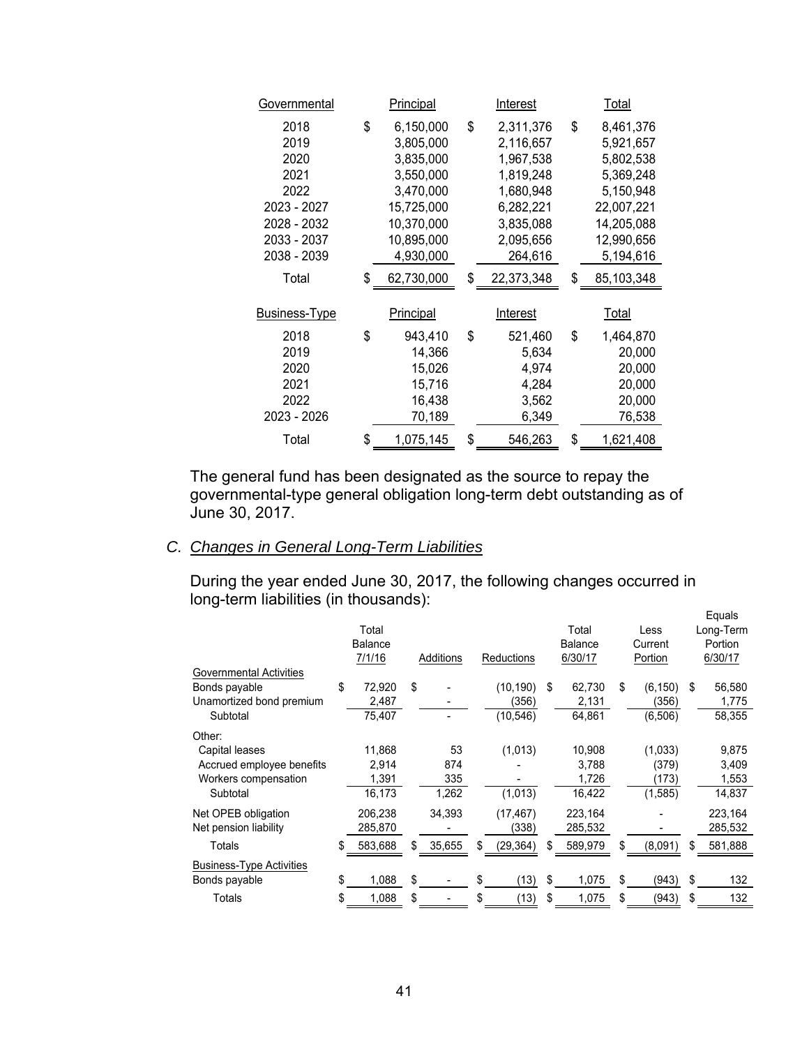| Governmental | Principal | Interest | Total |
|---|---|---|---|
| 2018 | $ 6,150,000 | $ 2,311,376 | $ 8,461,376 |
| 2019 | 3,805,000 | 2,116,657 | 5,921,657 |
| 2020 | 3,835,000 | 1,967,538 | 5,802,538 |
| 2021 | 3,550,000 | 1,819,248 | 5,369,248 |
| 2022 | 3,470,000 | 1,680,948 | 5,150,948 |
| 2023 - 2027 | 15,725,000 | 6,282,221 | 22,007,221 |
| 2028 - 2032 | 10,370,000 | 3,835,088 | 14,205,088 |
| 2033 - 2037 | 10,895,000 | 2,095,656 | 12,990,656 |
| 2038 - 2039 | 4,930,000 | 264,616 | 5,194,616 |
| Total | $ 62,730,000 | $ 22,373,348 | $ 85,103,348 |

| Business-Type | Principal | Interest | Total |
|---|---|---|---|
| 2018 | $ 943,410 | $ 521,460 | $ 1,464,870 |
| 2019 | 14,366 | 5,634 | 20,000 |
| 2020 | 15,026 | 4,974 | 20,000 |
| 2021 | 15,716 | 4,284 | 20,000 |
| 2022 | 16,438 | 3,562 | 20,000 |
| 2023 - 2026 | 70,189 | 6,349 | 76,538 |
| Total | $ 1,075,145 | $ 546,263 | $ 1,621,408 |

The general fund has been designated as the source to repay the governmental-type general obligation long-term debt outstanding as of June 30, 2017.

### C. *Changes in General Long-Term Liabilities*

During the year ended June 30, 2017, the following changes occurred in long-term liabilities (in thousands):

| | Total Balance 7/1/16 | Additions | Reductions | Total Balance 6/30/17 | Less Current Portion | Equals Long-Term Portion 6/30/17 |
|---|---|---|---|---|---|---|
| Governmental Activities | | | | | | |
| Bonds payable | $ 72,920 | $ - | (10,190) | $ 62,730 | $ (6,150) | $ 56,580 |
| Unamortized bond premium | 2,487 | - | (356) | 2,131 | (356) | 1,775 |
| Subtotal | 75,407 | - | (10,546) | 64,861 | (6,506) | 58,355 |
| Other: | | | | | | |
| Capital leases | 11,868 | 53 | (1,013) | 10,908 | (1,033) | 9,875 |
| Accrued employee benefits | 2,914 | 874 | - | 3,788 | (379) | 3,409 |
| Workers compensation | 1,391 | 335 | - | 1,726 | (173) | 1,553 |
| Subtotal | 16,173 | 1,262 | (1,013) | 16,422 | (1,585) | 14,837 |
| Net OPEB obligation | 206,238 | 34,393 | (17,467) | 223,164 | - | 223,164 |
| Net pension liability | 285,870 | - | (338) | 285,532 | - | 285,532 |
| Totals | $ 583,688 | $ 35,655 | $ (29,364) | $ 589,979 | $ (8,091) | $ 581,888 |
| Business-Type Activities | | | | | | |
| Bonds payable | $ 1,088 | $ - | $ (13) | $ 1,075 | $ (943) | $ 132 |
| Totals | $ 1,088 | $ - | $ (13) | $ 1,075 | $ (943) | $ 132 |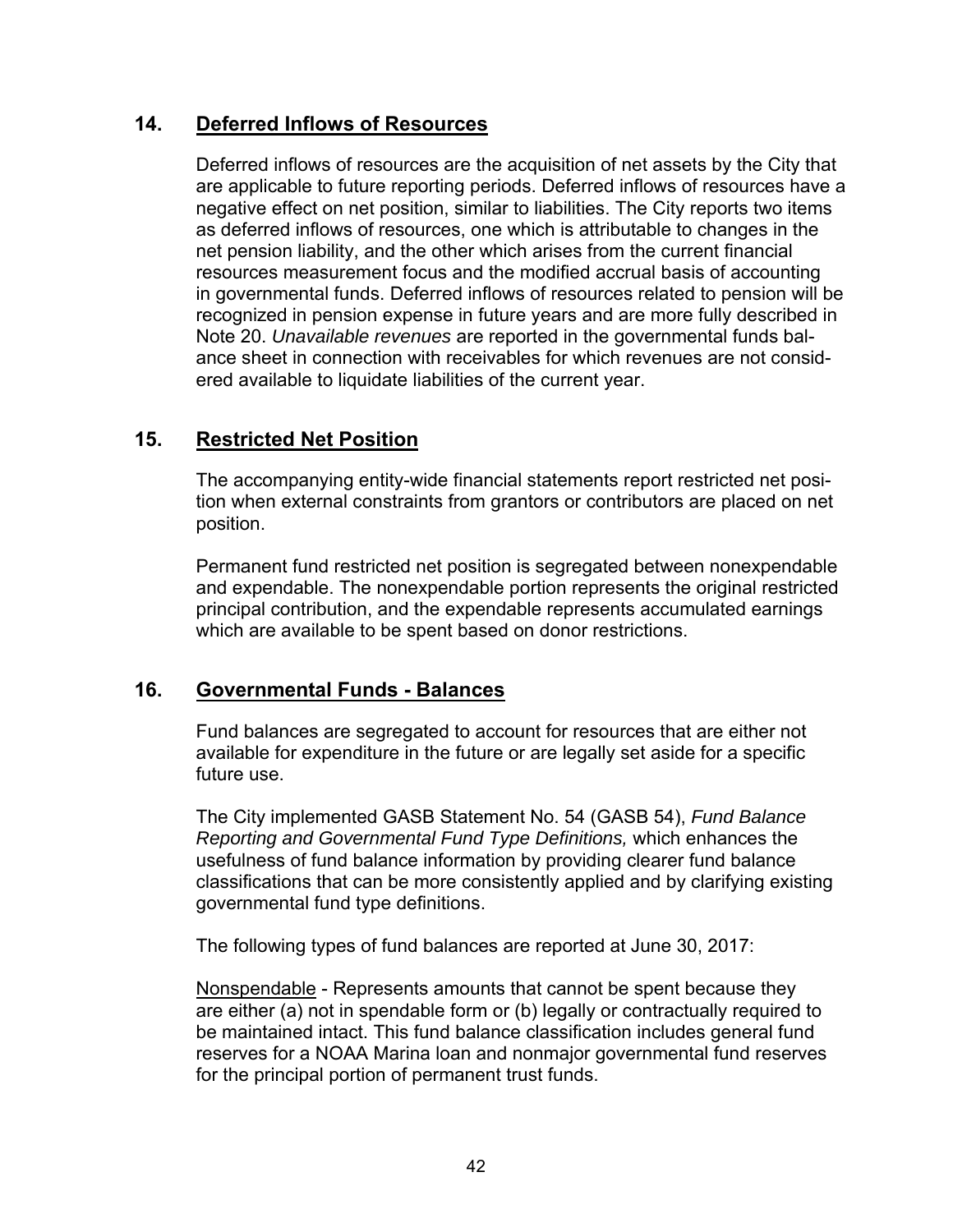## 14. Deferred Inflows of Resources

Deferred inflows of resources are the acquisition of net assets by the City that are applicable to future reporting periods. Deferred inflows of resources have a negative effect on net position, similar to liabilities. The City reports two items as deferred inflows of resources, one which is attributable to changes in the net pension liability, and the other which arises from the current financial resources measurement focus and the modified accrual basis of accounting in governmental funds. Deferred inflows of resources related to pension will be recognized in pension expense in future years and are more fully described in Note 20. *Unavailable revenues* are reported in the governmental funds balance sheet in connection with receivables for which revenues are not considered available to liquidate liabilities of the current year.

## 15. Restricted Net Position

The accompanying entity-wide financial statements report restricted net position when external constraints from grantors or contributors are placed on net position.

Permanent fund restricted net position is segregated between nonexpendable and expendable. The nonexpendable portion represents the original restricted principal contribution, and the expendable represents accumulated earnings which are available to be spent based on donor restrictions.

## 16. Governmental Funds - Balances

Fund balances are segregated to account for resources that are either not available for expenditure in the future or are legally set aside for a specific future use.

The City implemented GASB Statement No. 54 (GASB 54), *Fund Balance Reporting and Governmental Fund Type Definitions,* which enhances the usefulness of fund balance information by providing clearer fund balance classifications that can be more consistently applied and by clarifying existing governmental fund type definitions.

The following types of fund balances are reported at June 30, 2017:

Nonspendable - Represents amounts that cannot be spent because they are either (a) not in spendable form or (b) legally or contractually required to be maintained intact. This fund balance classification includes general fund reserves for a NOAA Marina loan and nonmajor governmental fund reserves for the principal portion of permanent trust funds.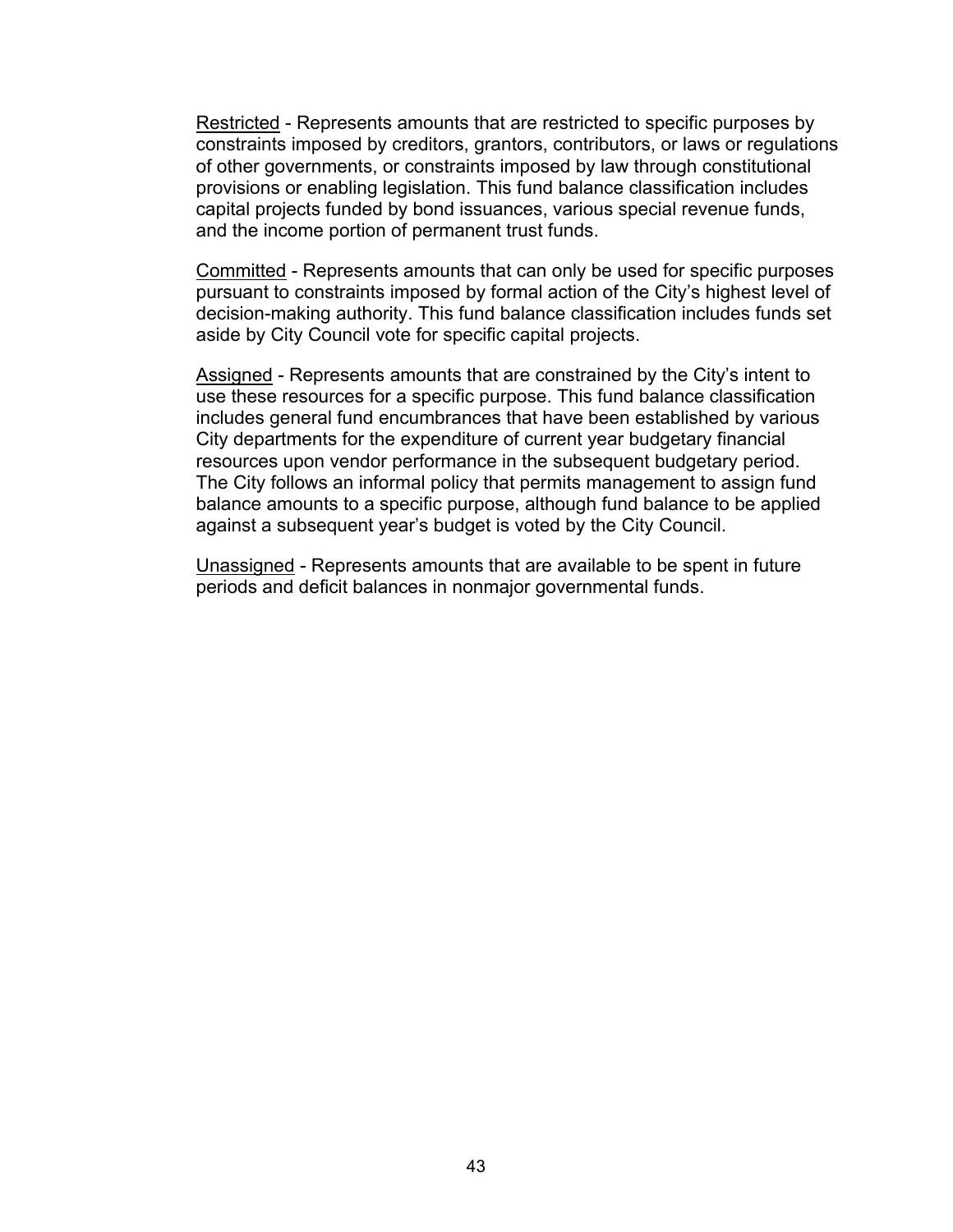Restricted - Represents amounts that are restricted to specific purposes by constraints imposed by creditors, grantors, contributors, or laws or regulations of other governments, or constraints imposed by law through constitutional provisions or enabling legislation. This fund balance classification includes capital projects funded by bond issuances, various special revenue funds, and the income portion of permanent trust funds.

Committed - Represents amounts that can only be used for specific purposes pursuant to constraints imposed by formal action of the City's highest level of decision-making authority. This fund balance classification includes funds set aside by City Council vote for specific capital projects.

Assigned - Represents amounts that are constrained by the City's intent to use these resources for a specific purpose. This fund balance classification includes general fund encumbrances that have been established by various City departments for the expenditure of current year budgetary financial resources upon vendor performance in the subsequent budgetary period. The City follows an informal policy that permits management to assign fund balance amounts to a specific purpose, although fund balance to be applied against a subsequent year's budget is voted by the City Council.

Unassigned - Represents amounts that are available to be spent in future periods and deficit balances in nonmajor governmental funds.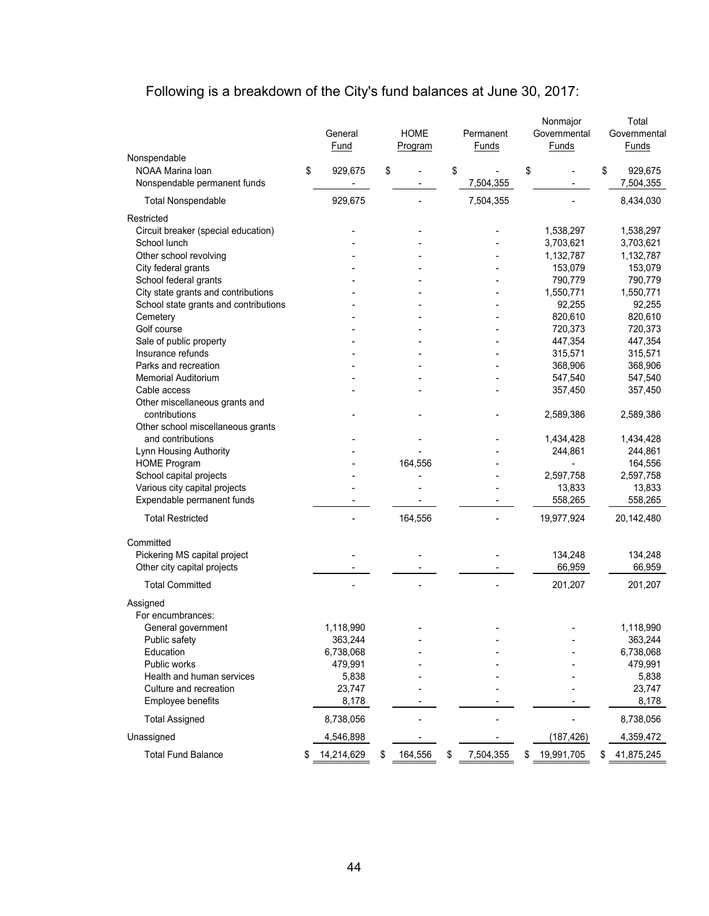Following is a breakdown of the City's fund balances at June 30, 2017:

| | General Fund | HOME Program | Permanent Funds | Nonmajor Governmental Funds | Total Governmental Funds |
|---|---|---|---|---|---|
| Nonspendable | | | | | |
| NOAA Marina loan | $ 929,675 | $ - | $ - | $ - | $ 929,675 |
| Nonspendable permanent funds | - | - | 7,504,355 | - | 7,504,355 |
| Total Nonspendable | 929,675 | - | 7,504,355 | - | 8,434,030 |
| Restricted | | | | | |
| Circuit breaker (special education) | - | - | - | 1,538,297 | 1,538,297 |
| School lunch | - | - | - | 3,703,621 | 3,703,621 |
| Other school revolving | - | - | - | 1,132,787 | 1,132,787 |
| City federal grants | - | - | - | 153,079 | 153,079 |
| School federal grants | - | - | - | 790,779 | 790,779 |
| City state grants and contributions | - | - | - | 1,550,771 | 1,550,771 |
| School state grants and contributions | - | - | - | 92,255 | 92,255 |
| Cemetery | - | - | - | 820,610 | 820,610 |
| Golf course | - | - | - | 720,373 | 720,373 |
| Sale of public property | - | - | - | 447,354 | 447,354 |
| Insurance refunds | - | - | - | 315,571 | 315,571 |
| Parks and recreation | - | - | - | 368,906 | 368,906 |
| Memorial Auditorium | - | - | - | 547,540 | 547,540 |
| Cable access | - | - | - | 357,450 | 357,450 |
| Other miscellaneous grants and contributions | - | - | - | 2,589,386 | 2,589,386 |
| Other school miscellaneous grants and contributions | - | - | - | 1,434,428 | 1,434,428 |
| Lynn Housing Authority | - | - | - | 244,861 | 244,861 |
| HOME Program | - | 164,556 | - | - | 164,556 |
| School capital projects | - | - | - | 2,597,758 | 2,597,758 |
| Various city capital projects | - | - | - | 13,833 | 13,833 |
| Expendable permanent funds | - | - | - | 558,265 | 558,265 |
| Total Restricted | - | 164,556 | - | 19,977,924 | 20,142,480 |
| Committed | | | | | |
| Pickering MS capital project | - | - | - | 134,248 | 134,248 |
| Other city capital projects | - | - | - | 66,959 | 66,959 |
| Total Committed | - | - | - | 201,207 | 201,207 |
| Assigned | | | | | |
| For encumbrances: | | | | | |
| General government | 1,118,990 | - | - | - | 1,118,990 |
| Public safety | 363,244 | - | - | - | 363,244 |
| Education | 6,738,068 | - | - | - | 6,738,068 |
| Public works | 479,991 | - | - | - | 479,991 |
| Health and human services | 5,838 | - | - | - | 5,838 |
| Culture and recreation | 23,747 | - | - | - | 23,747 |
| Employee benefits | 8,178 | - | - | - | 8,178 |
| Total Assigned | 8,738,056 | - | - | - | 8,738,056 |
| Unassigned | 4,546,898 | - | - | (187,426) | 4,359,472 |
| Total Fund Balance | $ 14,214,629 | $ 164,556 | $ 7,504,355 | $ 19,991,705 | $ 41,875,245 |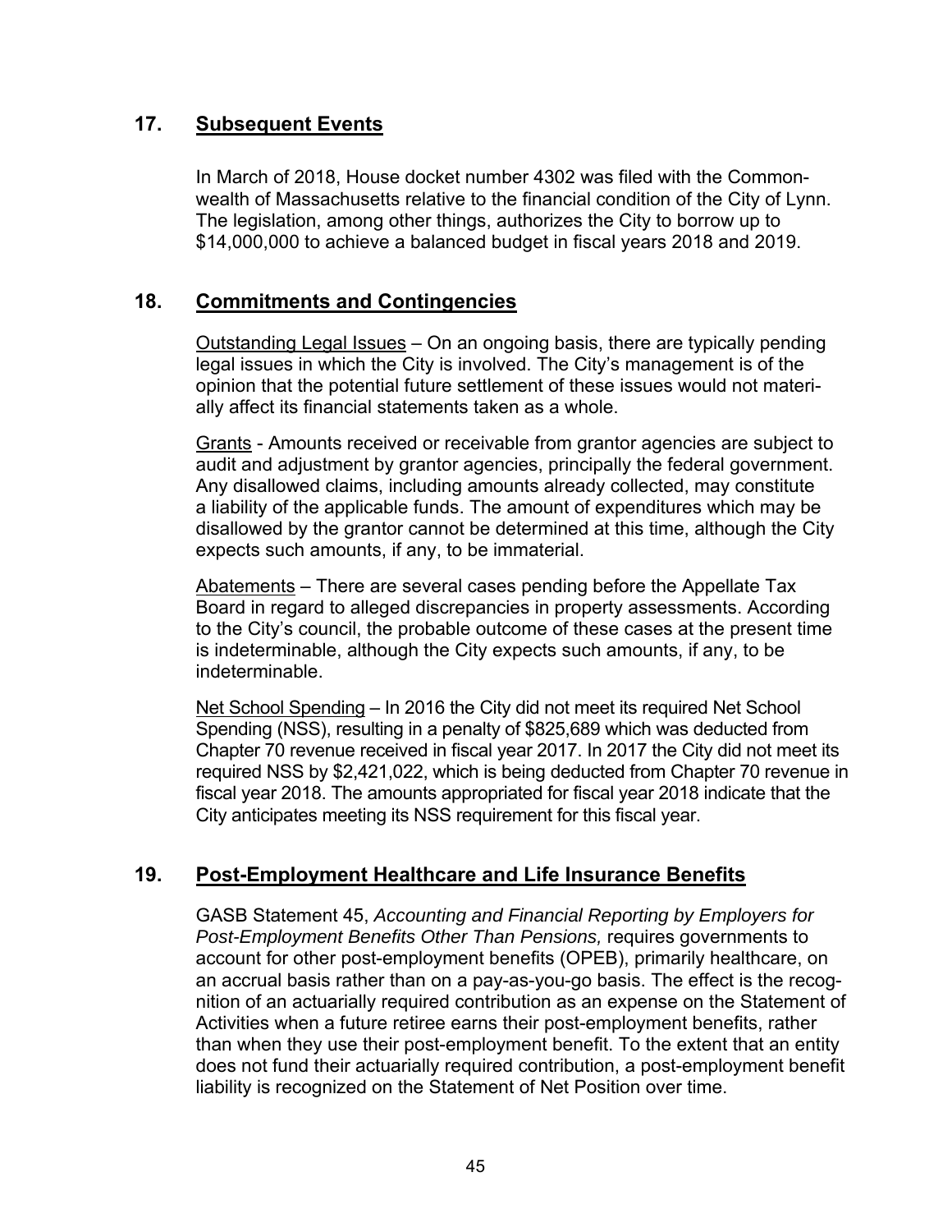## 17. Subsequent Events

In March of 2018, House docket number 4302 was filed with the Commonwealth of Massachusetts relative to the financial condition of the City of Lynn. The legislation, among other things, authorizes the City to borrow up to $14,000,000 to achieve a balanced budget in fiscal years 2018 and 2019.

## 18. Commitments and Contingencies

Outstanding Legal Issues – On an ongoing basis, there are typically pending legal issues in which the City is involved. The City's management is of the opinion that the potential future settlement of these issues would not materially affect its financial statements taken as a whole.

Grants - Amounts received or receivable from grantor agencies are subject to audit and adjustment by grantor agencies, principally the federal government. Any disallowed claims, including amounts already collected, may constitute a liability of the applicable funds. The amount of expenditures which may be disallowed by the grantor cannot be determined at this time, although the City expects such amounts, if any, to be immaterial.

Abatements – There are several cases pending before the Appellate Tax Board in regard to alleged discrepancies in property assessments. According to the City's council, the probable outcome of these cases at the present time is indeterminable, although the City expects such amounts, if any, to be indeterminable.

Net School Spending – In 2016 the City did not meet its required Net School Spending (NSS), resulting in a penalty of $825,689 which was deducted from Chapter 70 revenue received in fiscal year 2017. In 2017 the City did not meet its required NSS by $2,421,022, which is being deducted from Chapter 70 revenue in fiscal year 2018. The amounts appropriated for fiscal year 2018 indicate that the City anticipates meeting its NSS requirement for this fiscal year.

## 19. Post-Employment Healthcare and Life Insurance Benefits

GASB Statement 45, *Accounting and Financial Reporting by Employers for Post-Employment Benefits Other Than Pensions,* requires governments to account for other post-employment benefits (OPEB), primarily healthcare, on an accrual basis rather than on a pay-as-you-go basis. The effect is the recognition of an actuarially required contribution as an expense on the Statement of Activities when a future retiree earns their post-employment benefits, rather than when they use their post-employment benefit. To the extent that an entity does not fund their actuarially required contribution, a post-employment benefit liability is recognized on the Statement of Net Position over time.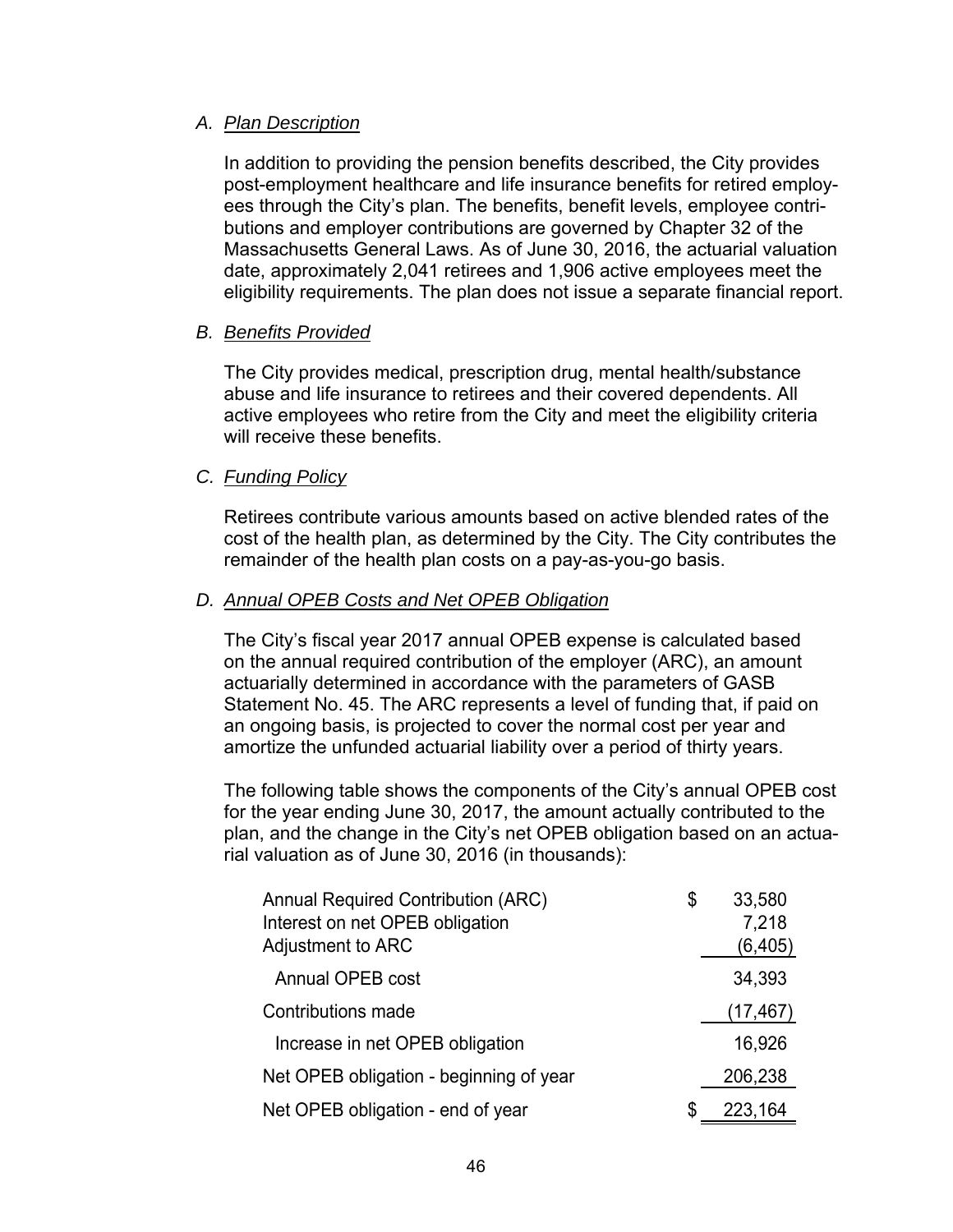*A. Plan Description*

In addition to providing the pension benefits described, the City provides post-employment healthcare and life insurance benefits for retired employees through the City's plan. The benefits, benefit levels, employee contributions and employer contributions are governed by Chapter 32 of the Massachusetts General Laws. As of June 30, 2016, the actuarial valuation date, approximately 2,041 retirees and 1,906 active employees meet the eligibility requirements. The plan does not issue a separate financial report.

*B. Benefits Provided*

The City provides medical, prescription drug, mental health/substance abuse and life insurance to retirees and their covered dependents. All active employees who retire from the City and meet the eligibility criteria will receive these benefits.

*C. Funding Policy*

Retirees contribute various amounts based on active blended rates of the cost of the health plan, as determined by the City. The City contributes the remainder of the health plan costs on a pay-as-you-go basis.

*D. Annual OPEB Costs and Net OPEB Obligation*

The City's fiscal year 2017 annual OPEB expense is calculated based on the annual required contribution of the employer (ARC), an amount actuarially determined in accordance with the parameters of GASB Statement No. 45. The ARC represents a level of funding that, if paid on an ongoing basis, is projected to cover the normal cost per year and amortize the unfunded actuarial liability over a period of thirty years.

The following table shows the components of the City's annual OPEB cost for the year ending June 30, 2017, the amount actually contributed to the plan, and the change in the City's net OPEB obligation based on an actuarial valuation as of June 30, 2016 (in thousands):

| | |
|---|---|
| Annual Required Contribution (ARC) | $ 33,580 |
| Interest on net OPEB obligation | 7,218 |
| Adjustment to ARC | (6,405) |
| Annual OPEB cost | 34,393 |
| Contributions made | (17,467) |
| Increase in net OPEB obligation | 16,926 |
| Net OPEB obligation - beginning of year | 206,238 |
| Net OPEB obligation - end of year | $ 223,164 |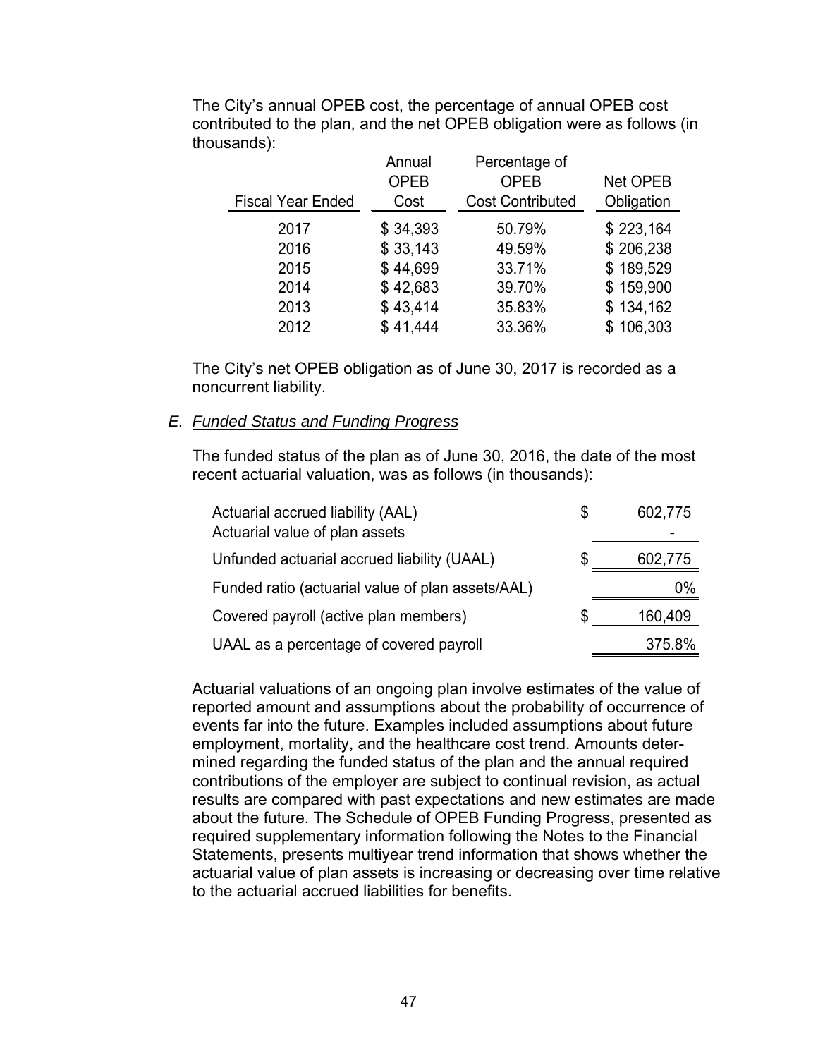The City's annual OPEB cost, the percentage of annual OPEB cost contributed to the plan, and the net OPEB obligation were as follows (in thousands):

| Fiscal Year Ended | Annual OPEB Cost | Percentage of OPEB Cost Contributed | Net OPEB Obligation |
|---|---|---|---|
| 2017 | $ 34,393 | 50.79% | $ 223,164 |
| 2016 | $ 33,143 | 49.59% | $ 206,238 |
| 2015 | $ 44,699 | 33.71% | $ 189,529 |
| 2014 | $ 42,683 | 39.70% | $ 159,900 |
| 2013 | $ 43,414 | 35.83% | $ 134,162 |
| 2012 | $ 41,444 | 33.36% | $ 106,303 |

The City's net OPEB obligation as of June 30, 2017 is recorded as a noncurrent liability.

### E. *Funded Status and Funding Progress*

The funded status of the plan as of June 30, 2016, the date of the most recent actuarial valuation, was as follows (in thousands):

| | | |
|---|---|---|
| Actuarial accrued liability (AAL) | $ | 602,775 |
| Actuarial value of plan assets | | - |
| Unfunded actuarial accrued liability (UAAL) | $ | 602,775 |
| Funded ratio (actuarial value of plan assets/AAL) | | 0% |
| Covered payroll (active plan members) | $ | 160,409 |
| UAAL as a percentage of covered payroll | | 375.8% |

Actuarial valuations of an ongoing plan involve estimates of the value of reported amount and assumptions about the probability of occurrence of events far into the future. Examples included assumptions about future employment, mortality, and the healthcare cost trend. Amounts determined regarding the funded status of the plan and the annual required contributions of the employer are subject to continual revision, as actual results are compared with past expectations and new estimates are made about the future. The Schedule of OPEB Funding Progress, presented as required supplementary information following the Notes to the Financial Statements, presents multiyear trend information that shows whether the actuarial value of plan assets is increasing or decreasing over time relative to the actuarial accrued liabilities for benefits.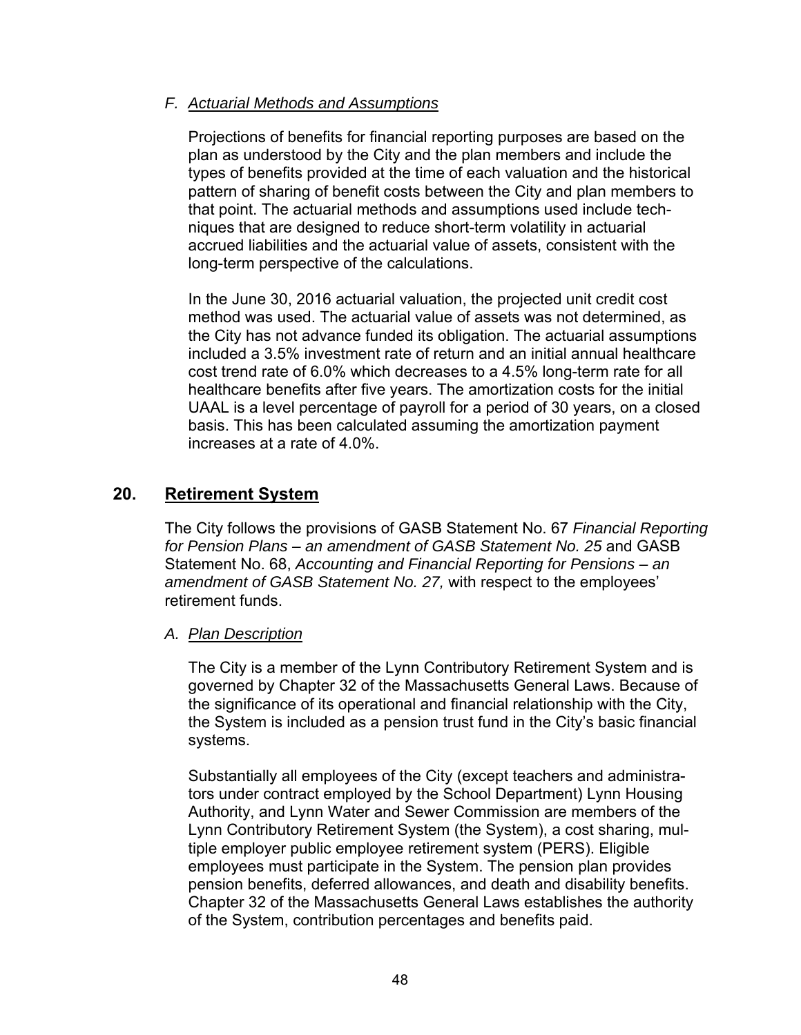*F. Actuarial Methods and Assumptions*

Projections of benefits for financial reporting purposes are based on the plan as understood by the City and the plan members and include the types of benefits provided at the time of each valuation and the historical pattern of sharing of benefit costs between the City and plan members to that point. The actuarial methods and assumptions used include techniques that are designed to reduce short-term volatility in actuarial accrued liabilities and the actuarial value of assets, consistent with the long-term perspective of the calculations.

In the June 30, 2016 actuarial valuation, the projected unit credit cost method was used. The actuarial value of assets was not determined, as the City has not advance funded its obligation. The actuarial assumptions included a 3.5% investment rate of return and an initial annual healthcare cost trend rate of 6.0% which decreases to a 4.5% long-term rate for all healthcare benefits after five years. The amortization costs for the initial UAAL is a level percentage of payroll for a period of 30 years, on a closed basis. This has been calculated assuming the amortization payment increases at a rate of 4.0%.

## 20. Retirement System

The City follows the provisions of GASB Statement No. 67 *Financial Reporting for Pension Plans – an amendment of GASB Statement No. 25* and GASB Statement No. 68, *Accounting and Financial Reporting for Pensions – an amendment of GASB Statement No. 27,* with respect to the employees' retirement funds.

*A. Plan Description*

The City is a member of the Lynn Contributory Retirement System and is governed by Chapter 32 of the Massachusetts General Laws. Because of the significance of its operational and financial relationship with the City, the System is included as a pension trust fund in the City's basic financial systems.

Substantially all employees of the City (except teachers and administrators under contract employed by the School Department) Lynn Housing Authority, and Lynn Water and Sewer Commission are members of the Lynn Contributory Retirement System (the System), a cost sharing, multiple employer public employee retirement system (PERS). Eligible employees must participate in the System. The pension plan provides pension benefits, deferred allowances, and death and disability benefits. Chapter 32 of the Massachusetts General Laws establishes the authority of the System, contribution percentages and benefits paid.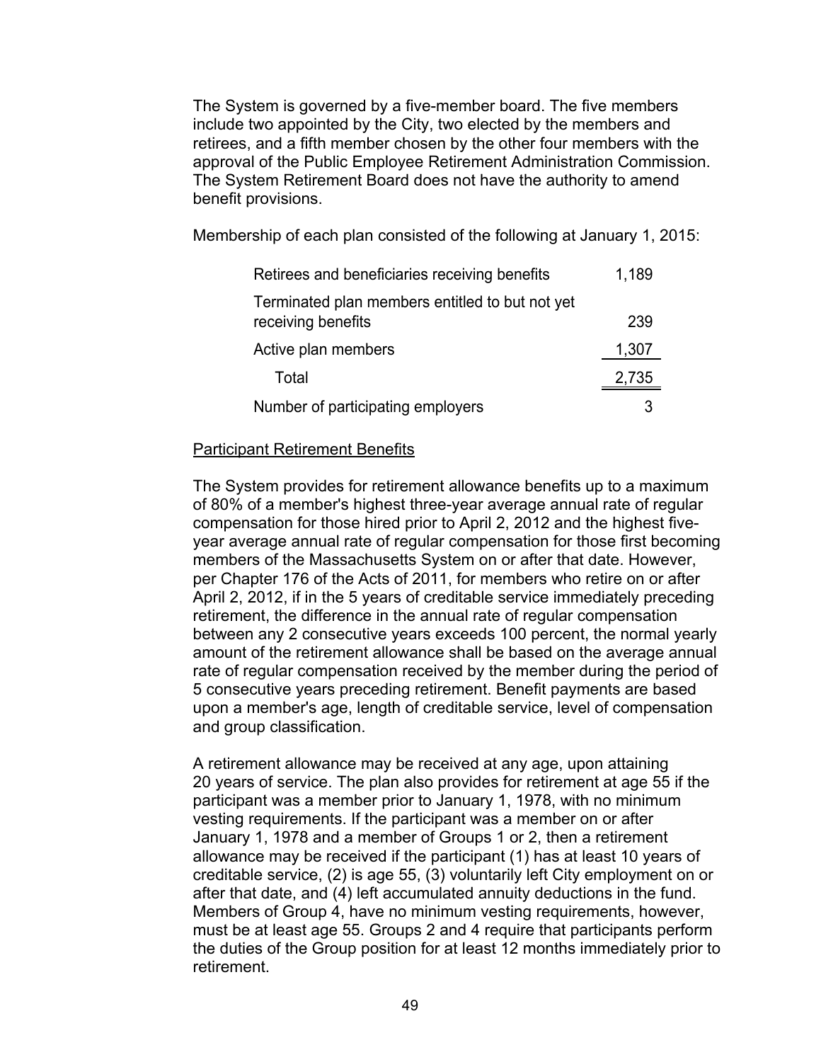The System is governed by a five-member board. The five members include two appointed by the City, two elected by the members and retirees, and a fifth member chosen by the other four members with the approval of the Public Employee Retirement Administration Commission. The System Retirement Board does not have the authority to amend benefit provisions.

Membership of each plan consisted of the following at January 1, 2015:

| | |
|---|---|
| Retirees and beneficiaries receiving benefits | 1,189 |
| Terminated plan members entitled to but not yet receiving benefits | 239 |
| Active plan members | 1,307 |
| Total | 2,735 |
| Number of participating employers | 3 |

Participant Retirement Benefits

The System provides for retirement allowance benefits up to a maximum of 80% of a member's highest three-year average annual rate of regular compensation for those hired prior to April 2, 2012 and the highest five-year average annual rate of regular compensation for those first becoming members of the Massachusetts System on or after that date. However, per Chapter 176 of the Acts of 2011, for members who retire on or after April 2, 2012, if in the 5 years of creditable service immediately preceding retirement, the difference in the annual rate of regular compensation between any 2 consecutive years exceeds 100 percent, the normal yearly amount of the retirement allowance shall be based on the average annual rate of regular compensation received by the member during the period of 5 consecutive years preceding retirement. Benefit payments are based upon a member's age, length of creditable service, level of compensation and group classification.

A retirement allowance may be received at any age, upon attaining 20 years of service. The plan also provides for retirement at age 55 if the participant was a member prior to January 1, 1978, with no minimum vesting requirements. If the participant was a member on or after January 1, 1978 and a member of Groups 1 or 2, then a retirement allowance may be received if the participant (1) has at least 10 years of creditable service, (2) is age 55, (3) voluntarily left City employment on or after that date, and (4) left accumulated annuity deductions in the fund. Members of Group 4, have no minimum vesting requirements, however, must be at least age 55. Groups 2 and 4 require that participants perform the duties of the Group position for at least 12 months immediately prior to retirement.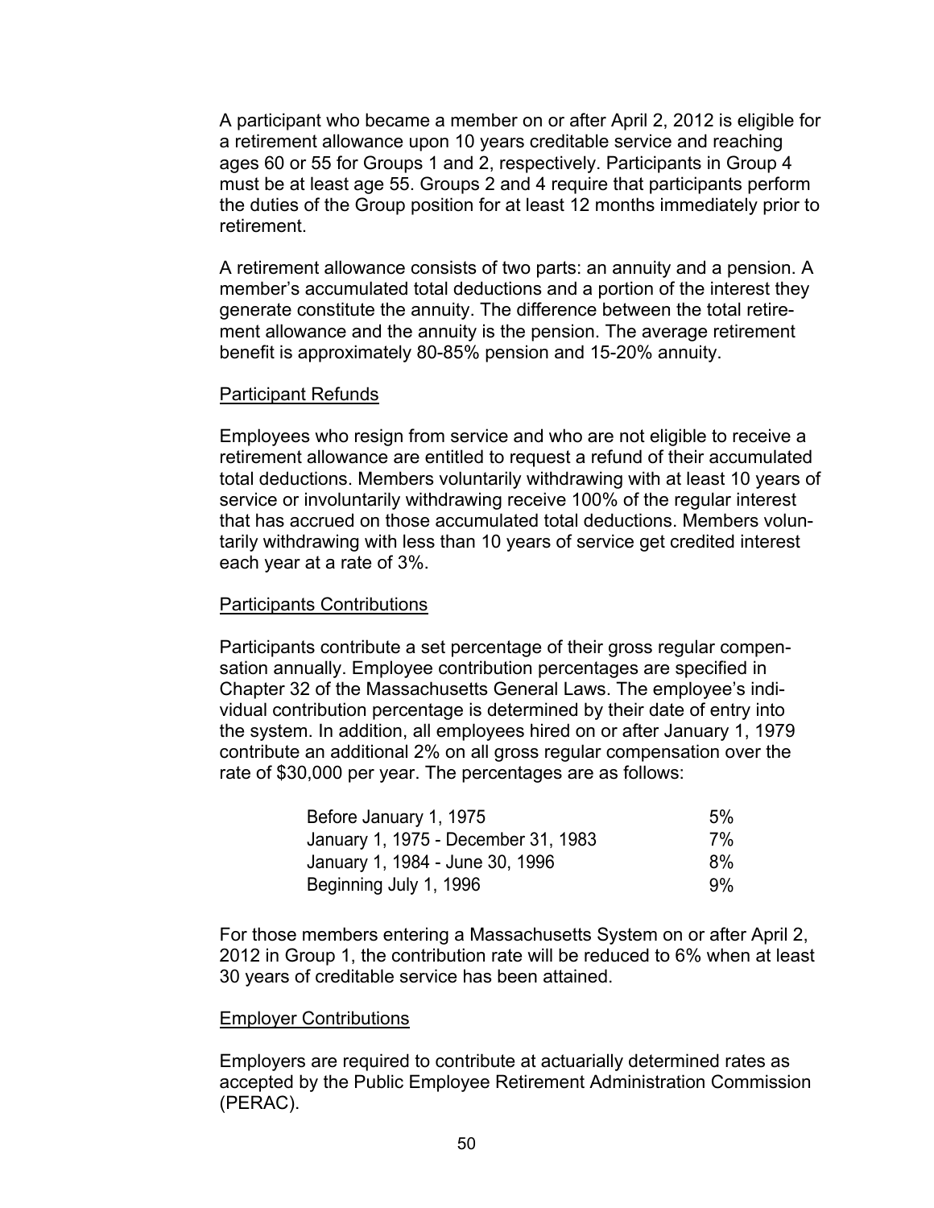A participant who became a member on or after April 2, 2012 is eligible for a retirement allowance upon 10 years creditable service and reaching ages 60 or 55 for Groups 1 and 2, respectively. Participants in Group 4 must be at least age 55. Groups 2 and 4 require that participants perform the duties of the Group position for at least 12 months immediately prior to retirement.

A retirement allowance consists of two parts: an annuity and a pension. A member's accumulated total deductions and a portion of the interest they generate constitute the annuity. The difference between the total retirement allowance and the annuity is the pension. The average retirement benefit is approximately 80-85% pension and 15-20% annuity.

## Participant Refunds

Employees who resign from service and who are not eligible to receive a retirement allowance are entitled to request a refund of their accumulated total deductions. Members voluntarily withdrawing with at least 10 years of service or involuntarily withdrawing receive 100% of the regular interest that has accrued on those accumulated total deductions. Members voluntarily withdrawing with less than 10 years of service get credited interest each year at a rate of 3%.

## Participants Contributions

Participants contribute a set percentage of their gross regular compensation annually. Employee contribution percentages are specified in Chapter 32 of the Massachusetts General Laws. The employee's individual contribution percentage is determined by their date of entry into the system. In addition, all employees hired on or after January 1, 1979 contribute an additional 2% on all gross regular compensation over the rate of $30,000 per year. The percentages are as follows:

| | |
|---|---|
| Before January 1, 1975 | 5% |
| January 1, 1975 - December 31, 1983 | 7% |
| January 1, 1984 - June 30, 1996 | 8% |
| Beginning July 1, 1996 | 9% |

For those members entering a Massachusetts System on or after April 2, 2012 in Group 1, the contribution rate will be reduced to 6% when at least 30 years of creditable service has been attained.

## Employer Contributions

Employers are required to contribute at actuarially determined rates as accepted by the Public Employee Retirement Administration Commission (PERAC).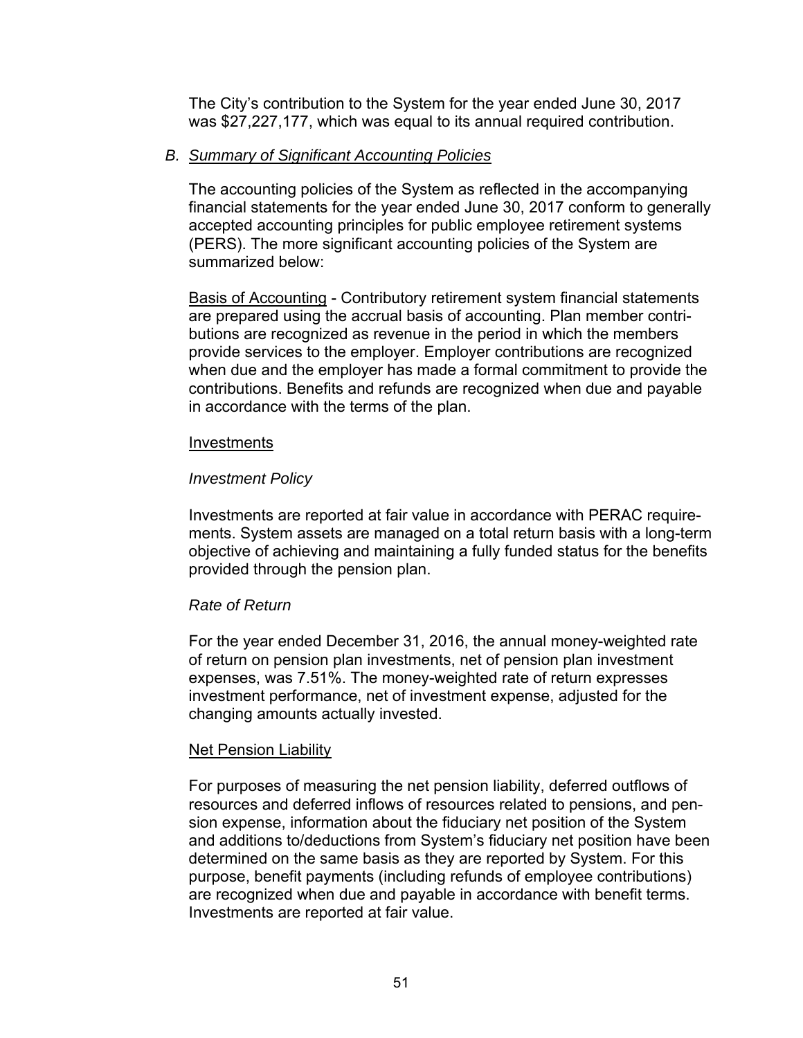The City's contribution to the System for the year ended June 30, 2017 was $27,227,177, which was equal to its annual required contribution.

### B. *Summary of Significant Accounting Policies*

The accounting policies of the System as reflected in the accompanying financial statements for the year ended June 30, 2017 conform to generally accepted accounting principles for public employee retirement systems (PERS). The more significant accounting policies of the System are summarized below:

Basis of Accounting - Contributory retirement system financial statements are prepared using the accrual basis of accounting. Plan member contributions are recognized as revenue in the period in which the members provide services to the employer. Employer contributions are recognized when due and the employer has made a formal commitment to provide the contributions. Benefits and refunds are recognized when due and payable in accordance with the terms of the plan.

Investments

*Investment Policy*

Investments are reported at fair value in accordance with PERAC requirements. System assets are managed on a total return basis with a long-term objective of achieving and maintaining a fully funded status for the benefits provided through the pension plan.

*Rate of Return*

For the year ended December 31, 2016, the annual money-weighted rate of return on pension plan investments, net of pension plan investment expenses, was 7.51%. The money-weighted rate of return expresses investment performance, net of investment expense, adjusted for the changing amounts actually invested.

Net Pension Liability

For purposes of measuring the net pension liability, deferred outflows of resources and deferred inflows of resources related to pensions, and pension expense, information about the fiduciary net position of the System and additions to/deductions from System's fiduciary net position have been determined on the same basis as they are reported by System. For this purpose, benefit payments (including refunds of employee contributions) are recognized when due and payable in accordance with benefit terms. Investments are reported at fair value.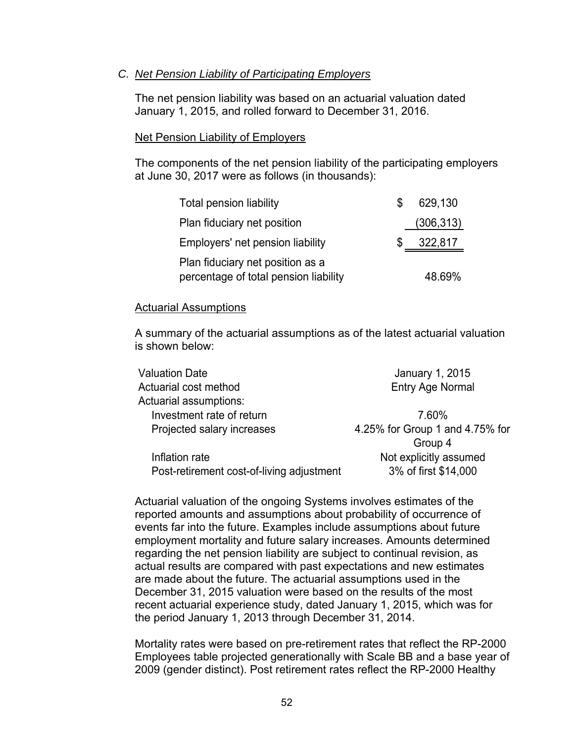### C. *Net Pension Liability of Participating Employers*

The net pension liability was based on an actuarial valuation dated January 1, 2015, and rolled forward to December 31, 2016.

Net Pension Liability of Employers

The components of the net pension liability of the participating employers at June 30, 2017 were as follows (in thousands):

| | |
|---|---|
| Total pension liability | $ 629,130 |
| Plan fiduciary net position | (306,313) |
| Employers' net pension liability | $ 322,817 |
| Plan fiduciary net position as a percentage of total pension liability | 48.69% |

Actuarial Assumptions

A summary of the actuarial assumptions as of the latest actuarial valuation is shown below:

| | |
|---|---|
| Valuation Date | January 1, 2015 |
| Actuarial cost method | Entry Age Normal |
| Actuarial assumptions: | |
| Investment rate of return | 7.60% |
| Projected salary increases | 4.25% for Group 1 and 4.75% for Group 4 |
| Inflation rate | Not explicitly assumed |
| Post-retirement cost-of-living adjustment | 3% of first $14,000 |

Actuarial valuation of the ongoing Systems involves estimates of the reported amounts and assumptions about probability of occurrence of events far into the future. Examples include assumptions about future employment mortality and future salary increases. Amounts determined regarding the net pension liability are subject to continual revision, as actual results are compared with past expectations and new estimates are made about the future. The actuarial assumptions used in the December 31, 2015 valuation were based on the results of the most recent actuarial experience study, dated January 1, 2015, which was for the period January 1, 2013 through December 31, 2014.

Mortality rates were based on pre-retirement rates that reflect the RP-2000 Employees table projected generationally with Scale BB and a base year of 2009 (gender distinct). Post retirement rates reflect the RP-2000 Healthy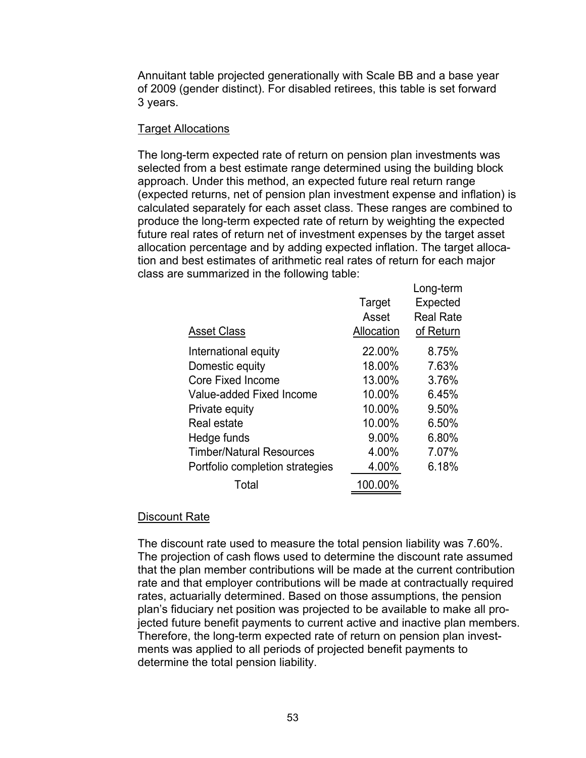Annuitant table projected generationally with Scale BB and a base year of 2009 (gender distinct). For disabled retirees, this table is set forward 3 years.

### Target Allocations

The long-term expected rate of return on pension plan investments was selected from a best estimate range determined using the building block approach. Under this method, an expected future real return range (expected returns, net of pension plan investment expense and inflation) is calculated separately for each asset class. These ranges are combined to produce the long-term expected rate of return by weighting the expected future real rates of return net of investment expenses by the target asset allocation percentage and by adding expected inflation. The target allocation and best estimates of arithmetic real rates of return for each major class are summarized in the following table:

| Asset Class | Target Asset Allocation | Long-term Expected Real Rate of Return |
|---|---|---|
| International equity | 22.00% | 8.75% |
| Domestic equity | 18.00% | 7.63% |
| Core Fixed Income | 13.00% | 3.76% |
| Value-added Fixed Income | 10.00% | 6.45% |
| Private equity | 10.00% | 9.50% |
| Real estate | 10.00% | 6.50% |
| Hedge funds | 9.00% | 6.80% |
| Timber/Natural Resources | 4.00% | 7.07% |
| Portfolio completion strategies | 4.00% | 6.18% |
| Total | 100.00% | |

### Discount Rate

The discount rate used to measure the total pension liability was 7.60%. The projection of cash flows used to determine the discount rate assumed that the plan member contributions will be made at the current contribution rate and that employer contributions will be made at contractually required rates, actuarially determined. Based on those assumptions, the pension plan's fiduciary net position was projected to be available to make all projected future benefit payments to current active and inactive plan members. Therefore, the long-term expected rate of return on pension plan investments was applied to all periods of projected benefit payments to determine the total pension liability.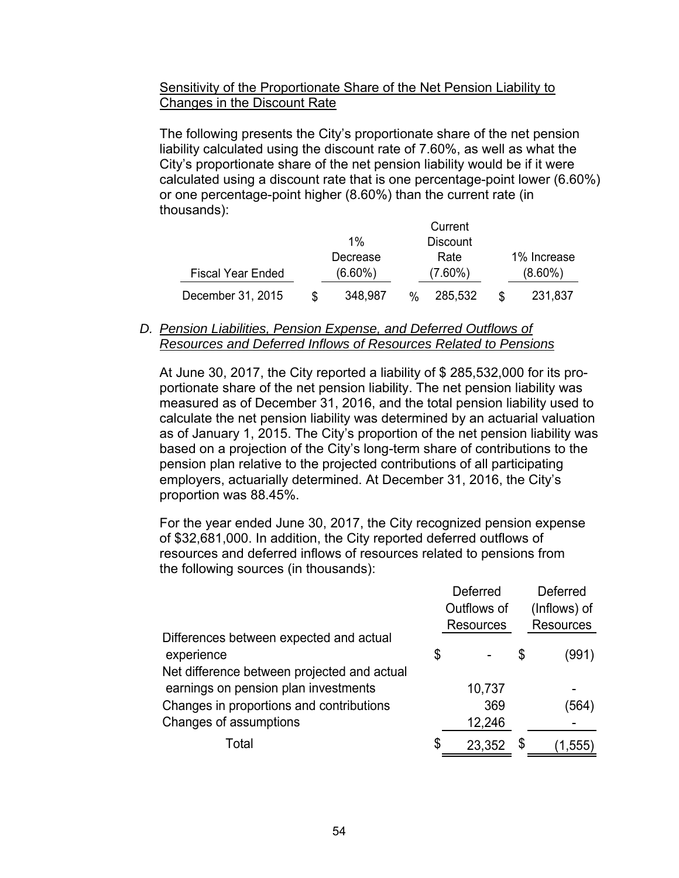Sensitivity of the Proportionate Share of the Net Pension Liability to Changes in the Discount Rate

The following presents the City's proportionate share of the net pension liability calculated using the discount rate of 7.60%, as well as what the City's proportionate share of the net pension liability would be if it were calculated using a discount rate that is one percentage-point lower (6.60%) or one percentage-point higher (8.60%) than the current rate (in thousands):

| Fiscal Year Ended | 1% Decrease (6.60%) | Current Discount Rate (7.60%) | 1% Increase (8.60%) |
|---|---|---|---|
| December 31, 2015 | $ 348,987 | % 285,532 | $ 231,837 |

D. *Pension Liabilities, Pension Expense, and Deferred Outflows of Resources and Deferred Inflows of Resources Related to Pensions*

At June 30, 2017, the City reported a liability of $ 285,532,000 for its proportionate share of the net pension liability. The net pension liability was measured as of December 31, 2016, and the total pension liability used to calculate the net pension liability was determined by an actuarial valuation as of January 1, 2015. The City's proportion of the net pension liability was based on a projection of the City's long-term share of contributions to the pension plan relative to the projected contributions of all participating employers, actuarially determined. At December 31, 2016, the City's proportion was 88.45%.

For the year ended June 30, 2017, the City recognized pension expense of $32,681,000. In addition, the City reported deferred outflows of resources and deferred inflows of resources related to pensions from the following sources (in thousands):

| | Deferred Outflows of Resources | Deferred (Inflows) of Resources |
|---|---|---|
| Differences between expected and actual experience | $ - | $ (991) |
| Net difference between projected and actual earnings on pension plan investments | 10,737 | - |
| Changes in proportions and contributions | 369 | (564) |
| Changes of assumptions | 12,246 | - |
| Total | $ 23,352 | $ (1,555) |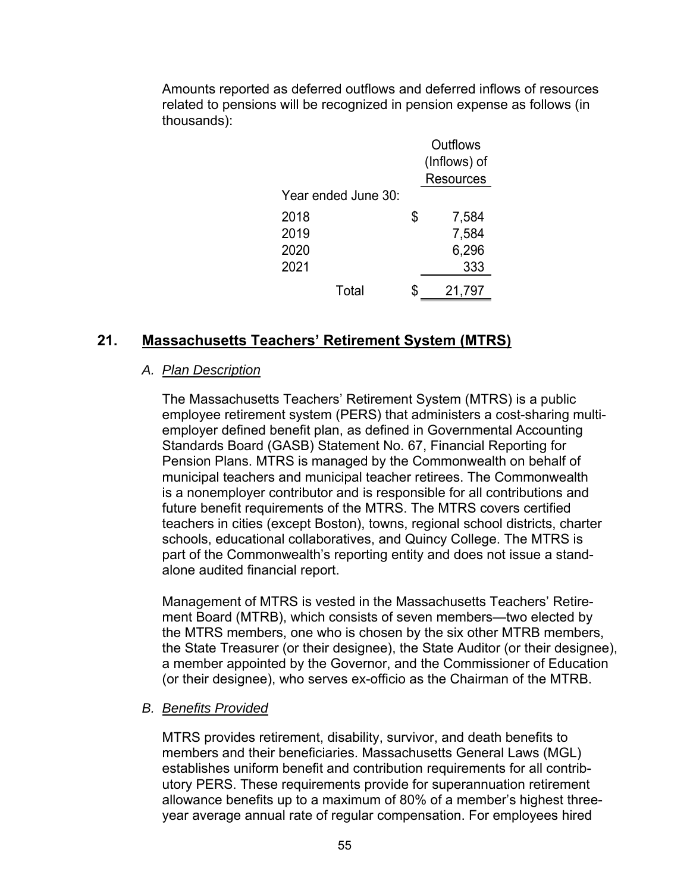Amounts reported as deferred outflows and deferred inflows of resources related to pensions will be recognized in pension expense as follows (in thousands):

| Year ended June 30: | Outflows (Inflows) of Resources |
|---|---|
| 2018 | $ 7,584 |
| 2019 | 7,584 |
| 2020 | 6,296 |
| 2021 | 333 |
| Total | $ 21,797 |

## 21. Massachusetts Teachers' Retirement System (MTRS)

### A. *Plan Description*

The Massachusetts Teachers' Retirement System (MTRS) is a public employee retirement system (PERS) that administers a cost-sharing multi-employer defined benefit plan, as defined in Governmental Accounting Standards Board (GASB) Statement No. 67, Financial Reporting for Pension Plans. MTRS is managed by the Commonwealth on behalf of municipal teachers and municipal teacher retirees. The Commonwealth is a nonemployer contributor and is responsible for all contributions and future benefit requirements of the MTRS. The MTRS covers certified teachers in cities (except Boston), towns, regional school districts, charter schools, educational collaboratives, and Quincy College. The MTRS is part of the Commonwealth's reporting entity and does not issue a stand-alone audited financial report.

Management of MTRS is vested in the Massachusetts Teachers' Retirement Board (MTRB), which consists of seven members—two elected by the MTRS members, one who is chosen by the six other MTRB members, the State Treasurer (or their designee), the State Auditor (or their designee), a member appointed by the Governor, and the Commissioner of Education (or their designee), who serves ex-officio as the Chairman of the MTRB.

### B. *Benefits Provided*

MTRS provides retirement, disability, survivor, and death benefits to members and their beneficiaries. Massachusetts General Laws (MGL) establishes uniform benefit and contribution requirements for all contributory PERS. These requirements provide for superannuation retirement allowance benefits up to a maximum of 80% of a member's highest three-year average annual rate of regular compensation. For employees hired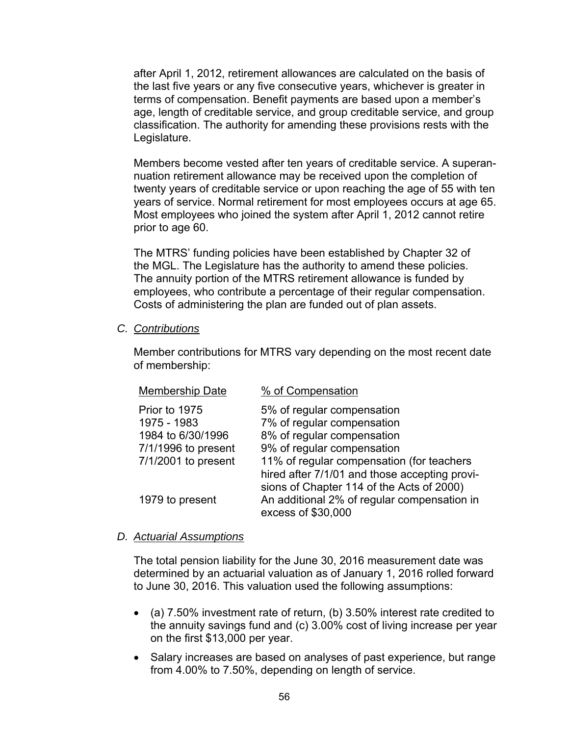after April 1, 2012, retirement allowances are calculated on the basis of the last five years or any five consecutive years, whichever is greater in terms of compensation. Benefit payments are based upon a member's age, length of creditable service, and group creditable service, and group classification. The authority for amending these provisions rests with the Legislature.

Members become vested after ten years of creditable service. A superannuation retirement allowance may be received upon the completion of twenty years of creditable service or upon reaching the age of 55 with ten years of service. Normal retirement for most employees occurs at age 65. Most employees who joined the system after April 1, 2012 cannot retire prior to age 60.

The MTRS' funding policies have been established by Chapter 32 of the MGL. The Legislature has the authority to amend these policies. The annuity portion of the MTRS retirement allowance is funded by employees, who contribute a percentage of their regular compensation. Costs of administering the plan are funded out of plan assets.

### C. *Contributions*

Member contributions for MTRS vary depending on the most recent date of membership:

| Membership Date | % of Compensation |
|---|---|
| Prior to 1975 | 5% of regular compensation |
| 1975 - 1983 | 7% of regular compensation |
| 1984 to 6/30/1996 | 8% of regular compensation |
| 7/1/1996 to present | 9% of regular compensation |
| 7/1/2001 to present | 11% of regular compensation (for teachers hired after 7/1/01 and those accepting provisions of Chapter 114 of the Acts of 2000) |
| 1979 to present | An additional 2% of regular compensation in excess of $30,000 |

### D. *Actuarial Assumptions*

The total pension liability for the June 30, 2016 measurement date was determined by an actuarial valuation as of January 1, 2016 rolled forward to June 30, 2016. This valuation used the following assumptions:

- (a) 7.50% investment rate of return, (b) 3.50% interest rate credited to the annuity savings fund and (c) 3.00% cost of living increase per year on the first $13,000 per year.
- Salary increases are based on analyses of past experience, but range from 4.00% to 7.50%, depending on length of service.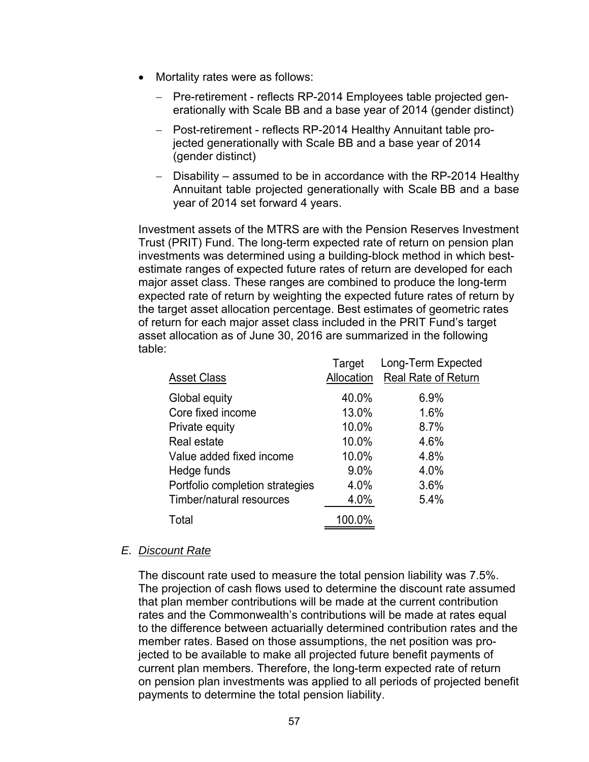- Mortality rates were as follows:
  - Pre-retirement - reflects RP-2014 Employees table projected generationally with Scale BB and a base year of 2014 (gender distinct)
  - Post-retirement - reflects RP-2014 Healthy Annuitant table projected generationally with Scale BB and a base year of 2014 (gender distinct)
  - Disability – assumed to be in accordance with the RP-2014 Healthy Annuitant table projected generationally with Scale BB and a base year of 2014 set forward 4 years.

Investment assets of the MTRS are with the Pension Reserves Investment Trust (PRIT) Fund. The long-term expected rate of return on pension plan investments was determined using a building-block method in which best-estimate ranges of expected future rates of return are developed for each major asset class. These ranges are combined to produce the long-term expected rate of return by weighting the expected future rates of return by the target asset allocation percentage. Best estimates of geometric rates of return for each major asset class included in the PRIT Fund's target asset allocation as of June 30, 2016 are summarized in the following table:

| Asset Class | Target Allocation | Long-Term Expected Real Rate of Return |
|---|---|---|
| Global equity | 40.0% | 6.9% |
| Core fixed income | 13.0% | 1.6% |
| Private equity | 10.0% | 8.7% |
| Real estate | 10.0% | 4.6% |
| Value added fixed income | 10.0% | 4.8% |
| Hedge funds | 9.0% | 4.0% |
| Portfolio completion strategies | 4.0% | 3.6% |
| Timber/natural resources | 4.0% | 5.4% |
| Total | 100.0% | |

### E. *Discount Rate*

The discount rate used to measure the total pension liability was 7.5%. The projection of cash flows used to determine the discount rate assumed that plan member contributions will be made at the current contribution rates and the Commonwealth's contributions will be made at rates equal to the difference between actuarially determined contribution rates and the member rates. Based on those assumptions, the net position was projected to be available to make all projected future benefit payments of current plan members. Therefore, the long-term expected rate of return on pension plan investments was applied to all periods of projected benefit payments to determine the total pension liability.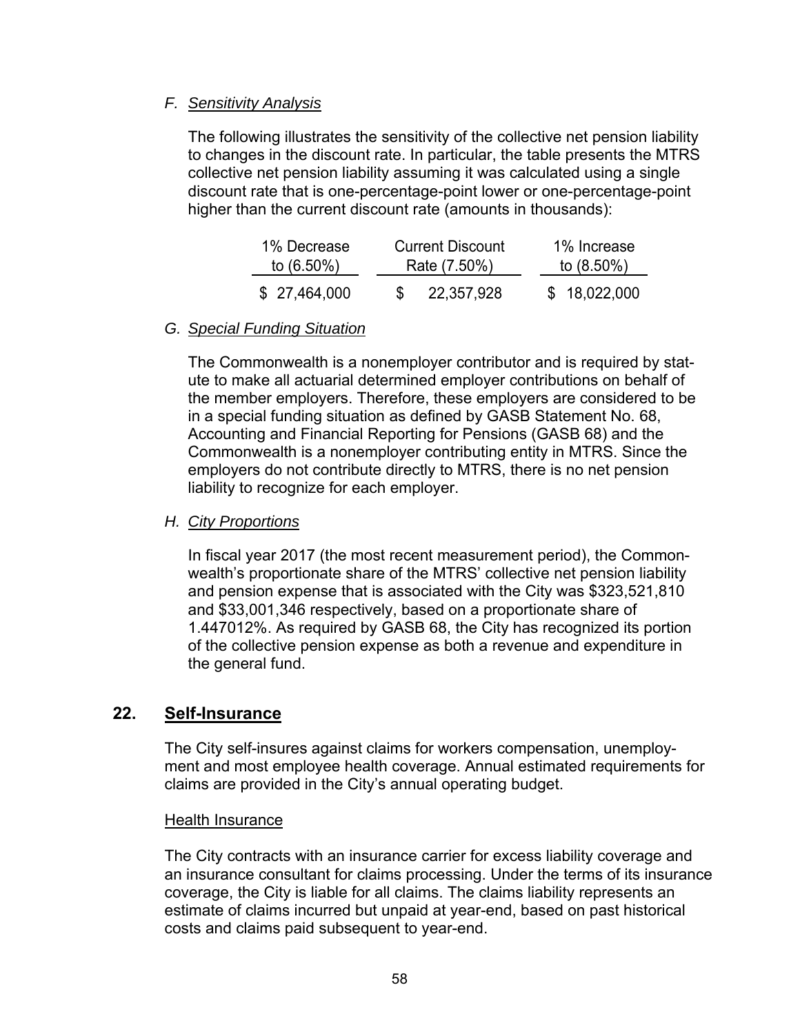### F. *Sensitivity Analysis*

The following illustrates the sensitivity of the collective net pension liability to changes in the discount rate. In particular, the table presents the MTRS collective net pension liability assuming it was calculated using a single discount rate that is one-percentage-point lower or one-percentage-point higher than the current discount rate (amounts in thousands):

| 1% Decrease to (6.50%) | Current Discount Rate (7.50%) | 1% Increase to (8.50%) |
|---|---|---|
| $ 27,464,000 | $ 22,357,928 | $ 18,022,000 |

### G. *Special Funding Situation*

The Commonwealth is a nonemployer contributor and is required by statute to make all actuarial determined employer contributions on behalf of the member employers. Therefore, these employers are considered to be in a special funding situation as defined by GASB Statement No. 68, Accounting and Financial Reporting for Pensions (GASB 68) and the Commonwealth is a nonemployer contributing entity in MTRS. Since the employers do not contribute directly to MTRS, there is no net pension liability to recognize for each employer.

### H. *City Proportions*

In fiscal year 2017 (the most recent measurement period), the Commonwealth's proportionate share of the MTRS' collective net pension liability and pension expense that is associated with the City was $323,521,810 and $33,001,346 respectively, based on a proportionate share of 1.447012%. As required by GASB 68, the City has recognized its portion of the collective pension expense as both a revenue and expenditure in the general fund.

## 22. Self-Insurance

The City self-insures against claims for workers compensation, unemployment and most employee health coverage. Annual estimated requirements for claims are provided in the City's annual operating budget.

Health Insurance

The City contracts with an insurance carrier for excess liability coverage and an insurance consultant for claims processing. Under the terms of its insurance coverage, the City is liable for all claims. The claims liability represents an estimate of claims incurred but unpaid at year-end, based on past historical costs and claims paid subsequent to year-end.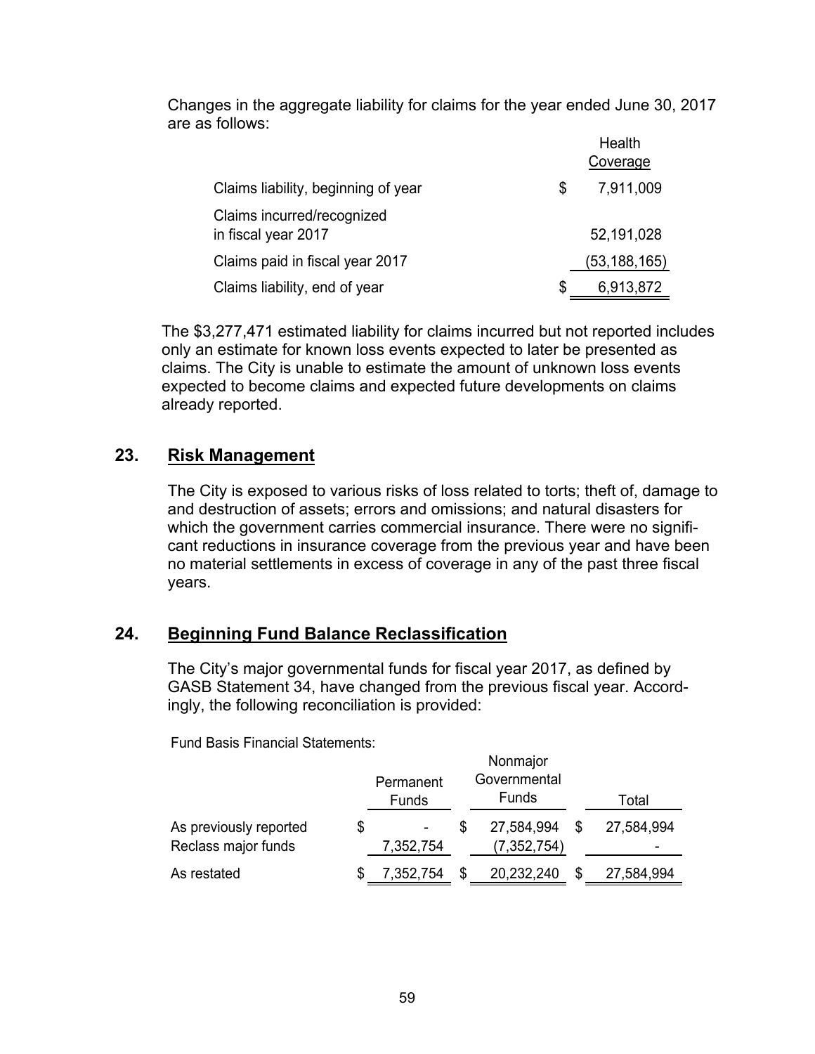Changes in the aggregate liability for claims for the year ended June 30, 2017 are as follows:

| | Health Coverage |
|---|---|
| Claims liability, beginning of year | $ 7,911,009 |
| Claims incurred/recognized in fiscal year 2017 | 52,191,028 |
| Claims paid in fiscal year 2017 | (53,188,165) |
| Claims liability, end of year | $ 6,913,872 |

The $3,277,471 estimated liability for claims incurred but not reported includes only an estimate for known loss events expected to later be presented as claims. The City is unable to estimate the amount of unknown loss events expected to become claims and expected future developments on claims already reported.

## 23. Risk Management

The City is exposed to various risks of loss related to torts; theft of, damage to and destruction of assets; errors and omissions; and natural disasters for which the government carries commercial insurance. There were no significant reductions in insurance coverage from the previous year and have been no material settlements in excess of coverage in any of the past three fiscal years.

## 24. Beginning Fund Balance Reclassification

The City's major governmental funds for fiscal year 2017, as defined by GASB Statement 34, have changed from the previous fiscal year. Accordingly, the following reconciliation is provided:

Fund Basis Financial Statements:

| | Permanent Funds | Nonmajor Governmental Funds | Total |
|---|---|---|---|
| As previously reported | $ - | $ 27,584,994 | $ 27,584,994 |
| Reclass major funds | 7,352,754 | (7,352,754) | - |
| As restated | $ 7,352,754 | $ 20,232,240 | $ 27,584,994 |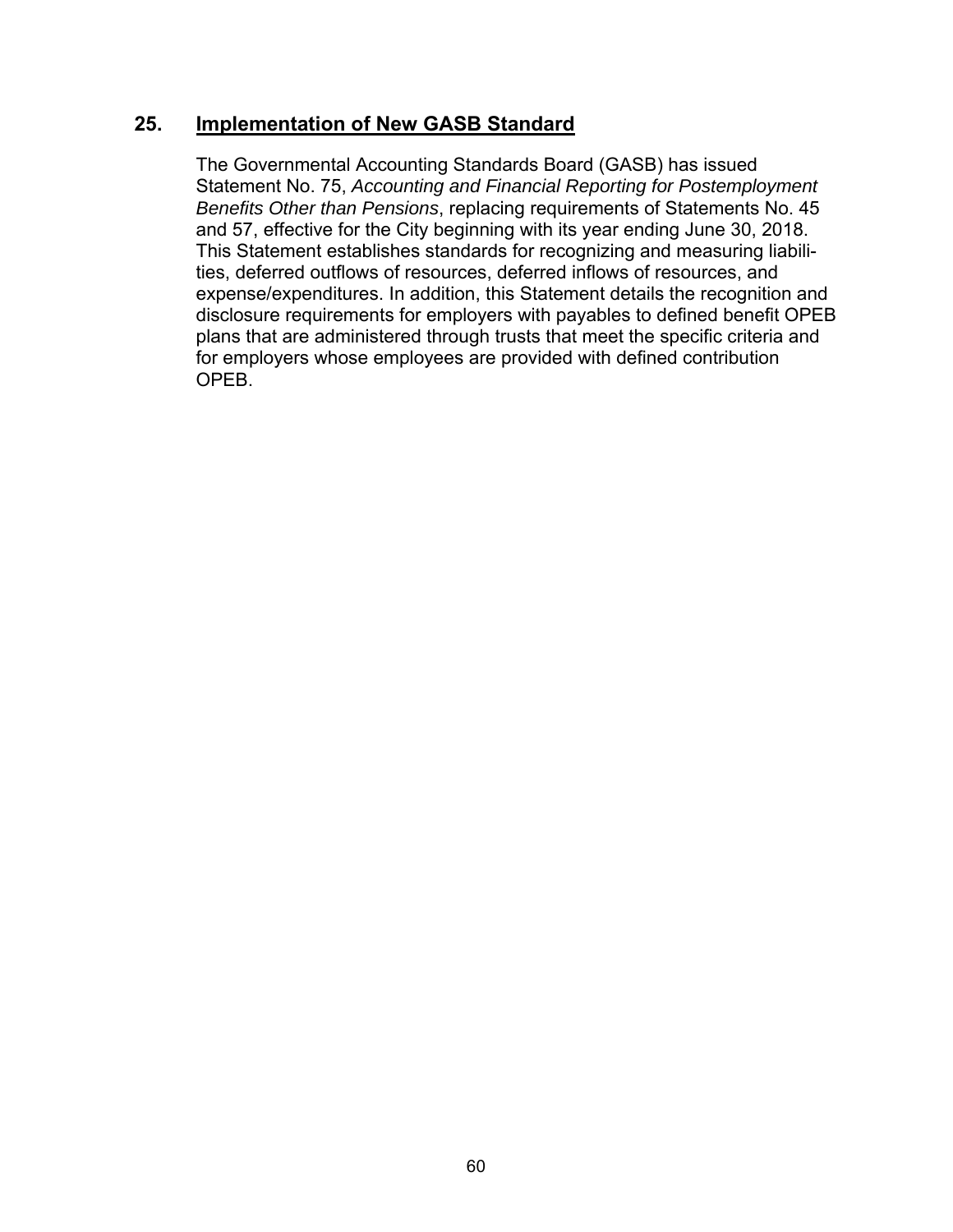## 25. **Implementation of New GASB Standard**

The Governmental Accounting Standards Board (GASB) has issued Statement No. 75, *Accounting and Financial Reporting for Postemployment Benefits Other than Pensions*, replacing requirements of Statements No. 45 and 57, effective for the City beginning with its year ending June 30, 2018. This Statement establishes standards for recognizing and measuring liabilities, deferred outflows of resources, deferred inflows of resources, and expense/expenditures. In addition, this Statement details the recognition and disclosure requirements for employers with payables to defined benefit OPEB plans that are administered through trusts that meet the specific criteria and for employers whose employees are provided with defined contribution OPEB.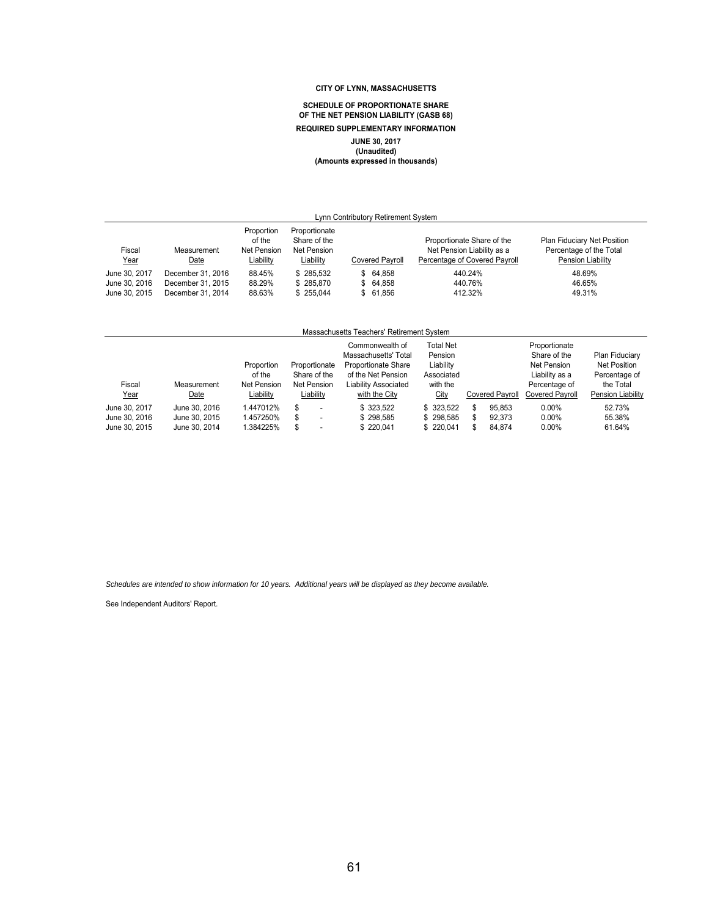**CITY OF LYNN, MASSACHUSETTS**

**SCHEDULE OF PROPORTIONATE SHARE OF THE NET PENSION LIABILITY (GASB 68)**

**REQUIRED SUPPLEMENTARY INFORMATION**

**JUNE 30, 2017**
**(Unaudited)**
**(Amounts expressed in thousands)**

| Lynn Contributory Retirement System | | | | | | |
|---|---|---|---|---|---|---|
| Fiscal Year | Measurement Date | Proportion of the Net Pension Liability | Proportionate Share of the Net Pension Liability | Covered Payroll | Proportionate Share of the Net Pension Liability as a Percentage of Covered Payroll | Plan Fiduciary Net Position Percentage of the Total Pension Liability |
| June 30, 2017 | December 31, 2016 | 88.45% | $ 285,532 | $ 64,858 | 440.24% | 48.69% |
| June 30, 2016 | December 31, 2015 | 88.29% | $ 285,870 | $ 64,858 | 440.76% | 46.65% |
| June 30, 2015 | December 31, 2014 | 88.63% | $ 255,044 | $ 61,856 | 412.32% | 49.31% |

| Massachusetts Teachers' Retirement System | | | | | | | | |
|---|---|---|---|---|---|---|---|---|
| Fiscal Year | Measurement Date | Proportion of the Net Pension Liability | Proportionate Share of the Net Pension Liability | Commonwealth of Massachusetts' Total Proportionate Share of the Net Pension Liability Associated with the City | Total Net Pension Liability Associated with the City | Covered Payroll | Proportionate Share of the Net Pension Liability as a Percentage of Covered Payroll | Plan Fiduciary Net Position Percentage of the Total Pension Liability |
| June 30, 2017 | June 30, 2016 | 1.447012% | $ - | $ 323,522 | $ 323,522 | $ 95,853 | 0.00% | 52.73% |
| June 30, 2016 | June 30, 2015 | 1.457250% | $ - | $ 298,585 | $ 298,585 | $ 92,373 | 0.00% | 55.38% |
| June 30, 2015 | June 30, 2014 | 1.384225% | $ - | $ 220,041 | $ 220,041 | $ 84,874 | 0.00% | 61.64% |

*Schedules are intended to show information for 10 years. Additional years will be displayed as they become available.*

See Independent Auditors' Report.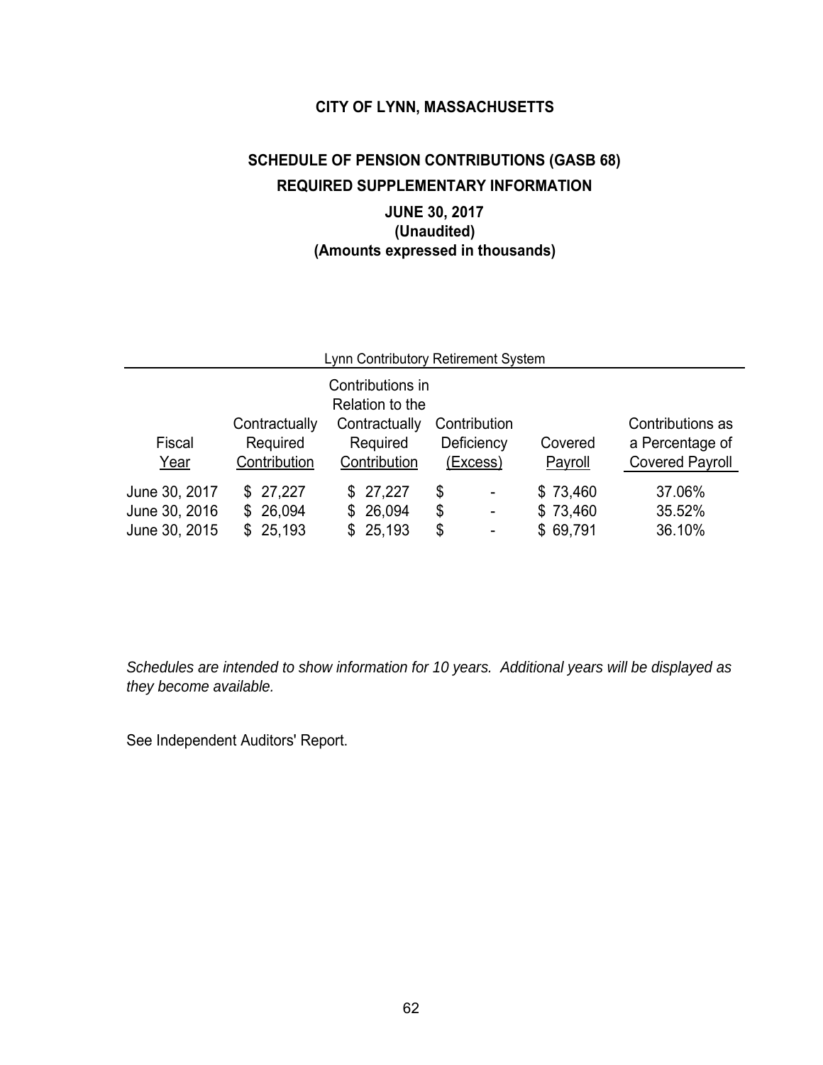# CITY OF LYNN, MASSACHUSETTS

## SCHEDULE OF PENSION CONTRIBUTIONS (GASB 68)

## REQUIRED SUPPLEMENTARY INFORMATION

### JUNE 30, 2017
### (Unaudited)
### (Amounts expressed in thousands)

| Lynn Contributory Retirement System | | | | | |
|---|---|---|---|---|---|
| Fiscal Year | Contractually Required Contribution | Contributions in Relation to the Contractually Required Contribution | Contribution Deficiency (Excess) | Covered Payroll | Contributions as a Percentage of Covered Payroll |
| June 30, 2017 | $ 27,227 | $ 27,227 | $ - | $ 73,460 | 37.06% |
| June 30, 2016 | $ 26,094 | $ 26,094 | $ - | $ 73,460 | 35.52% |
| June 30, 2015 | $ 25,193 | $ 25,193 | $ - | $ 69,791 | 36.10% |

*Schedules are intended to show information for 10 years. Additional years will be displayed as they become available.*

See Independent Auditors' Report.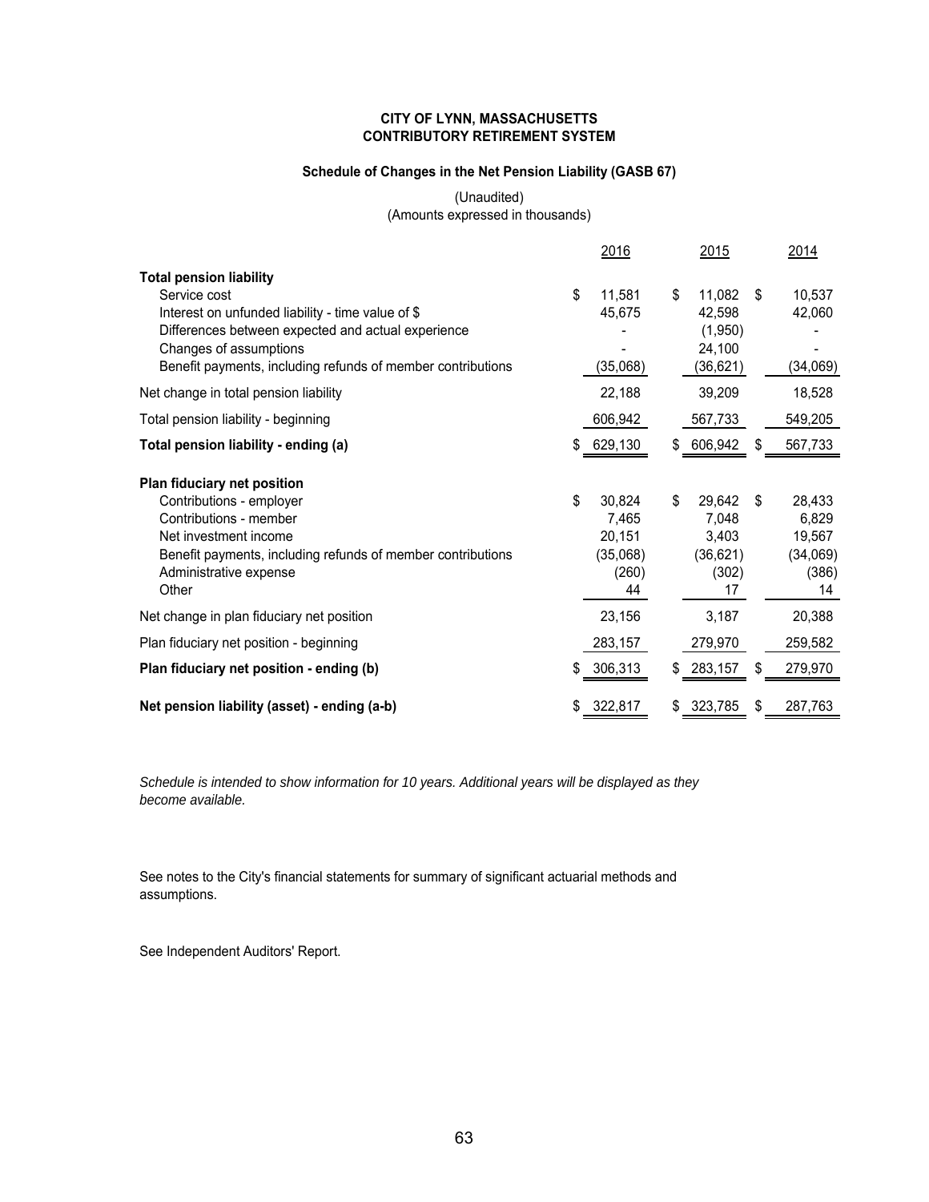**CITY OF LYNN, MASSACHUSETTS**
**CONTRIBUTORY RETIREMENT SYSTEM**

**Schedule of Changes in the Net Pension Liability (GASB 67)**

(Unaudited)
(Amounts expressed in thousands)

| | 2016 | 2015 | 2014 |
|---|---|---|---|
| **Total pension liability** | | | |
| Service cost | $ 11,581 | $ 11,082 | $ 10,537 |
| Interest on unfunded liability - time value of $ | 45,675 | 42,598 | 42,060 |
| Differences between expected and actual experience | - | (1,950) | - |
| Changes of assumptions | - | 24,100 | - |
| Benefit payments, including refunds of member contributions | (35,068) | (36,621) | (34,069) |
| Net change in total pension liability | 22,188 | 39,209 | 18,528 |
| Total pension liability - beginning | 606,942 | 567,733 | 549,205 |
| **Total pension liability - ending (a)** | $ 629,130 | $ 606,942 | $ 567,733 |
| **Plan fiduciary net position** | | | |
| Contributions - employer | $ 30,824 | $ 29,642 | $ 28,433 |
| Contributions - member | 7,465 | 7,048 | 6,829 |
| Net investment income | 20,151 | 3,403 | 19,567 |
| Benefit payments, including refunds of member contributions | (35,068) | (36,621) | (34,069) |
| Administrative expense | (260) | (302) | (386) |
| Other | 44 | 17 | 14 |
| Net change in plan fiduciary net position | 23,156 | 3,187 | 20,388 |
| Plan fiduciary net position - beginning | 283,157 | 279,970 | 259,582 |
| **Plan fiduciary net position - ending (b)** | $ 306,313 | $ 283,157 | $ 279,970 |
| **Net pension liability (asset) - ending (a-b)** | $ 322,817 | $ 323,785 | $ 287,763 |

*Schedule is intended to show information for 10 years. Additional years will be displayed as they become available.*

See notes to the City's financial statements for summary of significant actuarial methods and assumptions.

See Independent Auditors' Report.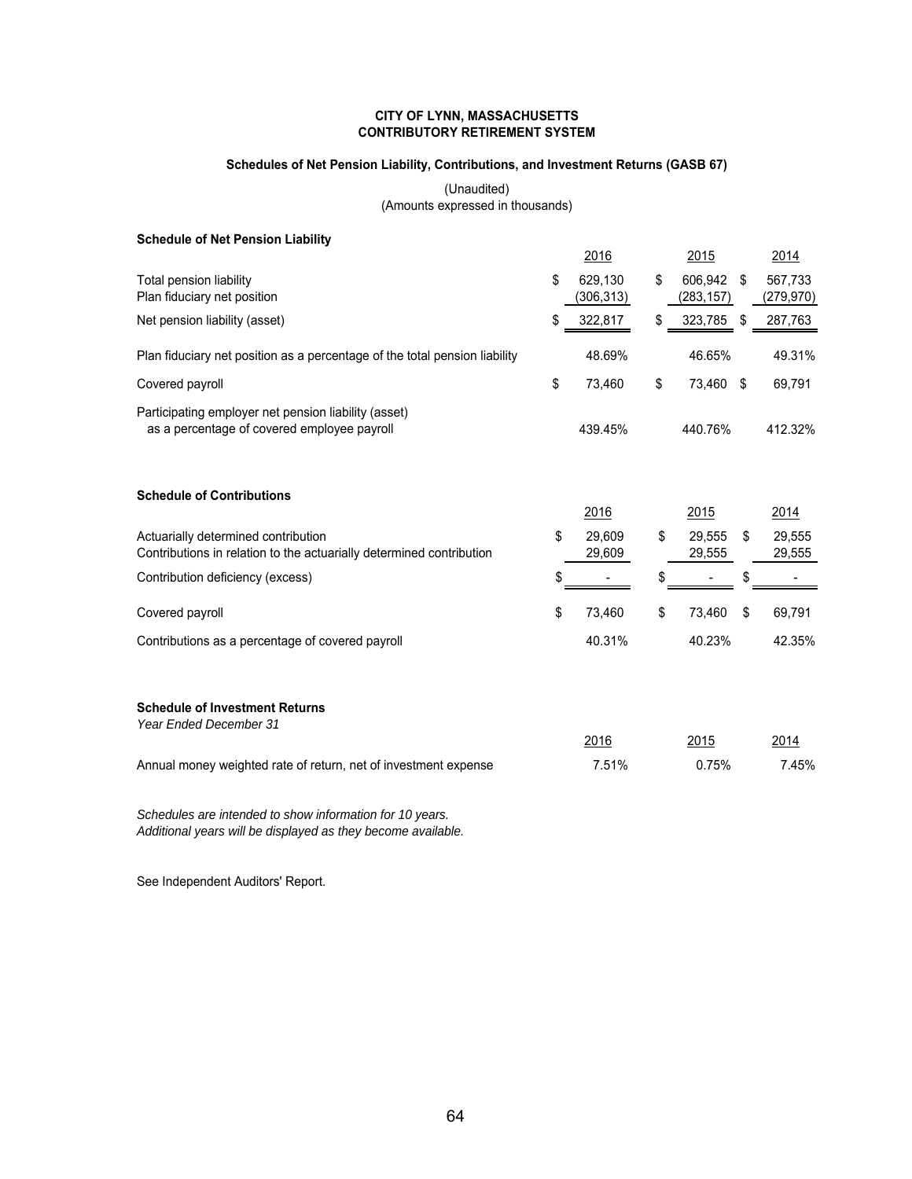**CITY OF LYNN, MASSACHUSETTS**
**CONTRIBUTORY RETIREMENT SYSTEM**

**Schedules of Net Pension Liability, Contributions, and Investment Returns (GASB 67)**

(Unaudited)
(Amounts expressed in thousands)

**Schedule of Net Pension Liability**

| | 2016 | 2015 | 2014 |
|---|---|---|---|
| Total pension liability | $ 629,130 | $ 606,942 | $ 567,733 |
| Plan fiduciary net position | (306,313) | (283,157) | (279,970) |
| Net pension liability (asset) | $ 322,817 | $ 323,785 | $ 287,763 |
| Plan fiduciary net position as a percentage of the total pension liability | 48.69% | 46.65% | 49.31% |
| Covered payroll | $ 73,460 | $ 73,460 | $ 69,791 |
| Participating employer net pension liability (asset) as a percentage of covered employee payroll | 439.45% | 440.76% | 412.32% |

**Schedule of Contributions**

| | 2016 | 2015 | 2014 |
|---|---|---|---|
| Actuarially determined contribution | $ 29,609 | $ 29,555 | $ 29,555 |
| Contributions in relation to the actuarially determined contribution | 29,609 | 29,555 | 29,555 |
| Contribution deficiency (excess) | $ - | $ - | $ - |
| Covered payroll | $ 73,460 | $ 73,460 | $ 69,791 |
| Contributions as a percentage of covered payroll | 40.31% | 40.23% | 42.35% |

**Schedule of Investment Returns**
*Year Ended December 31*

| | 2016 | 2015 | 2014 |
|---|---|---|---|
| Annual money weighted rate of return, net of investment expense | 7.51% | 0.75% | 7.45% |

*Schedules are intended to show information for 10 years.*
*Additional years will be displayed as they become available.*

See Independent Auditors' Report.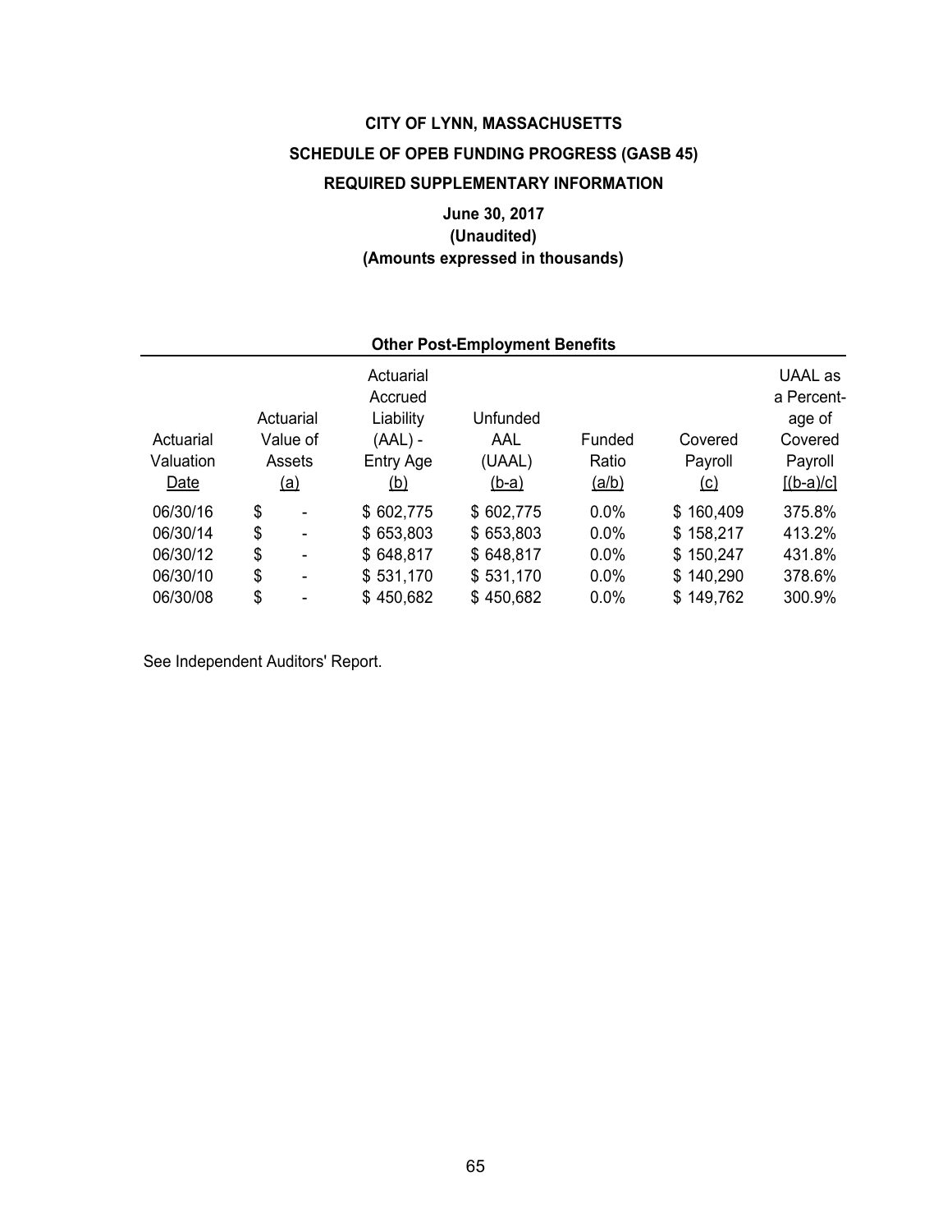# CITY OF LYNN, MASSACHUSETTS

## SCHEDULE OF OPEB FUNDING PROGRESS (GASB 45)

## REQUIRED SUPPLEMENTARY INFORMATION

**June 30, 2017**
**(Unaudited)**
**(Amounts expressed in thousands)**

**Other Post-Employment Benefits**

| Actuarial Valuation Date | Actuarial Value of Assets (a) | Actuarial Accrued Liability (AAL) - Entry Age (b) | Unfunded AAL (UAAL) (b-a) | Funded Ratio (a/b) | Covered Payroll (c) | UAAL as a Percentage of Covered Payroll [(b-a)/c] |
|---|---|---|---|---|---|---|
| 06/30/16 | $ - | $ 602,775 | $ 602,775 | 0.0% | $ 160,409 | 375.8% |
| 06/30/14 | $ - | $ 653,803 | $ 653,803 | 0.0% | $ 158,217 | 413.2% |
| 06/30/12 | $ - | $ 648,817 | $ 648,817 | 0.0% | $ 150,247 | 431.8% |
| 06/30/10 | $ - | $ 531,170 | $ 531,170 | 0.0% | $ 140,290 | 378.6% |
| 06/30/08 | $ - | $ 450,682 | $ 450,682 | 0.0% | $ 149,762 | 300.9% |

See Independent Auditors' Report.